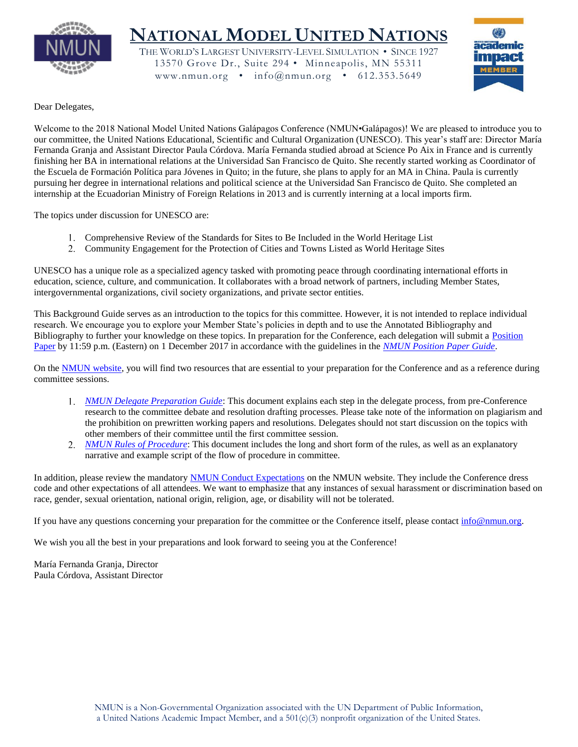# NATIONAL MODEL UNITED NATIONS

THE WORLD'S LARGEST UNIVERSITY-LEVEL SIMULATION • SINCE 1927
13570 Grove Dr., Suite 294 • Minneapolis, MN 55311
www.nmun.org • info@nmun.org • 612.353.5649

Dear Delegates,

Welcome to the 2018 National Model United Nations Galápagos Conference (NMUN•Galápagos)! We are pleased to introduce you to our committee, the United Nations Educational, Scientific and Cultural Organization (UNESCO). This year's staff are: Director María Fernanda Granja and Assistant Director Paula Córdova. María Fernanda studied abroad at Science Po Aix in France and is currently finishing her BA in international relations at the Universidad San Francisco de Quito. She recently started working as Coordinator of the Escuela de Formación Política para Jóvenes in Quito; in the future, she plans to apply for an MA in China. Paula is currently pursuing her degree in international relations and political science at the Universidad San Francisco de Quito. She completed an internship at the Ecuadorian Ministry of Foreign Relations in 2013 and is currently interning at a local imports firm.

The topics under discussion for UNESCO are:

1. Comprehensive Review of the Standards for Sites to Be Included in the World Heritage List
2. Community Engagement for the Protection of Cities and Towns Listed as World Heritage Sites

UNESCO has a unique role as a specialized agency tasked with promoting peace through coordinating international efforts in education, science, culture, and communication. It collaborates with a broad network of partners, including Member States, intergovernmental organizations, civil society organizations, and private sector entities.

This Background Guide serves as an introduction to the topics for this committee. However, it is not intended to replace individual research. We encourage you to explore your Member State's policies in depth and to use the Annotated Bibliography and Bibliography to further your knowledge on these topics. In preparation for the Conference, each delegation will submit a Position Paper by 11:59 p.m. (Eastern) on 1 December 2017 in accordance with the guidelines in the *NMUN Position Paper Guide*.

On the NMUN website, you will find two resources that are essential to your preparation for the Conference and as a reference during committee sessions.

1. *NMUN Delegate Preparation Guide*: This document explains each step in the delegate process, from pre-Conference research to the committee debate and resolution drafting processes. Please take note of the information on plagiarism and the prohibition on prewritten working papers and resolutions. Delegates should not start discussion on the topics with other members of their committee until the first committee session.
2. *NMUN Rules of Procedure*: This document includes the long and short form of the rules, as well as an explanatory narrative and example script of the flow of procedure in committee.

In addition, please review the mandatory NMUN Conduct Expectations on the NMUN website. They include the Conference dress code and other expectations of all attendees. We want to emphasize that any instances of sexual harassment or discrimination based on race, gender, sexual orientation, national origin, religion, age, or disability will not be tolerated.

If you have any questions concerning your preparation for the committee or the Conference itself, please contact info@nmun.org.

We wish you all the best in your preparations and look forward to seeing you at the Conference!

María Fernanda Granja, Director
Paula Córdova, Assistant Director

NMUN is a Non-Governmental Organization associated with the UN Department of Public Information, a United Nations Academic Impact Member, and a 501(c)(3) nonprofit organization of the United States.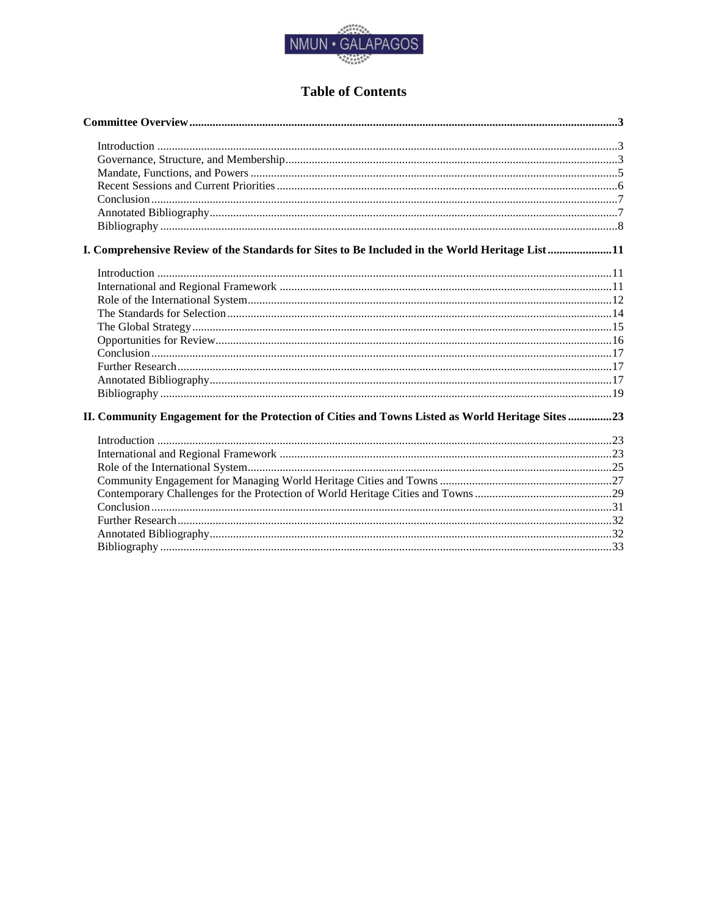# Table of Contents

**Committee Overview** ..... **3**

- Introduction ..... 3
- Governance, Structure, and Membership ..... 3
- Mandate, Functions, and Powers ..... 5
- Recent Sessions and Current Priorities ..... 6
- Conclusion ..... 7
- Annotated Bibliography ..... 7
- Bibliography ..... 8

**I. Comprehensive Review of the Standards for Sites to Be Included in the World Heritage List** ..... **11**

- Introduction ..... 11
- International and Regional Framework ..... 11
- Role of the International System ..... 12
- The Standards for Selection ..... 14
- The Global Strategy ..... 15
- Opportunities for Review ..... 16
- Conclusion ..... 17
- Further Research ..... 17
- Annotated Bibliography ..... 17
- Bibliography ..... 19

**II. Community Engagement for the Protection of Cities and Towns Listed as World Heritage Sites** ..... **23**

- Introduction ..... 23
- International and Regional Framework ..... 23
- Role of the International System ..... 25
- Community Engagement for Managing World Heritage Cities and Towns ..... 27
- Contemporary Challenges for the Protection of World Heritage Cities and Towns ..... 29
- Conclusion ..... 31
- Further Research ..... 32
- Annotated Bibliography ..... 32
- Bibliography ..... 33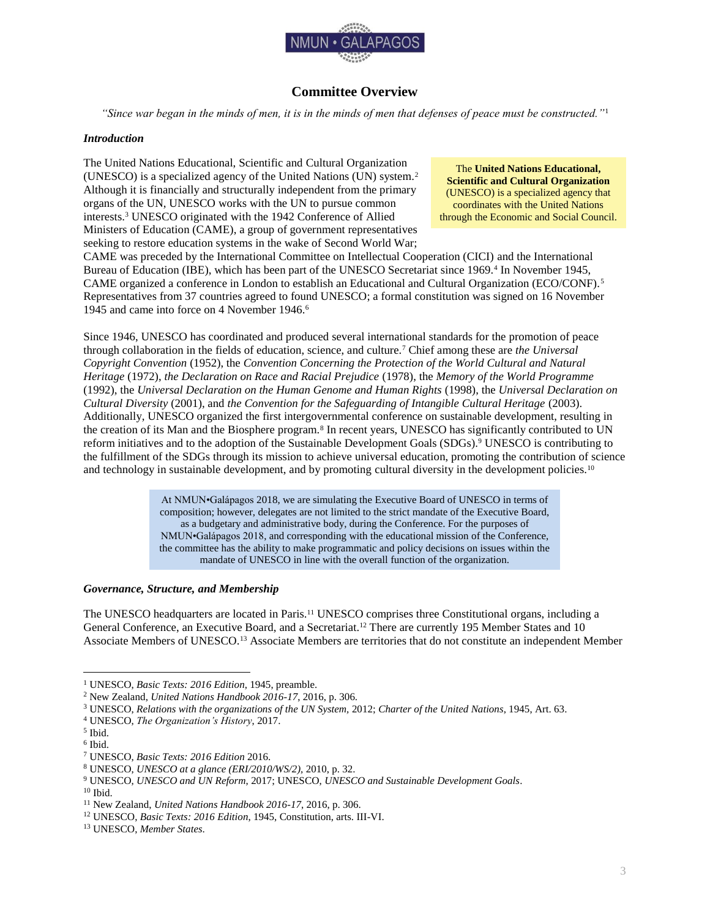## Committee Overview

*"Since war began in the minds of men, it is in the minds of men that defenses of peace must be constructed."*[1]

### *Introduction*

The United Nations Educational, Scientific and Cultural Organization (UNESCO) is a specialized agency of the United Nations (UN) system.[2] Although it is financially and structurally independent from the primary organs of the UN, UNESCO works with the UN to pursue common interests.[3] UNESCO originated with the 1942 Conference of Allied Ministers of Education (CAME), a group of government representatives seeking to restore education systems in the wake of Second World War; CAME was preceded by the International Committee on Intellectual Cooperation (CICI) and the International Bureau of Education (IBE), which has been part of the UNESCO Secretariat since 1969.[4] In November 1945, CAME organized a conference in London to establish an Educational and Cultural Organization (ECO/CONF).[5] Representatives from 37 countries agreed to found UNESCO; a formal constitution was signed on 16 November 1945 and came into force on 4 November 1946.[6]

> The **United Nations Educational, Scientific and Cultural Organization** (UNESCO) is a specialized agency that coordinates with the United Nations through the Economic and Social Council.

Since 1946, UNESCO has coordinated and produced several international standards for the promotion of peace through collaboration in the fields of education, science, and culture.[7] Chief among these are *the Universal Copyright Convention* (1952), the *Convention Concerning the Protection of the World Cultural and Natural Heritage* (1972), *the Declaration on Race and Racial Prejudice* (1978), the *Memory of the World Programme* (1992), the *Universal Declaration on the Human Genome and Human Rights* (1998), the *Universal Declaration on Cultural Diversity* (2001), and *the Convention for the Safeguarding of Intangible Cultural Heritage* (2003). Additionally, UNESCO organized the first intergovernmental conference on sustainable development, resulting in the creation of its Man and the Biosphere program.[8] In recent years, UNESCO has significantly contributed to UN reform initiatives and to the adoption of the Sustainable Development Goals (SDGs).[9] UNESCO is contributing to the fulfillment of the SDGs through its mission to achieve universal education, promoting the contribution of science and technology in sustainable development, and by promoting cultural diversity in the development policies.[10]

> At NMUN•Galápagos 2018, we are simulating the Executive Board of UNESCO in terms of composition; however, delegates are not limited to the strict mandate of the Executive Board, as a budgetary and administrative body, during the Conference. For the purposes of NMUN•Galápagos 2018, and corresponding with the educational mission of the Conference, the committee has the ability to make programmatic and policy decisions on issues within the mandate of UNESCO in line with the overall function of the organization.

### *Governance, Structure, and Membership*

The UNESCO headquarters are located in Paris.[11] UNESCO comprises three Constitutional organs, including a General Conference, an Executive Board, and a Secretariat.[12] There are currently 195 Member States and 10 Associate Members of UNESCO.[13] Associate Members are territories that do not constitute an independent Member

---

[1] UNESCO, *Basic Texts: 2016 Edition*, 1945, preamble.
[2] New Zealand, *United Nations Handbook 2016-17*, 2016, p. 306.
[3] UNESCO, *Relations with the organizations of the UN System*, 2012; *Charter of the United Nations*, 1945, Art. 63.
[4] UNESCO, *The Organization's History*, 2017.
[5] Ibid.
[6] Ibid.
[7] UNESCO, *Basic Texts: 2016 Edition* 2016.
[8] UNESCO, *UNESCO at a glance (ERI/2010/WS/2)*, 2010, p. 32.
[9] UNESCO, *UNESCO and UN Reform*, 2017; UNESCO, *UNESCO and Sustainable Development Goals*.
[10] Ibid.
[11] New Zealand, *United Nations Handbook 2016-17*, 2016, p. 306.
[12] UNESCO, *Basic Texts: 2016 Edition*, 1945, Constitution, arts. III-VI.
[13] UNESCO, *Member States*.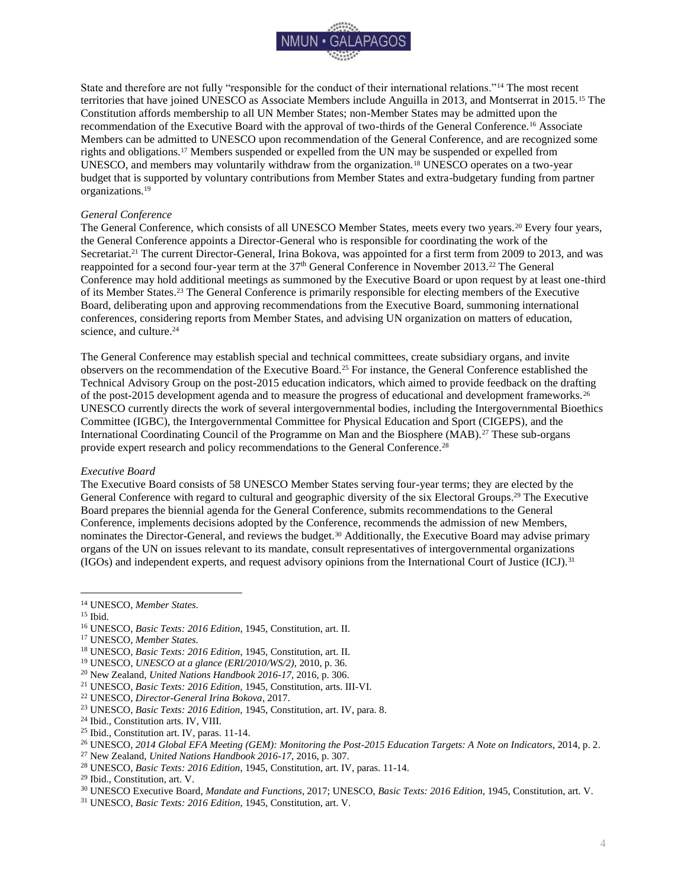State and therefore are not fully "responsible for the conduct of their international relations."[14] The most recent territories that have joined UNESCO as Associate Members include Anguilla in 2013, and Montserrat in 2015.[15] The Constitution affords membership to all UN Member States; non-Member States may be admitted upon the recommendation of the Executive Board with the approval of two-thirds of the General Conference.[16] Associate Members can be admitted to UNESCO upon recommendation of the General Conference, and are recognized some rights and obligations.[17] Members suspended or expelled from the UN may be suspended or expelled from UNESCO, and members may voluntarily withdraw from the organization.[18] UNESCO operates on a two-year budget that is supported by voluntary contributions from Member States and extra-budgetary funding from partner organizations.[19]

*General Conference*

The General Conference, which consists of all UNESCO Member States, meets every two years.[20] Every four years, the General Conference appoints a Director-General who is responsible for coordinating the work of the Secretariat.[21] The current Director-General, Irina Bokova, was appointed for a first term from 2009 to 2013, and was reappointed for a second four-year term at the 37th General Conference in November 2013.[22] The General Conference may hold additional meetings as summoned by the Executive Board or upon request by at least one-third of its Member States.[23] The General Conference is primarily responsible for electing members of the Executive Board, deliberating upon and approving recommendations from the Executive Board, summoning international conferences, considering reports from Member States, and advising UN organization on matters of education, science, and culture.[24]

The General Conference may establish special and technical committees, create subsidiary organs, and invite observers on the recommendation of the Executive Board.[25] For instance, the General Conference established the Technical Advisory Group on the post-2015 education indicators, which aimed to provide feedback on the drafting of the post-2015 development agenda and to measure the progress of educational and development frameworks.[26] UNESCO currently directs the work of several intergovernmental bodies, including the Intergovernmental Bioethics Committee (IGBC), the Intergovernmental Committee for Physical Education and Sport (CIGEPS), and the International Coordinating Council of the Programme on Man and the Biosphere (MAB).[27] These sub-organs provide expert research and policy recommendations to the General Conference.[28]

*Executive Board*

The Executive Board consists of 58 UNESCO Member States serving four-year terms; they are elected by the General Conference with regard to cultural and geographic diversity of the six Electoral Groups.[29] The Executive Board prepares the biennial agenda for the General Conference, submits recommendations to the General Conference, implements decisions adopted by the Conference, recommends the admission of new Members, nominates the Director-General, and reviews the budget.[30] Additionally, the Executive Board may advise primary organs of the UN on issues relevant to its mandate, consult representatives of intergovernmental organizations (IGOs) and independent experts, and request advisory opinions from the International Court of Justice (ICJ).[31]

---

[14] UNESCO, *Member States*.
[15] Ibid.
[16] UNESCO, *Basic Texts: 2016 Edition*, 1945, Constitution, art. II.
[17] UNESCO, *Member States*.
[18] UNESCO, *Basic Texts: 2016 Edition*, 1945, Constitution, art. II.
[19] UNESCO, *UNESCO at a glance (ERI/2010/WS/2)*, 2010, p. 36.
[20] New Zealand, *United Nations Handbook 2016-17*, 2016, p. 306.
[21] UNESCO, *Basic Texts: 2016 Edition*, 1945, Constitution, arts. III-VI.
[22] UNESCO, *Director-General Irina Bokova*, 2017.
[23] UNESCO, *Basic Texts: 2016 Edition*, 1945, Constitution, art. IV, para. 8.
[24] Ibid., Constitution arts. IV, VIII.
[25] Ibid., Constitution art. IV, paras. 11-14.
[26] UNESCO, *2014 Global EFA Meeting (GEM): Monitoring the Post-2015 Education Targets: A Note on Indicators*, 2014, p. 2.
[27] New Zealand, *United Nations Handbook 2016-17*, 2016, p. 307.
[28] UNESCO, *Basic Texts: 2016 Edition*, 1945, Constitution, art. IV, paras. 11-14.
[29] Ibid., Constitution, art. V.
[30] UNESCO Executive Board, *Mandate and Functions*, 2017; UNESCO, *Basic Texts: 2016 Edition*, 1945, Constitution, art. V.
[31] UNESCO, *Basic Texts: 2016 Edition*, 1945, Constitution, art. V.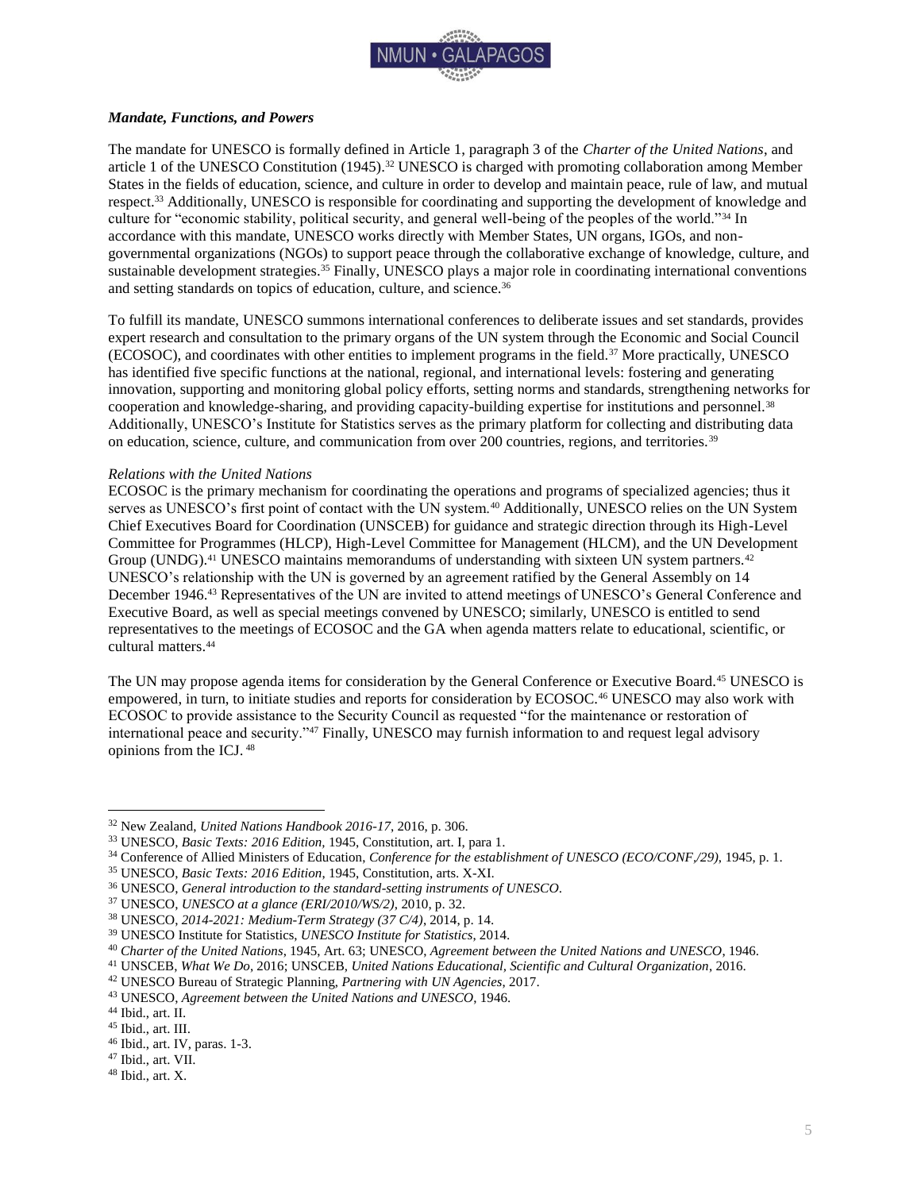***Mandate, Functions, and Powers***

The mandate for UNESCO is formally defined in Article 1, paragraph 3 of the *Charter of the United Nations*, and article 1 of the UNESCO Constitution (1945).[32] UNESCO is charged with promoting collaboration among Member States in the fields of education, science, and culture in order to develop and maintain peace, rule of law, and mutual respect.[33] Additionally, UNESCO is responsible for coordinating and supporting the development of knowledge and culture for "economic stability, political security, and general well-being of the peoples of the world."[34] In accordance with this mandate, UNESCO works directly with Member States, UN organs, IGOs, and non-governmental organizations (NGOs) to support peace through the collaborative exchange of knowledge, culture, and sustainable development strategies.[35] Finally, UNESCO plays a major role in coordinating international conventions and setting standards on topics of education, culture, and science.[36]

To fulfill its mandate, UNESCO summons international conferences to deliberate issues and set standards, provides expert research and consultation to the primary organs of the UN system through the Economic and Social Council (ECOSOC), and coordinates with other entities to implement programs in the field.[37] More practically, UNESCO has identified five specific functions at the national, regional, and international levels: fostering and generating innovation, supporting and monitoring global policy efforts, setting norms and standards, strengthening networks for cooperation and knowledge-sharing, and providing capacity-building expertise for institutions and personnel.[38] Additionally, UNESCO's Institute for Statistics serves as the primary platform for collecting and distributing data on education, science, culture, and communication from over 200 countries, regions, and territories.[39]

*Relations with the United Nations*

ECOSOC is the primary mechanism for coordinating the operations and programs of specialized agencies; thus it serves as UNESCO's first point of contact with the UN system.[40] Additionally, UNESCO relies on the UN System Chief Executives Board for Coordination (UNSCEB) for guidance and strategic direction through its High-Level Committee for Programmes (HLCP), High-Level Committee for Management (HLCM), and the UN Development Group (UNDG).[41] UNESCO maintains memorandums of understanding with sixteen UN system partners.[42] UNESCO's relationship with the UN is governed by an agreement ratified by the General Assembly on 14 December 1946.[43] Representatives of the UN are invited to attend meetings of UNESCO's General Conference and Executive Board, as well as special meetings convened by UNESCO; similarly, UNESCO is entitled to send representatives to the meetings of ECOSOC and the GA when agenda matters relate to educational, scientific, or cultural matters.[44]

The UN may propose agenda items for consideration by the General Conference or Executive Board.[45] UNESCO is empowered, in turn, to initiate studies and reports for consideration by ECOSOC.[46] UNESCO may also work with ECOSOC to provide assistance to the Security Council as requested "for the maintenance or restoration of international peace and security."[47] Finally, UNESCO may furnish information to and request legal advisory opinions from the ICJ.[48]

---

[32] New Zealand, *United Nations Handbook 2016-17*, 2016, p. 306.
[33] UNESCO, *Basic Texts: 2016 Edition*, 1945, Constitution, art. I, para 1.
[34] Conference of Allied Ministers of Education, *Conference for the establishment of UNESCO (ECO/CONF./29)*, 1945, p. 1.
[35] UNESCO, *Basic Texts: 2016 Edition*, 1945, Constitution, arts. X-XI.
[36] UNESCO, *General introduction to the standard-setting instruments of UNESCO*.
[37] UNESCO, *UNESCO at a glance (ERI/2010/WS/2)*, 2010, p. 32.
[38] UNESCO, *2014-2021: Medium-Term Strategy (37 C/4)*, 2014, p. 14.
[39] UNESCO Institute for Statistics, *UNESCO Institute for Statistics*, 2014.
[40] *Charter of the United Nations*, 1945, Art. 63; UNESCO, *Agreement between the United Nations and UNESCO*, 1946.
[41] UNSCEB, *What We Do*, 2016; UNSCEB, *United Nations Educational, Scientific and Cultural Organization*, 2016.
[42] UNESCO Bureau of Strategic Planning, *Partnering with UN Agencies*, 2017.
[43] UNESCO, *Agreement between the United Nations and UNESCO*, 1946.
[44] Ibid., art. II.
[45] Ibid., art. III.
[46] Ibid., art. IV, paras. 1-3.
[47] Ibid., art. VII.
[48] Ibid., art. X.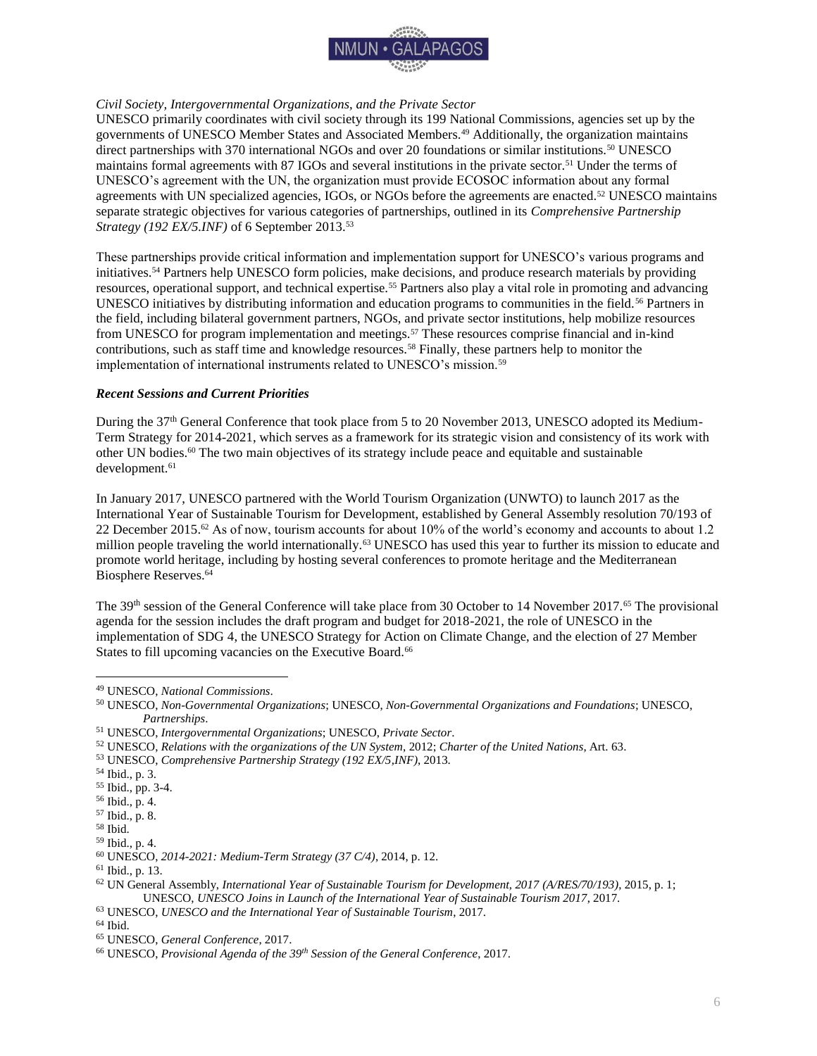*Civil Society, Intergovernmental Organizations, and the Private Sector*

UNESCO primarily coordinates with civil society through its 199 National Commissions, agencies set up by the governments of UNESCO Member States and Associated Members.[49] Additionally, the organization maintains direct partnerships with 370 international NGOs and over 20 foundations or similar institutions.[50] UNESCO maintains formal agreements with 87 IGOs and several institutions in the private sector.[51] Under the terms of UNESCO's agreement with the UN, the organization must provide ECOSOC information about any formal agreements with UN specialized agencies, IGOs, or NGOs before the agreements are enacted.[52] UNESCO maintains separate strategic objectives for various categories of partnerships, outlined in its *Comprehensive Partnership Strategy (192 EX/5.INF)* of 6 September 2013.[53]

These partnerships provide critical information and implementation support for UNESCO's various programs and initiatives.[54] Partners help UNESCO form policies, make decisions, and produce research materials by providing resources, operational support, and technical expertise.[55] Partners also play a vital role in promoting and advancing UNESCO initiatives by distributing information and education programs to communities in the field.[56] Partners in the field, including bilateral government partners, NGOs, and private sector institutions, help mobilize resources from UNESCO for program implementation and meetings.[57] These resources comprise financial and in-kind contributions, such as staff time and knowledge resources.[58] Finally, these partners help to monitor the implementation of international instruments related to UNESCO's mission.[59]

***Recent Sessions and Current Priorities***

During the 37th General Conference that took place from 5 to 20 November 2013, UNESCO adopted its Medium-Term Strategy for 2014-2021, which serves as a framework for its strategic vision and consistency of its work with other UN bodies.[60] The two main objectives of its strategy include peace and equitable and sustainable development.[61]

In January 2017, UNESCO partnered with the World Tourism Organization (UNWTO) to launch 2017 as the International Year of Sustainable Tourism for Development, established by General Assembly resolution 70/193 of 22 December 2015.[62] As of now, tourism accounts for about 10% of the world's economy and accounts to about 1.2 million people traveling the world internationally.[63] UNESCO has used this year to further its mission to educate and promote world heritage, including by hosting several conferences to promote heritage and the Mediterranean Biosphere Reserves.[64]

The 39th session of the General Conference will take place from 30 October to 14 November 2017.[65] The provisional agenda for the session includes the draft program and budget for 2018-2021, the role of UNESCO in the implementation of SDG 4, the UNESCO Strategy for Action on Climate Change, and the election of 27 Member States to fill upcoming vacancies on the Executive Board.[66]

---

[49] UNESCO, *National Commissions*.

[50] UNESCO, *Non-Governmental Organizations*; UNESCO, *Non-Governmental Organizations and Foundations*; UNESCO, *Partnerships*.

[51] UNESCO, *Intergovernmental Organizations*; UNESCO, *Private Sector*.

[52] UNESCO, *Relations with the organizations of the UN System*, 2012; *Charter of the United Nations*, Art. 63.

[53] UNESCO, *Comprehensive Partnership Strategy (192 EX/5,INF)*, 2013.

[54] Ibid., p. 3.

[55] Ibid., pp. 3-4.

[56] Ibid., p. 4.

[57] Ibid., p. 8.

[58] Ibid.

[59] Ibid., p. 4.

[60] UNESCO, *2014-2021: Medium-Term Strategy (37 C/4)*, 2014, p. 12.

[61] Ibid., p. 13.

[62] UN General Assembly, *International Year of Sustainable Tourism for Development, 2017 (A/RES/70/193)*, 2015, p. 1; UNESCO, *UNESCO Joins in Launch of the International Year of Sustainable Tourism 2017*, 2017.

[63] UNESCO, *UNESCO and the International Year of Sustainable Tourism*, 2017.

[64] Ibid.

[65] UNESCO, *General Conference*, 2017.

[66] UNESCO, *Provisional Agenda of the 39th Session of the General Conference*, 2017.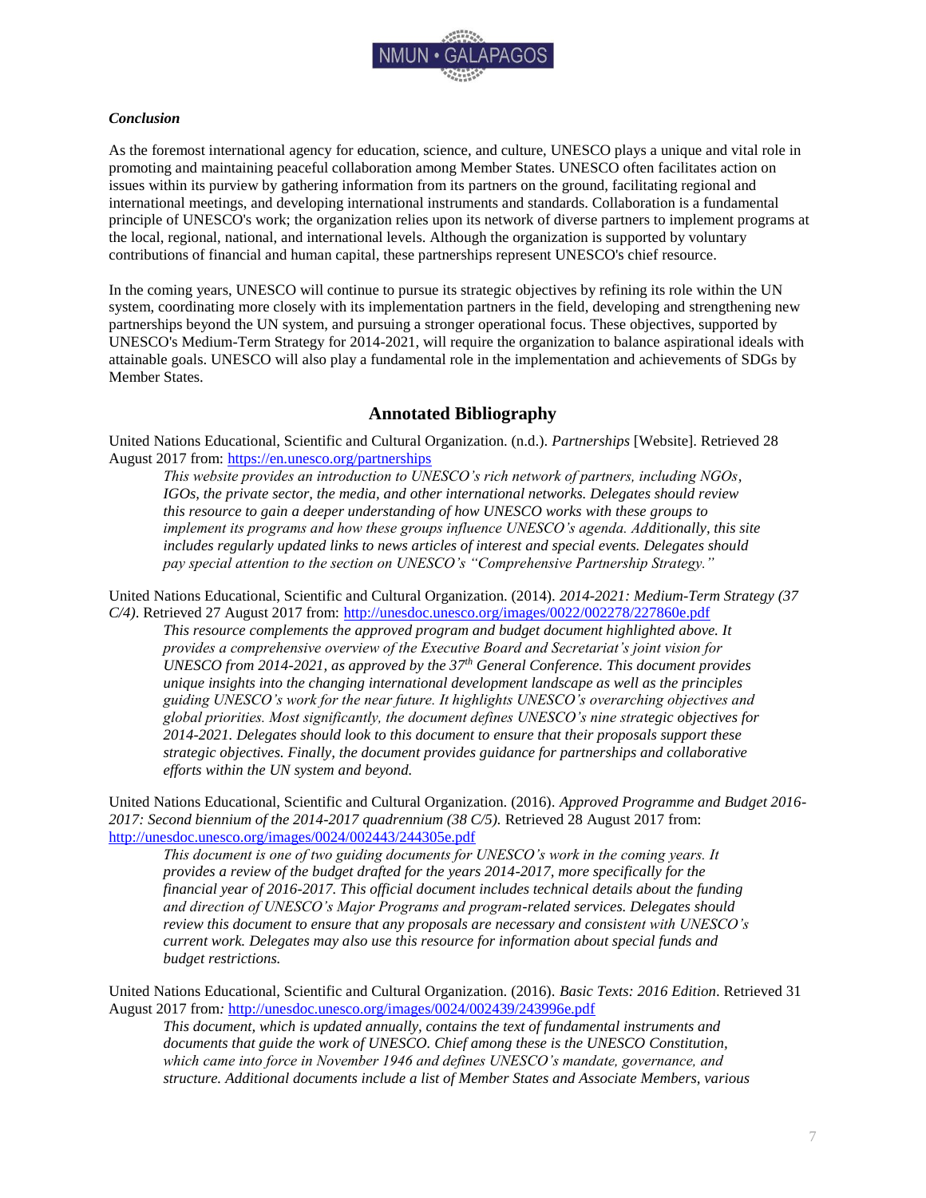### *Conclusion*

As the foremost international agency for education, science, and culture, UNESCO plays a unique and vital role in promoting and maintaining peaceful collaboration among Member States. UNESCO often facilitates action on issues within its purview by gathering information from its partners on the ground, facilitating regional and international meetings, and developing international instruments and standards. Collaboration is a fundamental principle of UNESCO's work; the organization relies upon its network of diverse partners to implement programs at the local, regional, national, and international levels. Although the organization is supported by voluntary contributions of financial and human capital, these partnerships represent UNESCO's chief resource.

In the coming years, UNESCO will continue to pursue its strategic objectives by refining its role within the UN system, coordinating more closely with its implementation partners in the field, developing and strengthening new partnerships beyond the UN system, and pursuing a stronger operational focus. These objectives, supported by UNESCO's Medium-Term Strategy for 2014-2021, will require the organization to balance aspirational ideals with attainable goals. UNESCO will also play a fundamental role in the implementation and achievements of SDGs by Member States.

## Annotated Bibliography

United Nations Educational, Scientific and Cultural Organization. (n.d.). *Partnerships* [Website]. Retrieved 28 August 2017 from: https://en.unesco.org/partnerships

> *This website provides an introduction to UNESCO's rich network of partners, including NGOs, IGOs, the private sector, the media, and other international networks. Delegates should review this resource to gain a deeper understanding of how UNESCO works with these groups to implement its programs and how these groups influence UNESCO's agenda. Additionally, this site includes regularly updated links to news articles of interest and special events. Delegates should pay special attention to the section on UNESCO's "Comprehensive Partnership Strategy."*

United Nations Educational, Scientific and Cultural Organization. (2014). *2014-2021: Medium-Term Strategy (37 C/4)*. Retrieved 27 August 2017 from: http://unesdoc.unesco.org/images/0022/002278/227860e.pdf

> *This resource complements the approved program and budget document highlighted above. It provides a comprehensive overview of the Executive Board and Secretariat's joint vision for UNESCO from 2014-2021, as approved by the 37th General Conference. This document provides unique insights into the changing international development landscape as well as the principles guiding UNESCO's work for the near future. It highlights UNESCO's overarching objectives and global priorities. Most significantly, the document defines UNESCO's nine strategic objectives for 2014-2021. Delegates should look to this document to ensure that their proposals support these strategic objectives. Finally, the document provides guidance for partnerships and collaborative efforts within the UN system and beyond.*

United Nations Educational, Scientific and Cultural Organization. (2016). *Approved Programme and Budget 2016-2017: Second biennium of the 2014-2017 quadrennium (38 C/5).* Retrieved 28 August 2017 from: http://unesdoc.unesco.org/images/0024/002443/244305e.pdf

> *This document is one of two guiding documents for UNESCO's work in the coming years. It provides a review of the budget drafted for the years 2014-2017, more specifically for the financial year of 2016-2017. This official document includes technical details about the funding and direction of UNESCO's Major Programs and program-related services. Delegates should review this document to ensure that any proposals are necessary and consistent with UNESCO's current work. Delegates may also use this resource for information about special funds and budget restrictions.*

United Nations Educational, Scientific and Cultural Organization. (2016). *Basic Texts: 2016 Edition*. Retrieved 31 August 2017 from: http://unesdoc.unesco.org/images/0024/002439/243996e.pdf

> *This document, which is updated annually, contains the text of fundamental instruments and documents that guide the work of UNESCO. Chief among these is the UNESCO Constitution, which came into force in November 1946 and defines UNESCO's mandate, governance, and structure. Additional documents include a list of Member States and Associate Members, various*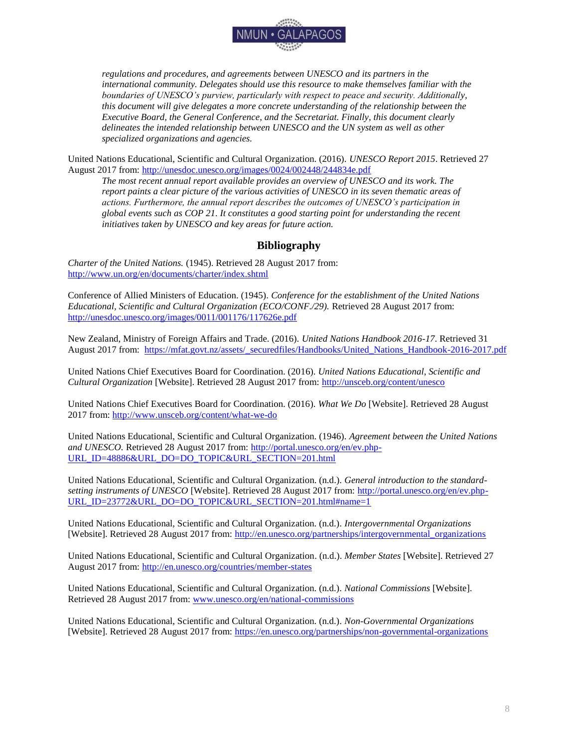*regulations and procedures, and agreements between UNESCO and its partners in the international community. Delegates should use this resource to make themselves familiar with the boundaries of UNESCO's purview, particularly with respect to peace and security. Additionally, this document will give delegates a more concrete understanding of the relationship between the Executive Board, the General Conference, and the Secretariat. Finally, this document clearly delineates the intended relationship between UNESCO and the UN system as well as other specialized organizations and agencies.*

United Nations Educational, Scientific and Cultural Organization. (2016). *UNESCO Report 2015*. Retrieved 27 August 2017 from: http://unesdoc.unesco.org/images/0024/002448/244834e.pdf

*The most recent annual report available provides an overview of UNESCO and its work. The report paints a clear picture of the various activities of UNESCO in its seven thematic areas of actions. Furthermore, the annual report describes the outcomes of UNESCO's participation in global events such as COP 21. It constitutes a good starting point for understanding the recent initiatives taken by UNESCO and key areas for future action.*

## Bibliography

*Charter of the United Nations.* (1945). Retrieved 28 August 2017 from: http://www.un.org/en/documents/charter/index.shtml

Conference of Allied Ministers of Education. (1945). *Conference for the establishment of the United Nations Educational, Scientific and Cultural Organization (ECO/CONF./29).* Retrieved 28 August 2017 from: http://unesdoc.unesco.org/images/0011/001176/117626e.pdf

New Zealand, Ministry of Foreign Affairs and Trade. (2016). *United Nations Handbook 2016-17*. Retrieved 31 August 2017 from: https://mfat.govt.nz/assets/_securedfiles/Handbooks/United_Nations_Handbook-2016-2017.pdf

United Nations Chief Executives Board for Coordination. (2016). *United Nations Educational, Scientific and Cultural Organization* [Website]. Retrieved 28 August 2017 from: http://unsceb.org/content/unesco

United Nations Chief Executives Board for Coordination. (2016). *What We Do* [Website]. Retrieved 28 August 2017 from: http://www.unsceb.org/content/what-we-do

United Nations Educational, Scientific and Cultural Organization. (1946). *Agreement between the United Nations and UNESCO.* Retrieved 28 August 2017 from: http://portal.unesco.org/en/ev.php-URL_ID=48886&URL_DO=DO_TOPIC&URL_SECTION=201.html

United Nations Educational, Scientific and Cultural Organization. (n.d.). *General introduction to the standard-setting instruments of UNESCO* [Website]. Retrieved 28 August 2017 from: http://portal.unesco.org/en/ev.php-URL_ID=23772&URL_DO=DO_TOPIC&URL_SECTION=201.html#name=1

United Nations Educational, Scientific and Cultural Organization. (n.d.). *Intergovernmental Organizations* [Website]. Retrieved 28 August 2017 from: http://en.unesco.org/partnerships/intergovernmental_organizations

United Nations Educational, Scientific and Cultural Organization. (n.d.). *Member States* [Website]. Retrieved 27 August 2017 from: http://en.unesco.org/countries/member-states

United Nations Educational, Scientific and Cultural Organization. (n.d.). *National Commissions* [Website]. Retrieved 28 August 2017 from: www.unesco.org/en/national-commissions

United Nations Educational, Scientific and Cultural Organization. (n.d.). *Non-Governmental Organizations* [Website]. Retrieved 28 August 2017 from: https://en.unesco.org/partnerships/non-governmental-organizations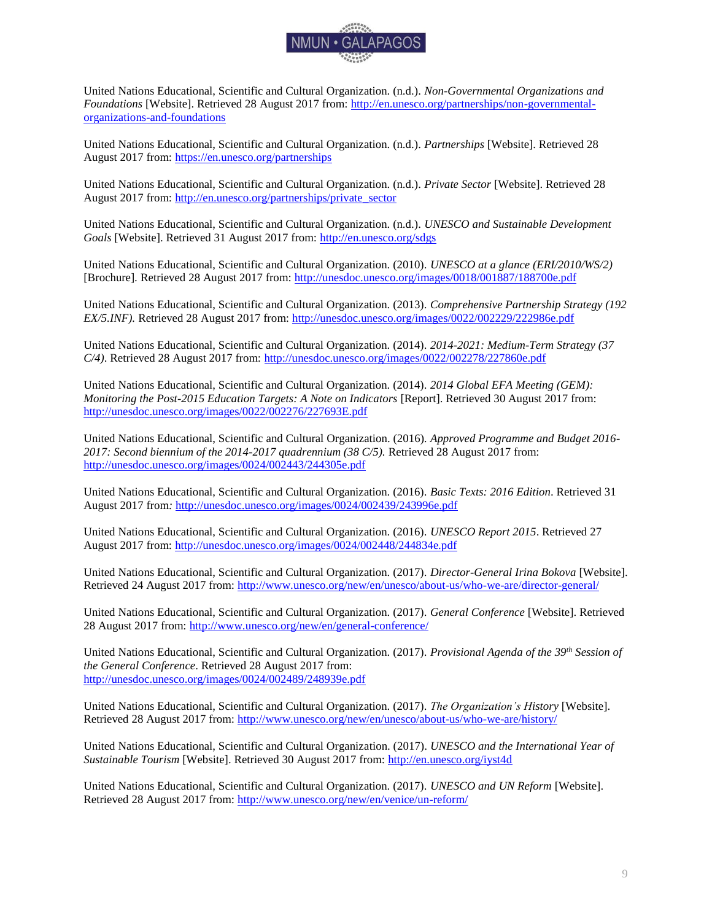United Nations Educational, Scientific and Cultural Organization. (n.d.). *Non-Governmental Organizations and Foundations* [Website]. Retrieved 28 August 2017 from: http://en.unesco.org/partnerships/non-governmental-organizations-and-foundations

United Nations Educational, Scientific and Cultural Organization. (n.d.). *Partnerships* [Website]. Retrieved 28 August 2017 from: https://en.unesco.org/partnerships

United Nations Educational, Scientific and Cultural Organization. (n.d.). *Private Sector* [Website]. Retrieved 28 August 2017 from: http://en.unesco.org/partnerships/private_sector

United Nations Educational, Scientific and Cultural Organization. (n.d.). *UNESCO and Sustainable Development Goals* [Website]. Retrieved 31 August 2017 from: http://en.unesco.org/sdgs

United Nations Educational, Scientific and Cultural Organization. (2010). *UNESCO at a glance (ERI/2010/WS/2)* [Brochure]. Retrieved 28 August 2017 from: http://unesdoc.unesco.org/images/0018/001887/188700e.pdf

United Nations Educational, Scientific and Cultural Organization. (2013). *Comprehensive Partnership Strategy (192 EX/5.INF).* Retrieved 28 August 2017 from: http://unesdoc.unesco.org/images/0022/002229/222986e.pdf

United Nations Educational, Scientific and Cultural Organization. (2014). *2014-2021: Medium-Term Strategy (37 C/4)*. Retrieved 28 August 2017 from: http://unesdoc.unesco.org/images/0022/002278/227860e.pdf

United Nations Educational, Scientific and Cultural Organization. (2014). *2014 Global EFA Meeting (GEM): Monitoring the Post-2015 Education Targets: A Note on Indicators* [Report]. Retrieved 30 August 2017 from: http://unesdoc.unesco.org/images/0022/002276/227693E.pdf

United Nations Educational, Scientific and Cultural Organization. (2016). *Approved Programme and Budget 2016-2017: Second biennium of the 2014-2017 quadrennium (38 C/5).* Retrieved 28 August 2017 from: http://unesdoc.unesco.org/images/0024/002443/244305e.pdf

United Nations Educational, Scientific and Cultural Organization. (2016). *Basic Texts: 2016 Edition*. Retrieved 31 August 2017 from: http://unesdoc.unesco.org/images/0024/002439/243996e.pdf

United Nations Educational, Scientific and Cultural Organization. (2016). *UNESCO Report 2015*. Retrieved 27 August 2017 from: http://unesdoc.unesco.org/images/0024/002448/244834e.pdf

United Nations Educational, Scientific and Cultural Organization. (2017). *Director-General Irina Bokova* [Website]. Retrieved 24 August 2017 from: http://www.unesco.org/new/en/unesco/about-us/who-we-are/director-general/

United Nations Educational, Scientific and Cultural Organization. (2017). *General Conference* [Website]. Retrieved 28 August 2017 from: http://www.unesco.org/new/en/general-conference/

United Nations Educational, Scientific and Cultural Organization. (2017). *Provisional Agenda of the 39th Session of the General Conference*. Retrieved 28 August 2017 from: http://unesdoc.unesco.org/images/0024/002489/248939e.pdf

United Nations Educational, Scientific and Cultural Organization. (2017). *The Organization's History* [Website]. Retrieved 28 August 2017 from: http://www.unesco.org/new/en/unesco/about-us/who-we-are/history/

United Nations Educational, Scientific and Cultural Organization. (2017). *UNESCO and the International Year of Sustainable Tourism* [Website]. Retrieved 30 August 2017 from: http://en.unesco.org/iyst4d

United Nations Educational, Scientific and Cultural Organization. (2017). *UNESCO and UN Reform* [Website]. Retrieved 28 August 2017 from: http://www.unesco.org/new/en/venice/un-reform/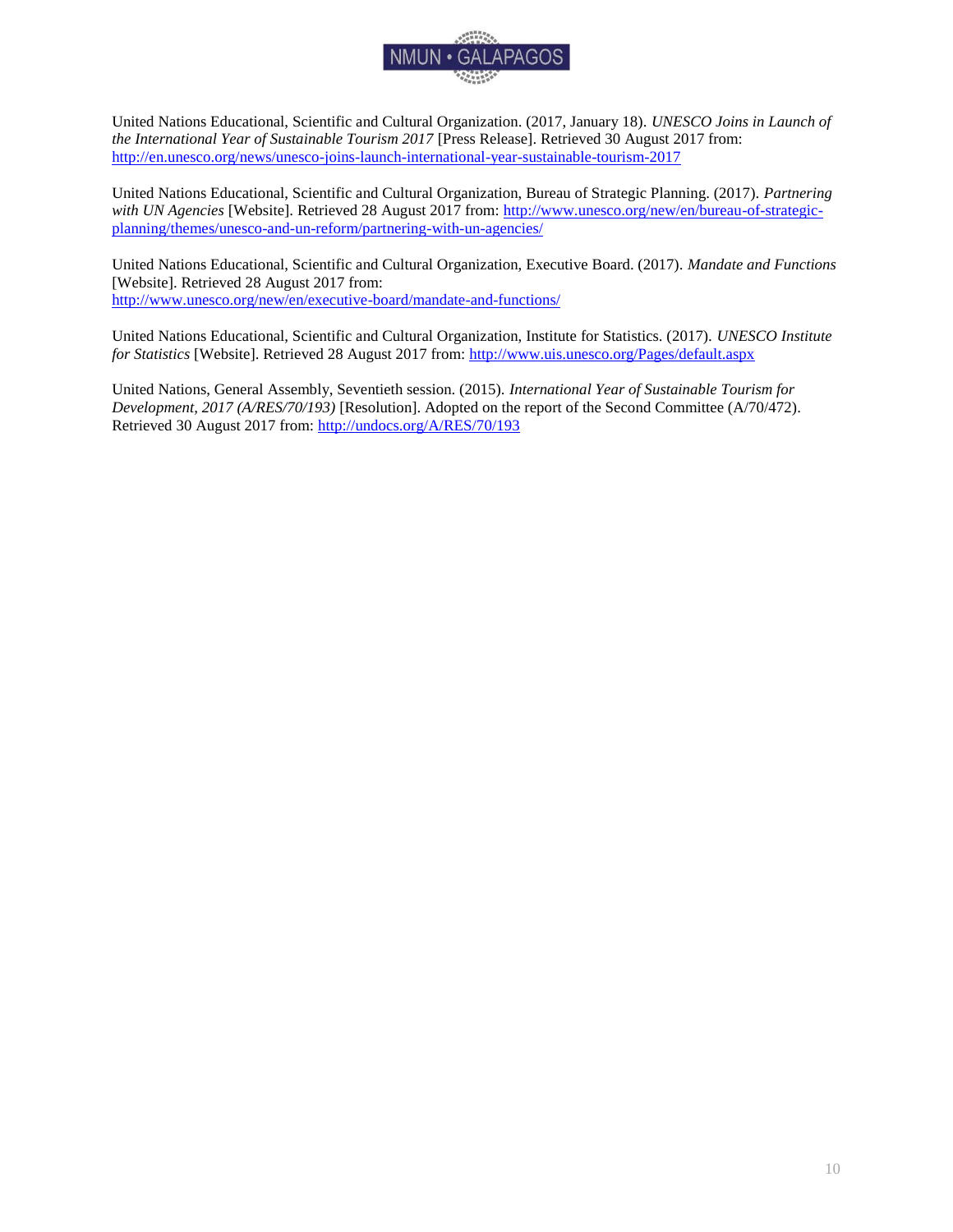United Nations Educational, Scientific and Cultural Organization. (2017, January 18). *UNESCO Joins in Launch of the International Year of Sustainable Tourism 2017* [Press Release]. Retrieved 30 August 2017 from: [http://en.unesco.org/news/unesco-joins-launch-international-year-sustainable-tourism-2017](http://en.unesco.org/news/unesco-joins-launch-international-year-sustainable-tourism-2017)

United Nations Educational, Scientific and Cultural Organization, Bureau of Strategic Planning. (2017). *Partnering with UN Agencies* [Website]. Retrieved 28 August 2017 from: [http://www.unesco.org/new/en/bureau-of-strategic-planning/themes/unesco-and-un-reform/partnering-with-un-agencies/](http://www.unesco.org/new/en/bureau-of-strategic-planning/themes/unesco-and-un-reform/partnering-with-un-agencies/)

United Nations Educational, Scientific and Cultural Organization, Executive Board. (2017). *Mandate and Functions* [Website]. Retrieved 28 August 2017 from: [http://www.unesco.org/new/en/executive-board/mandate-and-functions/](http://www.unesco.org/new/en/executive-board/mandate-and-functions/)

United Nations Educational, Scientific and Cultural Organization, Institute for Statistics. (2017). *UNESCO Institute for Statistics* [Website]. Retrieved 28 August 2017 from: [http://www.uis.unesco.org/Pages/default.aspx](http://www.uis.unesco.org/Pages/default.aspx)

United Nations, General Assembly, Seventieth session. (2015). *International Year of Sustainable Tourism for Development, 2017 (A/RES/70/193)* [Resolution]. Adopted on the report of the Second Committee (A/70/472). Retrieved 30 August 2017 from: [http://undocs.org/A/RES/70/193](http://undocs.org/A/RES/70/193)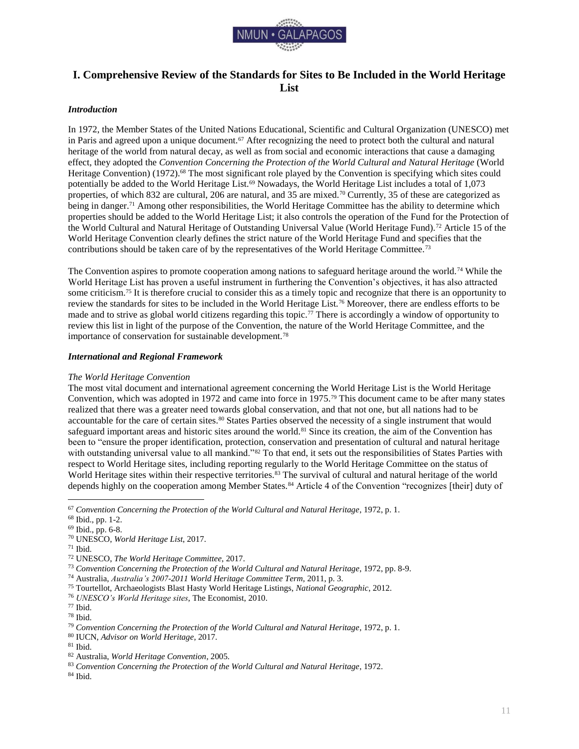## I. Comprehensive Review of the Standards for Sites to Be Included in the World Heritage List

### *Introduction*

In 1972, the Member States of the United Nations Educational, Scientific and Cultural Organization (UNESCO) met in Paris and agreed upon a unique document.[67] After recognizing the need to protect both the cultural and natural heritage of the world from natural decay, as well as from social and economic interactions that cause a damaging effect, they adopted the *Convention Concerning the Protection of the World Cultural and Natural Heritage* (World Heritage Convention) (1972).[68] The most significant role played by the Convention is specifying which sites could potentially be added to the World Heritage List.[69] Nowadays, the World Heritage List includes a total of 1,073 properties, of which 832 are cultural, 206 are natural, and 35 are mixed.[70] Currently, 35 of these are categorized as being in danger.[71] Among other responsibilities, the World Heritage Committee has the ability to determine which properties should be added to the World Heritage List; it also controls the operation of the Fund for the Protection of the World Cultural and Natural Heritage of Outstanding Universal Value (World Heritage Fund).[72] Article 15 of the World Heritage Convention clearly defines the strict nature of the World Heritage Fund and specifies that the contributions should be taken care of by the representatives of the World Heritage Committee.[73]

The Convention aspires to promote cooperation among nations to safeguard heritage around the world.[74] While the World Heritage List has proven a useful instrument in furthering the Convention's objectives, it has also attracted some criticism.[75] It is therefore crucial to consider this as a timely topic and recognize that there is an opportunity to review the standards for sites to be included in the World Heritage List.[76] Moreover, there are endless efforts to be made and to strive as global world citizens regarding this topic.[77] There is accordingly a window of opportunity to review this list in light of the purpose of the Convention, the nature of the World Heritage Committee, and the importance of conservation for sustainable development.[78]

### *International and Regional Framework*

#### *The World Heritage Convention*

The most vital document and international agreement concerning the World Heritage List is the World Heritage Convention, which was adopted in 1972 and came into force in 1975.[79] This document came to be after many states realized that there was a greater need towards global conservation, and that not one, but all nations had to be accountable for the care of certain sites.[80] States Parties observed the necessity of a single instrument that would safeguard important areas and historic sites around the world.[81] Since its creation, the aim of the Convention has been to "ensure the proper identification, protection, conservation and presentation of cultural and natural heritage with outstanding universal value to all mankind."[82] To that end, it sets out the responsibilities of States Parties with respect to World Heritage sites, including reporting regularly to the World Heritage Committee on the status of World Heritage sites within their respective territories.[83] The survival of cultural and natural heritage of the world depends highly on the cooperation among Member States.[84] Article 4 of the Convention "recognizes [their] duty of

---

[67] *Convention Concerning the Protection of the World Cultural and Natural Heritage*, 1972, p. 1.
[68] Ibid., pp. 1-2.
[69] Ibid., pp. 6-8.
[70] UNESCO, *World Heritage List*, 2017.
[71] Ibid.
[72] UNESCO, *The World Heritage Committee*, 2017.
[73] *Convention Concerning the Protection of the World Cultural and Natural Heritage*, 1972, pp. 8-9.
[74] Australia, *Australia's 2007-2011 World Heritage Committee Term*, 2011, p. 3.
[75] Tourtellot, Archaeologists Blast Hasty World Heritage Listings, *National Geographic*, 2012.
[76] *UNESCO's World Heritage sites*, The Economist, 2010.
[77] Ibid.
[78] Ibid.
[79] *Convention Concerning the Protection of the World Cultural and Natural Heritage*, 1972, p. 1.
[80] IUCN, *Advisor on World Heritage*, 2017.
[81] Ibid.
[82] Australia, *World Heritage Convention*, 2005.
[83] *Convention Concerning the Protection of the World Cultural and Natural Heritage*, 1972.
[84] Ibid.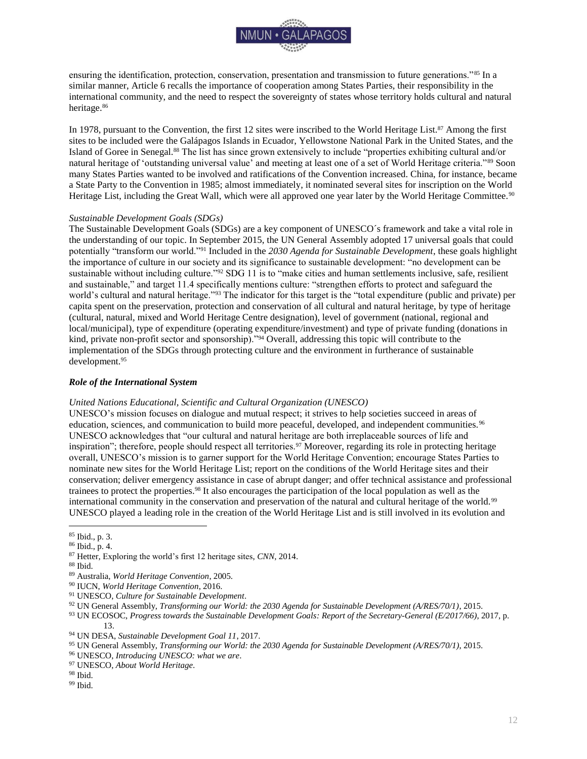ensuring the identification, protection, conservation, presentation and transmission to future generations."[85] In a similar manner, Article 6 recalls the importance of cooperation among States Parties, their responsibility in the international community, and the need to respect the sovereignty of states whose territory holds cultural and natural heritage.[86]

In 1978, pursuant to the Convention, the first 12 sites were inscribed to the World Heritage List.[87] Among the first sites to be included were the Galápagos Islands in Ecuador, Yellowstone National Park in the United States, and the Island of Goree in Senegal.[88] The list has since grown extensively to include "properties exhibiting cultural and/or natural heritage of 'outstanding universal value' and meeting at least one of a set of World Heritage criteria."[89] Soon many States Parties wanted to be involved and ratifications of the Convention increased. China, for instance, became a State Party to the Convention in 1985; almost immediately, it nominated several sites for inscription on the World Heritage List, including the Great Wall, which were all approved one year later by the World Heritage Committee.[90]

*Sustainable Development Goals (SDGs)*

The Sustainable Development Goals (SDGs) are a key component of UNESCO´s framework and take a vital role in the understanding of our topic. In September 2015, the UN General Assembly adopted 17 universal goals that could potentially "transform our world."[91] Included in the *2030 Agenda for Sustainable Development*, these goals highlight the importance of culture in our society and its significance to sustainable development: "no development can be sustainable without including culture."[92] SDG 11 is to "make cities and human settlements inclusive, safe, resilient and sustainable," and target 11.4 specifically mentions culture: "strengthen efforts to protect and safeguard the world's cultural and natural heritage."[93] The indicator for this target is the "total expenditure (public and private) per capita spent on the preservation, protection and conservation of all cultural and natural heritage, by type of heritage (cultural, natural, mixed and World Heritage Centre designation), level of government (national, regional and local/municipal), type of expenditure (operating expenditure/investment) and type of private funding (donations in kind, private non-profit sector and sponsorship)."[94] Overall, addressing this topic will contribute to the implementation of the SDGs through protecting culture and the environment in furtherance of sustainable development.[95]

### *Role of the International System*

*United Nations Educational, Scientific and Cultural Organization (UNESCO)*

UNESCO's mission focuses on dialogue and mutual respect; it strives to help societies succeed in areas of education, sciences, and communication to build more peaceful, developed, and independent communities.[96] UNESCO acknowledges that "our cultural and natural heritage are both irreplaceable sources of life and inspiration"; therefore, people should respect all territories.[97] Moreover, regarding its role in protecting heritage overall, UNESCO's mission is to garner support for the World Heritage Convention; encourage States Parties to nominate new sites for the World Heritage List; report on the conditions of the World Heritage sites and their conservation; deliver emergency assistance in case of abrupt danger; and offer technical assistance and professional trainees to protect the properties.[98] It also encourages the participation of the local population as well as the international community in the conservation and preservation of the natural and cultural heritage of the world.[99] UNESCO played a leading role in the creation of the World Heritage List and is still involved in its evolution and

---

[85] Ibid., p. 3.

[86] Ibid., p. 4.

[87] Hetter, Exploring the world's first 12 heritage sites, *CNN*, 2014.

[88] Ibid.

[89] Australia, *World Heritage Convention*, 2005.

[90] IUCN, *World Heritage Convention*, 2016.

[91] UNESCO, *Culture for Sustainable Development*.

[92] UN General Assembly, *Transforming our World: the 2030 Agenda for Sustainable Development (A/RES/70/1)*, 2015.

[93] UN ECOSOC, *Progress towards the Sustainable Development Goals: Report of the Secretary-General (E/2017/66)*, 2017, p. 13.

[94] UN DESA, *Sustainable Development Goal 11*, 2017.

[95] UN General Assembly, *Transforming our World: the 2030 Agenda for Sustainable Development (A/RES/70/1)*, 2015.

[96] UNESCO, *Introducing UNESCO: what we are*.

[97] UNESCO, *About World Heritage*.

[98] Ibid.

[99] Ibid.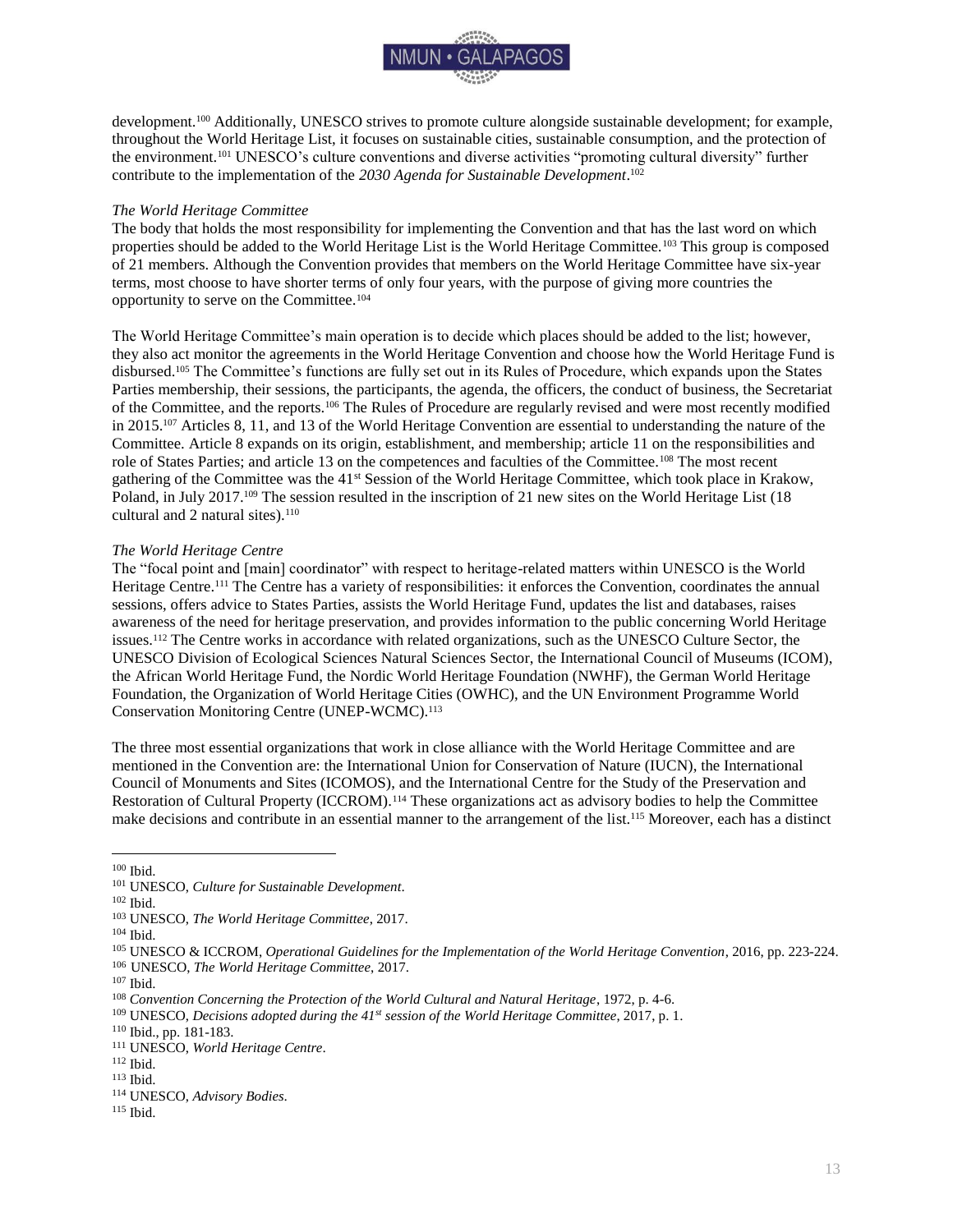development.[100] Additionally, UNESCO strives to promote culture alongside sustainable development; for example, throughout the World Heritage List, it focuses on sustainable cities, sustainable consumption, and the protection of the environment.[101] UNESCO's culture conventions and diverse activities "promoting cultural diversity" further contribute to the implementation of the *2030 Agenda for Sustainable Development*.[102]

*The World Heritage Committee*

The body that holds the most responsibility for implementing the Convention and that has the last word on which properties should be added to the World Heritage List is the World Heritage Committee.[103] This group is composed of 21 members. Although the Convention provides that members on the World Heritage Committee have six-year terms, most choose to have shorter terms of only four years, with the purpose of giving more countries the opportunity to serve on the Committee.[104]

The World Heritage Committee's main operation is to decide which places should be added to the list; however, they also act monitor the agreements in the World Heritage Convention and choose how the World Heritage Fund is disbursed.[105] The Committee's functions are fully set out in its Rules of Procedure, which expands upon the States Parties membership, their sessions, the participants, the agenda, the officers, the conduct of business, the Secretariat of the Committee, and the reports.[106] The Rules of Procedure are regularly revised and were most recently modified in 2015.[107] Articles 8, 11, and 13 of the World Heritage Convention are essential to understanding the nature of the Committee. Article 8 expands on its origin, establishment, and membership; article 11 on the responsibilities and role of States Parties; and article 13 on the competences and faculties of the Committee.[108] The most recent gathering of the Committee was the 41st Session of the World Heritage Committee, which took place in Krakow, Poland, in July 2017.[109] The session resulted in the inscription of 21 new sites on the World Heritage List (18 cultural and 2 natural sites).[110]

*The World Heritage Centre*

The "focal point and [main] coordinator" with respect to heritage-related matters within UNESCO is the World Heritage Centre.[111] The Centre has a variety of responsibilities: it enforces the Convention, coordinates the annual sessions, offers advice to States Parties, assists the World Heritage Fund, updates the list and databases, raises awareness of the need for heritage preservation, and provides information to the public concerning World Heritage issues.[112] The Centre works in accordance with related organizations, such as the UNESCO Culture Sector, the UNESCO Division of Ecological Sciences Natural Sciences Sector, the International Council of Museums (ICOM), the African World Heritage Fund, the Nordic World Heritage Foundation (NWHF), the German World Heritage Foundation, the Organization of World Heritage Cities (OWHC), and the UN Environment Programme World Conservation Monitoring Centre (UNEP-WCMC).[113]

The three most essential organizations that work in close alliance with the World Heritage Committee and are mentioned in the Convention are: the International Union for Conservation of Nature (IUCN), the International Council of Monuments and Sites (ICOMOS), and the International Centre for the Study of the Preservation and Restoration of Cultural Property (ICCROM).[114] These organizations act as advisory bodies to help the Committee make decisions and contribute in an essential manner to the arrangement of the list.[115] Moreover, each has a distinct

---

[100] Ibid.

[101] UNESCO, *Culture for Sustainable Development*.

[102] Ibid.

[103] UNESCO, *The World Heritage Committee*, 2017.

[104] Ibid.

[105] UNESCO & ICCROM, *Operational Guidelines for the Implementation of the World Heritage Convention*, 2016, pp. 223-224.

[106] UNESCO, *The World Heritage Committee*, 2017.

[107] Ibid.

[108] *Convention Concerning the Protection of the World Cultural and Natural Heritage*, 1972, p. 4-6.

[109] UNESCO, *Decisions adopted during the 41st session of the World Heritage Committee*, 2017, p. 1.

[110] Ibid., pp. 181-183.

[111] UNESCO, *World Heritage Centre*.

[112] Ibid.

[113] Ibid.

[114] UNESCO, *Advisory Bodies*.

[115] Ibid.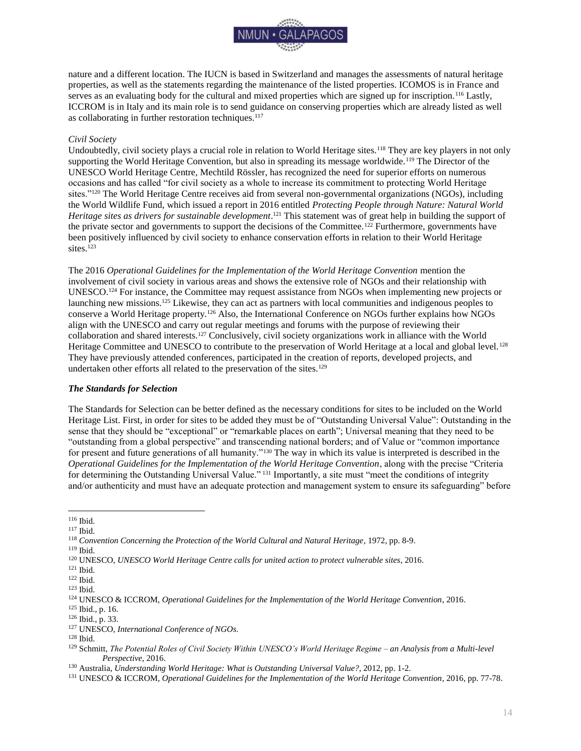nature and a different location. The IUCN is based in Switzerland and manages the assessments of natural heritage properties, as well as the statements regarding the maintenance of the listed properties. ICOMOS is in France and serves as an evaluating body for the cultural and mixed properties which are signed up for inscription.[116] Lastly, ICCROM is in Italy and its main role is to send guidance on conserving properties which are already listed as well as collaborating in further restoration techniques.[117]

*Civil Society*

Undoubtedly, civil society plays a crucial role in relation to World Heritage sites.[118] They are key players in not only supporting the World Heritage Convention, but also in spreading its message worldwide.[119] The Director of the UNESCO World Heritage Centre, Mechtild Rössler, has recognized the need for superior efforts on numerous occasions and has called "for civil society as a whole to increase its commitment to protecting World Heritage sites."[120] The World Heritage Centre receives aid from several non-governmental organizations (NGOs), including the World Wildlife Fund, which issued a report in 2016 entitled *Protecting People through Nature: Natural World Heritage sites as drivers for sustainable development*.[121] This statement was of great help in building the support of the private sector and governments to support the decisions of the Committee.[122] Furthermore, governments have been positively influenced by civil society to enhance conservation efforts in relation to their World Heritage sites.[123]

The 2016 *Operational Guidelines for the Implementation of the World Heritage Convention* mention the involvement of civil society in various areas and shows the extensive role of NGOs and their relationship with UNESCO.[124] For instance, the Committee may request assistance from NGOs when implementing new projects or launching new missions.[125] Likewise, they can act as partners with local communities and indigenous peoples to conserve a World Heritage property.[126] Also, the International Conference on NGOs further explains how NGOs align with the UNESCO and carry out regular meetings and forums with the purpose of reviewing their collaboration and shared interests.[127] Conclusively, civil society organizations work in alliance with the World Heritage Committee and UNESCO to contribute to the preservation of World Heritage at a local and global level.[128] They have previously attended conferences, participated in the creation of reports, developed projects, and undertaken other efforts all related to the preservation of the sites.[129]

### *The Standards for Selection*

The Standards for Selection can be better defined as the necessary conditions for sites to be included on the World Heritage List. First, in order for sites to be added they must be of "Outstanding Universal Value": Outstanding in the sense that they should be "exceptional" or "remarkable places on earth"; Universal meaning that they need to be "outstanding from a global perspective" and transcending national borders; and of Value or "common importance for present and future generations of all humanity."[130] The way in which its value is interpreted is described in the *Operational Guidelines for the Implementation of the World Heritage Convention*, along with the precise "Criteria for determining the Outstanding Universal Value."[131] Importantly, a site must "meet the conditions of integrity and/or authenticity and must have an adequate protection and management system to ensure its safeguarding" before

---

[116] Ibid.
[117] Ibid.
[118] *Convention Concerning the Protection of the World Cultural and Natural Heritage*, 1972, pp. 8-9.
[119] Ibid.
[120] UNESCO, *UNESCO World Heritage Centre calls for united action to protect vulnerable sites*, 2016.
[121] Ibid.
[122] Ibid.
[123] Ibid.
[124] UNESCO & ICCROM, *Operational Guidelines for the Implementation of the World Heritage Convention*, 2016.
[125] Ibid., p. 16.
[126] Ibid., p. 33.
[127] UNESCO, *International Conference of NGOs*.
[128] Ibid.
[129] Schmitt, *The Potential Roles of Civil Society Within UNESCO's World Heritage Regime – an Analysis from a Multi-level Perspective*, 2016.
[130] Australia, *Understanding World Heritage: What is Outstanding Universal Value?*, 2012, pp. 1-2.
[131] UNESCO & ICCROM, *Operational Guidelines for the Implementation of the World Heritage Convention*, 2016, pp. 77-78.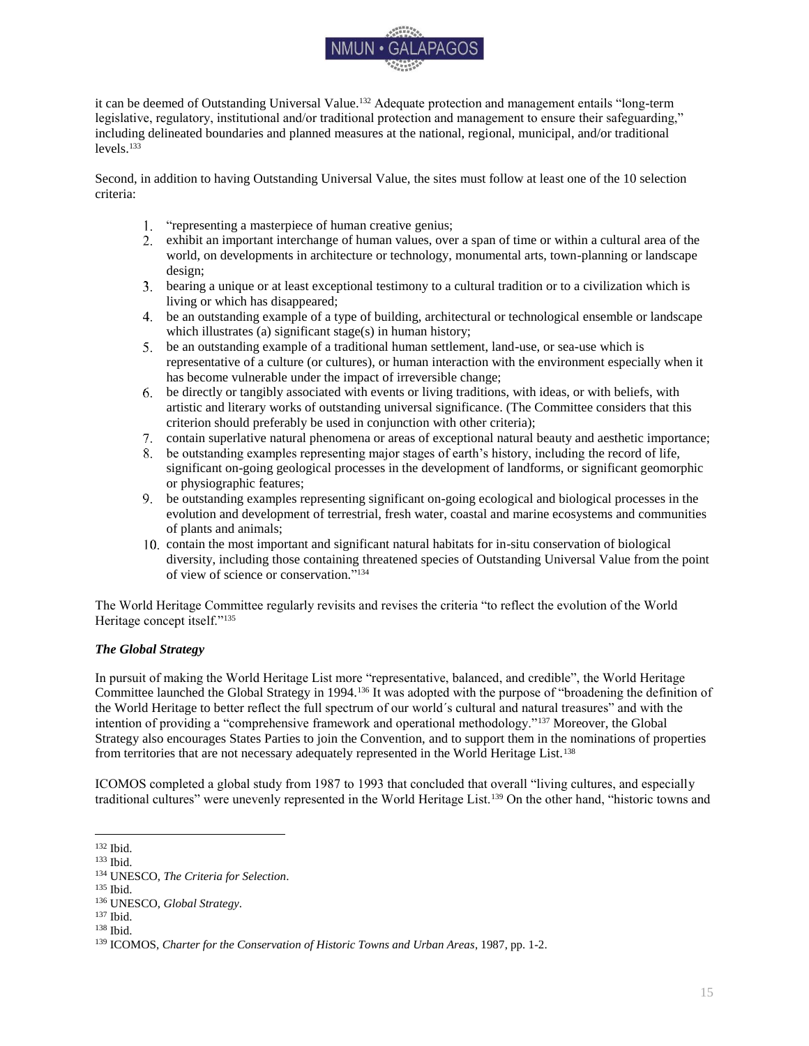it can be deemed of Outstanding Universal Value.[132] Adequate protection and management entails "long-term legislative, regulatory, institutional and/or traditional protection and management to ensure their safeguarding," including delineated boundaries and planned measures at the national, regional, municipal, and/or traditional levels.[133]

Second, in addition to having Outstanding Universal Value, the sites must follow at least one of the 10 selection criteria:

1. "representing a masterpiece of human creative genius;
2. exhibit an important interchange of human values, over a span of time or within a cultural area of the world, on developments in architecture or technology, monumental arts, town-planning or landscape design;
3. bearing a unique or at least exceptional testimony to a cultural tradition or to a civilization which is living or which has disappeared;
4. be an outstanding example of a type of building, architectural or technological ensemble or landscape which illustrates (a) significant stage(s) in human history;
5. be an outstanding example of a traditional human settlement, land-use, or sea-use which is representative of a culture (or cultures), or human interaction with the environment especially when it has become vulnerable under the impact of irreversible change;
6. be directly or tangibly associated with events or living traditions, with ideas, or with beliefs, with artistic and literary works of outstanding universal significance. (The Committee considers that this criterion should preferably be used in conjunction with other criteria);
7. contain superlative natural phenomena or areas of exceptional natural beauty and aesthetic importance;
8. be outstanding examples representing major stages of earth's history, including the record of life, significant on-going geological processes in the development of landforms, or significant geomorphic or physiographic features;
9. be outstanding examples representing significant on-going ecological and biological processes in the evolution and development of terrestrial, fresh water, coastal and marine ecosystems and communities of plants and animals;
10. contain the most important and significant natural habitats for in-situ conservation of biological diversity, including those containing threatened species of Outstanding Universal Value from the point of view of science or conservation."[134]

The World Heritage Committee regularly revisits and revises the criteria "to reflect the evolution of the World Heritage concept itself."[135]

### *The Global Strategy*

In pursuit of making the World Heritage List more "representative, balanced, and credible", the World Heritage Committee launched the Global Strategy in 1994.[136] It was adopted with the purpose of "broadening the definition of the World Heritage to better reflect the full spectrum of our world´s cultural and natural treasures" and with the intention of providing a "comprehensive framework and operational methodology."[137] Moreover, the Global Strategy also encourages States Parties to join the Convention, and to support them in the nominations of properties from territories that are not necessary adequately represented in the World Heritage List.[138]

ICOMOS completed a global study from 1987 to 1993 that concluded that overall "living cultures, and especially traditional cultures" were unevenly represented in the World Heritage List.[139] On the other hand, "historic towns and

---

[132] Ibid.
[133] Ibid.
[134] UNESCO, *The Criteria for Selection*.
[135] Ibid.
[136] UNESCO, *Global Strategy*.
[137] Ibid.
[138] Ibid.
[139] ICOMOS, *Charter for the Conservation of Historic Towns and Urban Areas*, 1987, pp. 1-2.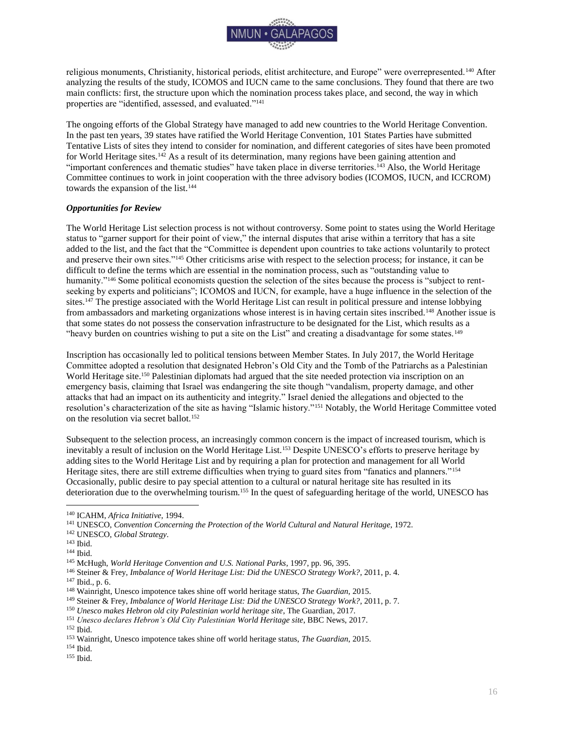religious monuments, Christianity, historical periods, elitist architecture, and Europe" were overrepresented.[140] After analyzing the results of the study, ICOMOS and IUCN came to the same conclusions. They found that there are two main conflicts: first, the structure upon which the nomination process takes place, and second, the way in which properties are "identified, assessed, and evaluated."[141]

The ongoing efforts of the Global Strategy have managed to add new countries to the World Heritage Convention. In the past ten years, 39 states have ratified the World Heritage Convention, 101 States Parties have submitted Tentative Lists of sites they intend to consider for nomination, and different categories of sites have been promoted for World Heritage sites.[142] As a result of its determination, many regions have been gaining attention and "important conferences and thematic studies" have taken place in diverse territories.[143] Also, the World Heritage Committee continues to work in joint cooperation with the three advisory bodies (ICOMOS, IUCN, and ICCROM) towards the expansion of the list.[144]

### *Opportunities for Review*

The World Heritage List selection process is not without controversy. Some point to states using the World Heritage status to "garner support for their point of view," the internal disputes that arise within a territory that has a site added to the list, and the fact that the "Committee is dependent upon countries to take actions voluntarily to protect and preserve their own sites."[145] Other criticisms arise with respect to the selection process; for instance, it can be difficult to define the terms which are essential in the nomination process, such as "outstanding value to humanity."[146] Some political economists question the selection of the sites because the process is "subject to rent-seeking by experts and politicians"; ICOMOS and IUCN, for example, have a huge influence in the selection of the sites.[147] The prestige associated with the World Heritage List can result in political pressure and intense lobbying from ambassadors and marketing organizations whose interest is in having certain sites inscribed.[148] Another issue is that some states do not possess the conservation infrastructure to be designated for the List, which results as a "heavy burden on countries wishing to put a site on the List" and creating a disadvantage for some states.[149]

Inscription has occasionally led to political tensions between Member States. In July 2017, the World Heritage Committee adopted a resolution that designated Hebron's Old City and the Tomb of the Patriarchs as a Palestinian World Heritage site.[150] Palestinian diplomats had argued that the site needed protection via inscription on an emergency basis, claiming that Israel was endangering the site though "vandalism, property damage, and other attacks that had an impact on its authenticity and integrity." Israel denied the allegations and objected to the resolution's characterization of the site as having "Islamic history."[151] Notably, the World Heritage Committee voted on the resolution via secret ballot.[152]

Subsequent to the selection process, an increasingly common concern is the impact of increased tourism, which is inevitably a result of inclusion on the World Heritage List.[153] Despite UNESCO's efforts to preserve heritage by adding sites to the World Heritage List and by requiring a plan for protection and management for all World Heritage sites, there are still extreme difficulties when trying to guard sites from "fanatics and planners."[154] Occasionally, public desire to pay special attention to a cultural or natural heritage site has resulted in its deterioration due to the overwhelming tourism.[155] In the quest of safeguarding heritage of the world, UNESCO has

---

[140] ICAHM, *Africa Initiative*, 1994.
[141] UNESCO, *Convention Concerning the Protection of the World Cultural and Natural Heritage*, 1972.
[142] UNESCO, *Global Strategy*.
[143] Ibid.
[144] Ibid.
[145] McHugh, *World Heritage Convention and U.S. National Parks*, 1997, pp. 96, 395.
[146] Steiner & Frey, *Imbalance of World Heritage List: Did the UNESCO Strategy Work?*, 2011, p. 4.
[147] Ibid., p. 6.
[148] Wainright, Unesco impotence takes shine off world heritage status, *The Guardian*, 2015.
[149] Steiner & Frey, *Imbalance of World Heritage List: Did the UNESCO Strategy Work?*, 2011, p. 7.
[150] *Unesco makes Hebron old city Palestinian world heritage site*, The Guardian, 2017.
[151] *Unesco declares Hebron's Old City Palestinian World Heritage site*, BBC News, 2017.
[152] Ibid.
[153] Wainright, Unesco impotence takes shine off world heritage status, *The Guardian*, 2015.
[154] Ibid.
[155] Ibid.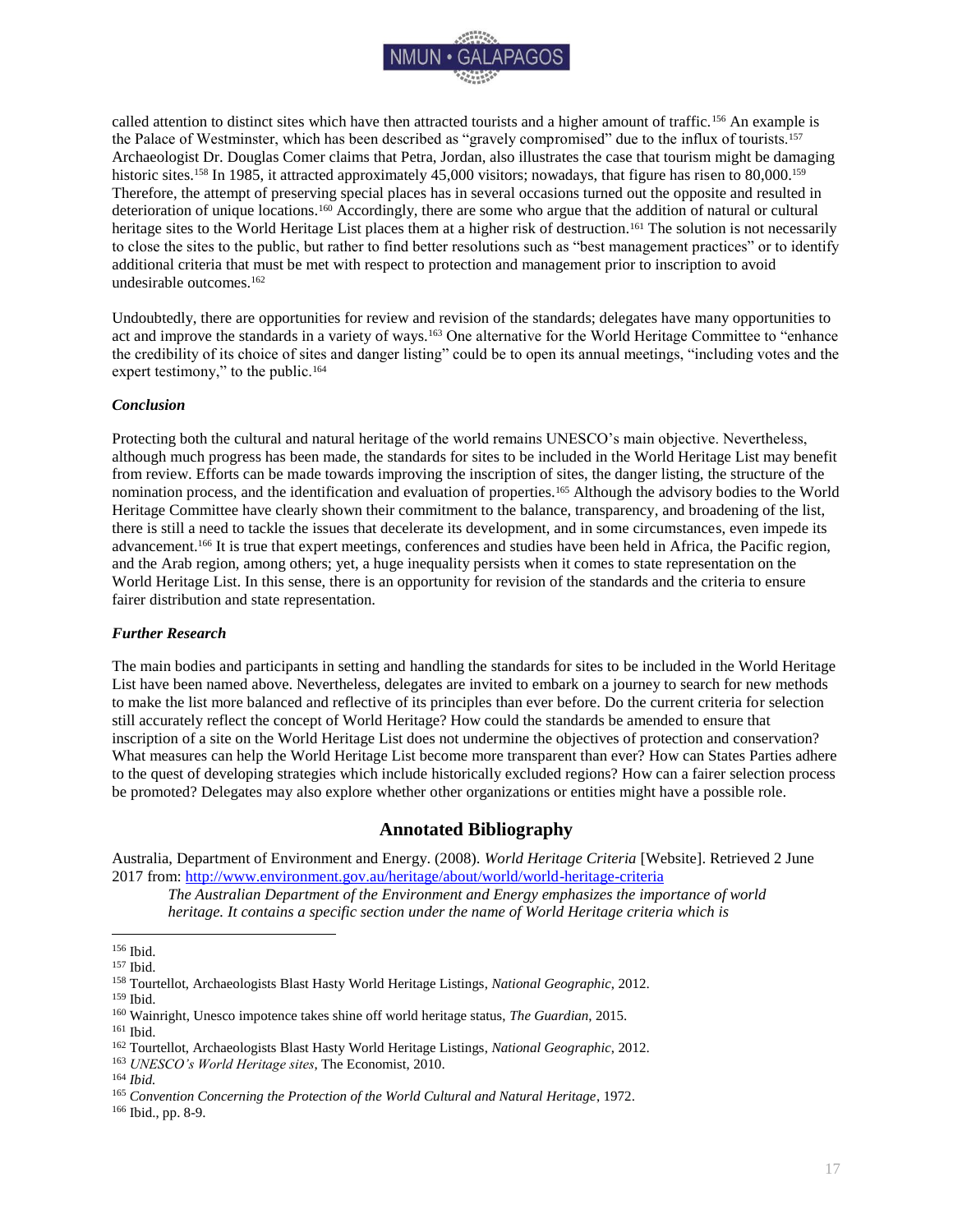called attention to distinct sites which have then attracted tourists and a higher amount of traffic.[156] An example is the Palace of Westminster, which has been described as "gravely compromised" due to the influx of tourists.[157] Archaeologist Dr. Douglas Comer claims that Petra, Jordan, also illustrates the case that tourism might be damaging historic sites.[158] In 1985, it attracted approximately 45,000 visitors; nowadays, that figure has risen to 80,000.[159] Therefore, the attempt of preserving special places has in several occasions turned out the opposite and resulted in deterioration of unique locations.[160] Accordingly, there are some who argue that the addition of natural or cultural heritage sites to the World Heritage List places them at a higher risk of destruction.[161] The solution is not necessarily to close the sites to the public, but rather to find better resolutions such as "best management practices" or to identify additional criteria that must be met with respect to protection and management prior to inscription to avoid undesirable outcomes.[162]

Undoubtedly, there are opportunities for review and revision of the standards; delegates have many opportunities to act and improve the standards in a variety of ways.[163] One alternative for the World Heritage Committee to "enhance the credibility of its choice of sites and danger listing" could be to open its annual meetings, "including votes and the expert testimony," to the public.[164]

### *Conclusion*

Protecting both the cultural and natural heritage of the world remains UNESCO's main objective. Nevertheless, although much progress has been made, the standards for sites to be included in the World Heritage List may benefit from review. Efforts can be made towards improving the inscription of sites, the danger listing, the structure of the nomination process, and the identification and evaluation of properties.[165] Although the advisory bodies to the World Heritage Committee have clearly shown their commitment to the balance, transparency, and broadening of the list, there is still a need to tackle the issues that decelerate its development, and in some circumstances, even impede its advancement.[166] It is true that expert meetings, conferences and studies have been held in Africa, the Pacific region, and the Arab region, among others; yet, a huge inequality persists when it comes to state representation on the World Heritage List. In this sense, there is an opportunity for revision of the standards and the criteria to ensure fairer distribution and state representation.

### *Further Research*

The main bodies and participants in setting and handling the standards for sites to be included in the World Heritage List have been named above. Nevertheless, delegates are invited to embark on a journey to search for new methods to make the list more balanced and reflective of its principles than ever before. Do the current criteria for selection still accurately reflect the concept of World Heritage? How could the standards be amended to ensure that inscription of a site on the World Heritage List does not undermine the objectives of protection and conservation? What measures can help the World Heritage List become more transparent than ever? How can States Parties adhere to the quest of developing strategies which include historically excluded regions? How can a fairer selection process be promoted? Delegates may also explore whether other organizations or entities might have a possible role.

## Annotated Bibliography

Australia, Department of Environment and Energy. (2008). *World Heritage Criteria* [Website]. Retrieved 2 June 2017 from: http://www.environment.gov.au/heritage/about/world/world-heritage-criteria

> *The Australian Department of the Environment and Energy emphasizes the importance of world heritage. It contains a specific section under the name of World Heritage criteria which is*

---

[156] Ibid.

[157] Ibid.

[158] Tourtellot, Archaeologists Blast Hasty World Heritage Listings, *National Geographic*, 2012.

[159] Ibid.

[160] Wainright, Unesco impotence takes shine off world heritage status, *The Guardian*, 2015.

[161] Ibid.

[162] Tourtellot, Archaeologists Blast Hasty World Heritage Listings, *National Geographic*, 2012.

[163] *UNESCO's World Heritage sites*, The Economist, 2010.

[164] *Ibid.*

[165] *Convention Concerning the Protection of the World Cultural and Natural Heritage*, 1972.

[166] Ibid., pp. 8-9.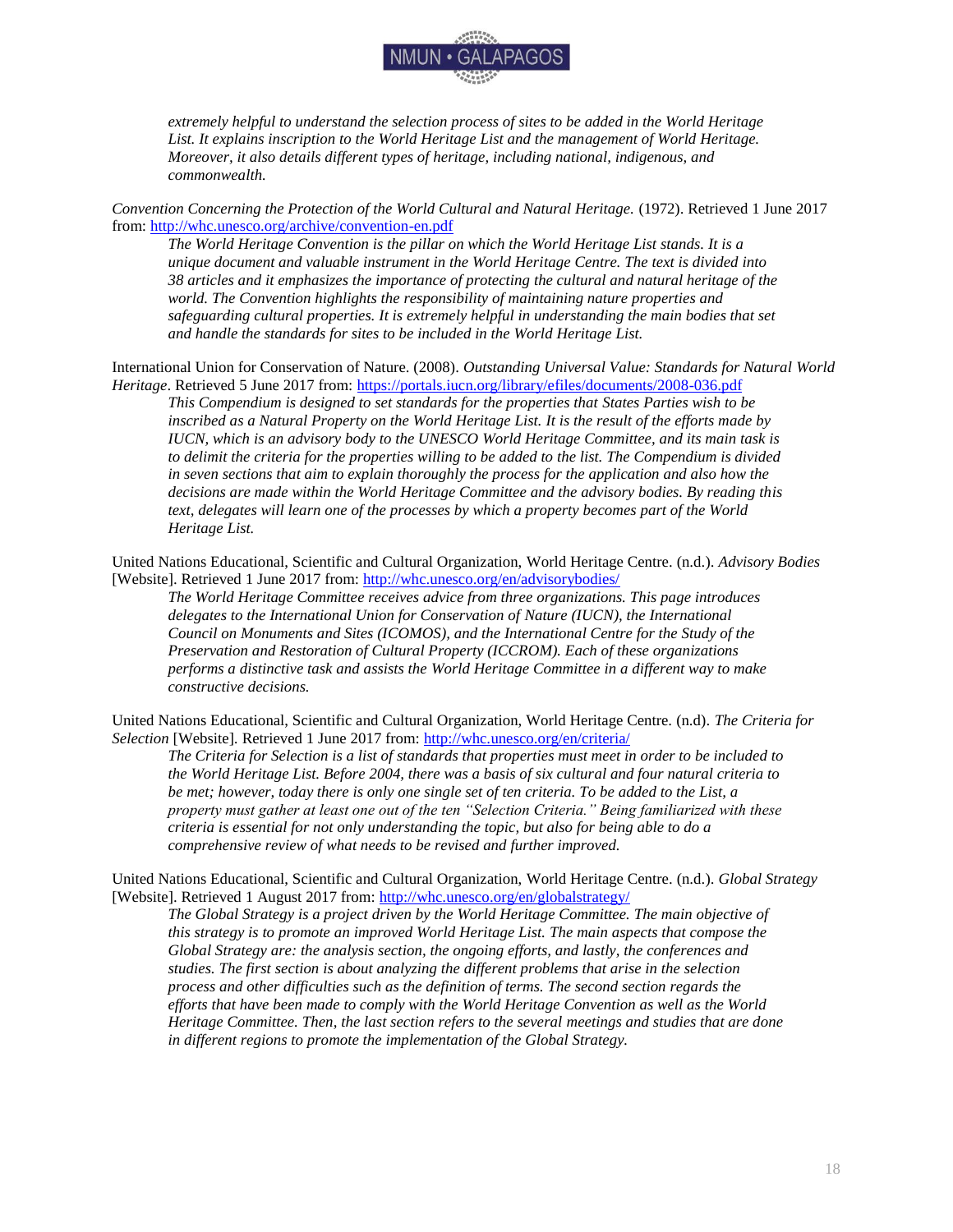*extremely helpful to understand the selection process of sites to be added in the World Heritage List. It explains inscription to the World Heritage List and the management of World Heritage. Moreover, it also details different types of heritage, including national, indigenous, and commonwealth.*

*Convention Concerning the Protection of the World Cultural and Natural Heritage.* (1972). Retrieved 1 June 2017 from: http://whc.unesco.org/archive/convention-en.pdf

> *The World Heritage Convention is the pillar on which the World Heritage List stands. It is a unique document and valuable instrument in the World Heritage Centre. The text is divided into 38 articles and it emphasizes the importance of protecting the cultural and natural heritage of the world. The Convention highlights the responsibility of maintaining nature properties and safeguarding cultural properties. It is extremely helpful in understanding the main bodies that set and handle the standards for sites to be included in the World Heritage List.*

International Union for Conservation of Nature. (2008). *Outstanding Universal Value: Standards for Natural World Heritage*. Retrieved 5 June 2017 from: https://portals.iucn.org/library/efiles/documents/2008-036.pdf

> *This Compendium is designed to set standards for the properties that States Parties wish to be inscribed as a Natural Property on the World Heritage List. It is the result of the efforts made by IUCN, which is an advisory body to the UNESCO World Heritage Committee, and its main task is to delimit the criteria for the properties willing to be added to the list. The Compendium is divided in seven sections that aim to explain thoroughly the process for the application and also how the decisions are made within the World Heritage Committee and the advisory bodies. By reading this text, delegates will learn one of the processes by which a property becomes part of the World Heritage List.*

United Nations Educational, Scientific and Cultural Organization, World Heritage Centre. (n.d.). *Advisory Bodies* [Website]. Retrieved 1 June 2017 from: http://whc.unesco.org/en/advisorybodies/

> *The World Heritage Committee receives advice from three organizations. This page introduces delegates to the International Union for Conservation of Nature (IUCN), the International Council on Monuments and Sites (ICOMOS), and the International Centre for the Study of the Preservation and Restoration of Cultural Property (ICCROM). Each of these organizations performs a distinctive task and assists the World Heritage Committee in a different way to make constructive decisions.*

United Nations Educational, Scientific and Cultural Organization, World Heritage Centre. (n.d). *The Criteria for Selection* [Website]. Retrieved 1 June 2017 from: http://whc.unesco.org/en/criteria/

> *The Criteria for Selection is a list of standards that properties must meet in order to be included to the World Heritage List. Before 2004, there was a basis of six cultural and four natural criteria to be met; however, today there is only one single set of ten criteria. To be added to the List, a property must gather at least one out of the ten "Selection Criteria." Being familiarized with these criteria is essential for not only understanding the topic, but also for being able to do a comprehensive review of what needs to be revised and further improved.*

United Nations Educational, Scientific and Cultural Organization, World Heritage Centre. (n.d.). *Global Strategy* [Website]. Retrieved 1 August 2017 from: http://whc.unesco.org/en/globalstrategy/

> *The Global Strategy is a project driven by the World Heritage Committee. The main objective of this strategy is to promote an improved World Heritage List. The main aspects that compose the Global Strategy are: the analysis section, the ongoing efforts, and lastly, the conferences and studies. The first section is about analyzing the different problems that arise in the selection process and other difficulties such as the definition of terms. The second section regards the efforts that have been made to comply with the World Heritage Convention as well as the World Heritage Committee. Then, the last section refers to the several meetings and studies that are done in different regions to promote the implementation of the Global Strategy.*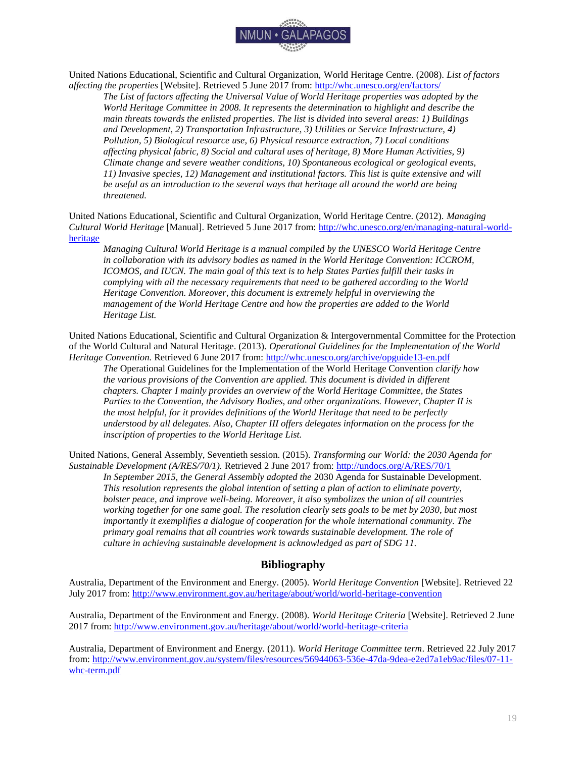United Nations Educational, Scientific and Cultural Organization, World Heritage Centre. (2008). *List of factors affecting the properties* [Website]. Retrieved 5 June 2017 from: http://whc.unesco.org/en/factors/

> *The List of factors affecting the Universal Value of World Heritage properties was adopted by the World Heritage Committee in 2008. It represents the determination to highlight and describe the main threats towards the enlisted properties. The list is divided into several areas: 1) Buildings and Development, 2) Transportation Infrastructure, 3) Utilities or Service Infrastructure, 4) Pollution, 5) Biological resource use, 6) Physical resource extraction, 7) Local conditions affecting physical fabric, 8) Social and cultural uses of heritage, 8) More Human Activities, 9) Climate change and severe weather conditions, 10) Spontaneous ecological or geological events, 11) Invasive species, 12) Management and institutional factors. This list is quite extensive and will be useful as an introduction to the several ways that heritage all around the world are being threatened.*

United Nations Educational, Scientific and Cultural Organization, World Heritage Centre. (2012). *Managing Cultural World Heritage* [Manual]. Retrieved 5 June 2017 from: http://whc.unesco.org/en/managing-natural-world-heritage

> *Managing Cultural World Heritage is a manual compiled by the UNESCO World Heritage Centre in collaboration with its advisory bodies as named in the World Heritage Convention: ICCROM, ICOMOS, and IUCN. The main goal of this text is to help States Parties fulfill their tasks in complying with all the necessary requirements that need to be gathered according to the World Heritage Convention. Moreover, this document is extremely helpful in overviewing the management of the World Heritage Centre and how the properties are added to the World Heritage List.*

United Nations Educational, Scientific and Cultural Organization & Intergovernmental Committee for the Protection of the World Cultural and Natural Heritage. (2013). *Operational Guidelines for the Implementation of the World Heritage Convention.* Retrieved 6 June 2017 from: http://whc.unesco.org/archive/opguide13-en.pdf

> *The* Operational Guidelines for the Implementation of the World Heritage Convention *clarify how the various provisions of the Convention are applied. This document is divided in different chapters. Chapter I mainly provides an overview of the World Heritage Committee, the States Parties to the Convention, the Advisory Bodies, and other organizations. However, Chapter II is the most helpful, for it provides definitions of the World Heritage that need to be perfectly understood by all delegates. Also, Chapter III offers delegates information on the process for the inscription of properties to the World Heritage List.*

United Nations, General Assembly, Seventieth session. (2015). *Transforming our World: the 2030 Agenda for Sustainable Development (A/RES/70/1).* Retrieved 2 June 2017 from: http://undocs.org/A/RES/70/1

> *In September 2015, the General Assembly adopted the* 2030 Agenda for Sustainable Development. *This resolution represents the global intention of setting a plan of action to eliminate poverty, bolster peace, and improve well-being. Moreover, it also symbolizes the union of all countries working together for one same goal. The resolution clearly sets goals to be met by 2030, but most importantly it exemplifies a dialogue of cooperation for the whole international community. The primary goal remains that all countries work towards sustainable development. The role of culture in achieving sustainable development is acknowledged as part of SDG 11.*

## Bibliography

Australia, Department of the Environment and Energy. (2005). *World Heritage Convention* [Website]. Retrieved 22 July 2017 from: http://www.environment.gov.au/heritage/about/world/world-heritage-convention

Australia, Department of the Environment and Energy. (2008). *World Heritage Criteria* [Website]. Retrieved 2 June 2017 from: http://www.environment.gov.au/heritage/about/world/world-heritage-criteria

Australia, Department of Environment and Energy. (2011). *World Heritage Committee term*. Retrieved 22 July 2017 from: http://www.environment.gov.au/system/files/resources/56944063-536e-47da-9dea-e2ed7a1eb9ac/files/07-11-whc-term.pdf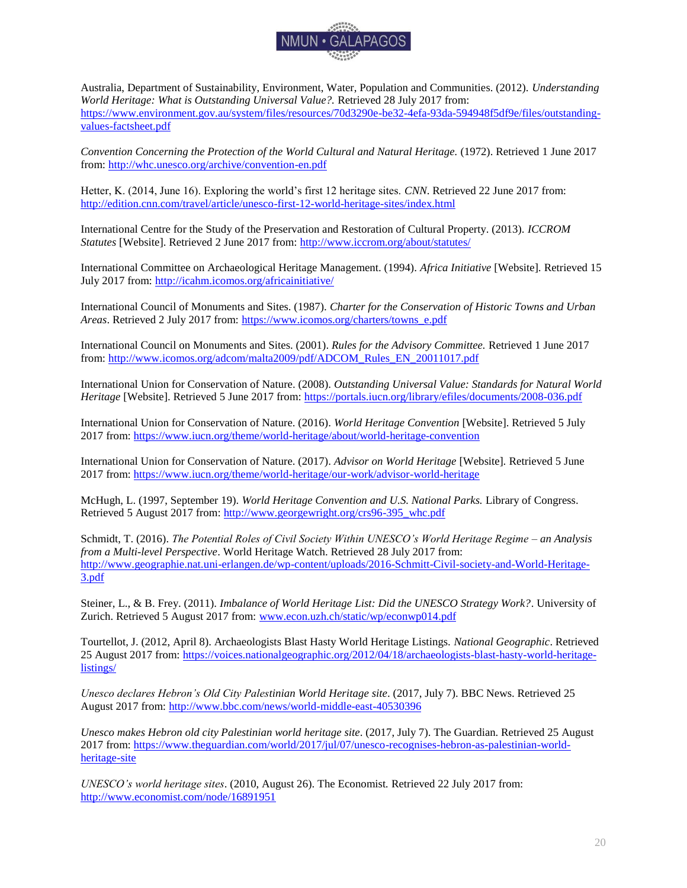Australia, Department of Sustainability, Environment, Water, Population and Communities. (2012). *Understanding World Heritage: What is Outstanding Universal Value?.* Retrieved 28 July 2017 from: https://www.environment.gov.au/system/files/resources/70d3290e-be32-4efa-93da-594948f5df9e/files/outstanding-values-factsheet.pdf

*Convention Concerning the Protection of the World Cultural and Natural Heritage.* (1972). Retrieved 1 June 2017 from: http://whc.unesco.org/archive/convention-en.pdf

Hetter, K. (2014, June 16). Exploring the world's first 12 heritage sites. *CNN*. Retrieved 22 June 2017 from: http://edition.cnn.com/travel/article/unesco-first-12-world-heritage-sites/index.html

International Centre for the Study of the Preservation and Restoration of Cultural Property. (2013). *ICCROM Statutes* [Website]. Retrieved 2 June 2017 from: http://www.iccrom.org/about/statutes/

International Committee on Archaeological Heritage Management. (1994). *Africa Initiative* [Website]. Retrieved 15 July 2017 from: http://icahm.icomos.org/africainitiative/

International Council of Monuments and Sites. (1987). *Charter for the Conservation of Historic Towns and Urban Areas*. Retrieved 2 July 2017 from: https://www.icomos.org/charters/towns_e.pdf

International Council on Monuments and Sites. (2001). *Rules for the Advisory Committee.* Retrieved 1 June 2017 from: http://www.icomos.org/adcom/malta2009/pdf/ADCOM_Rules_EN_20011017.pdf

International Union for Conservation of Nature. (2008). *Outstanding Universal Value: Standards for Natural World Heritage* [Website]. Retrieved 5 June 2017 from: https://portals.iucn.org/library/efiles/documents/2008-036.pdf

International Union for Conservation of Nature. (2016). *World Heritage Convention* [Website]. Retrieved 5 July 2017 from: https://www.iucn.org/theme/world-heritage/about/world-heritage-convention

International Union for Conservation of Nature. (2017). *Advisor on World Heritage* [Website]. Retrieved 5 June 2017 from: https://www.iucn.org/theme/world-heritage/our-work/advisor-world-heritage

McHugh, L. (1997, September 19). *World Heritage Convention and U.S. National Parks.* Library of Congress. Retrieved 5 August 2017 from: http://www.georgewright.org/crs96-395_whc.pdf

Schmidt, T. (2016). *The Potential Roles of Civil Society Within UNESCO's World Heritage Regime – an Analysis from a Multi-level Perspective*. World Heritage Watch. Retrieved 28 July 2017 from: http://www.geographie.nat.uni-erlangen.de/wp-content/uploads/2016-Schmitt-Civil-society-and-World-Heritage-3.pdf

Steiner, L., & B. Frey. (2011). *Imbalance of World Heritage List: Did the UNESCO Strategy Work?*. University of Zurich. Retrieved 5 August 2017 from: www.econ.uzh.ch/static/wp/econwp014.pdf

Tourtellot, J. (2012, April 8). Archaeologists Blast Hasty World Heritage Listings. *National Geographic*. Retrieved 25 August 2017 from: https://voices.nationalgeographic.org/2012/04/18/archaeologists-blast-hasty-world-heritage-listings/

*Unesco declares Hebron's Old City Palestinian World Heritage site*. (2017, July 7). BBC News. Retrieved 25 August 2017 from: http://www.bbc.com/news/world-middle-east-40530396

*Unesco makes Hebron old city Palestinian world heritage site*. (2017, July 7). The Guardian. Retrieved 25 August 2017 from: https://www.theguardian.com/world/2017/jul/07/unesco-recognises-hebron-as-palestinian-world-heritage-site

*UNESCO's world heritage sites*. (2010, August 26). The Economist. Retrieved 22 July 2017 from: http://www.economist.com/node/16891951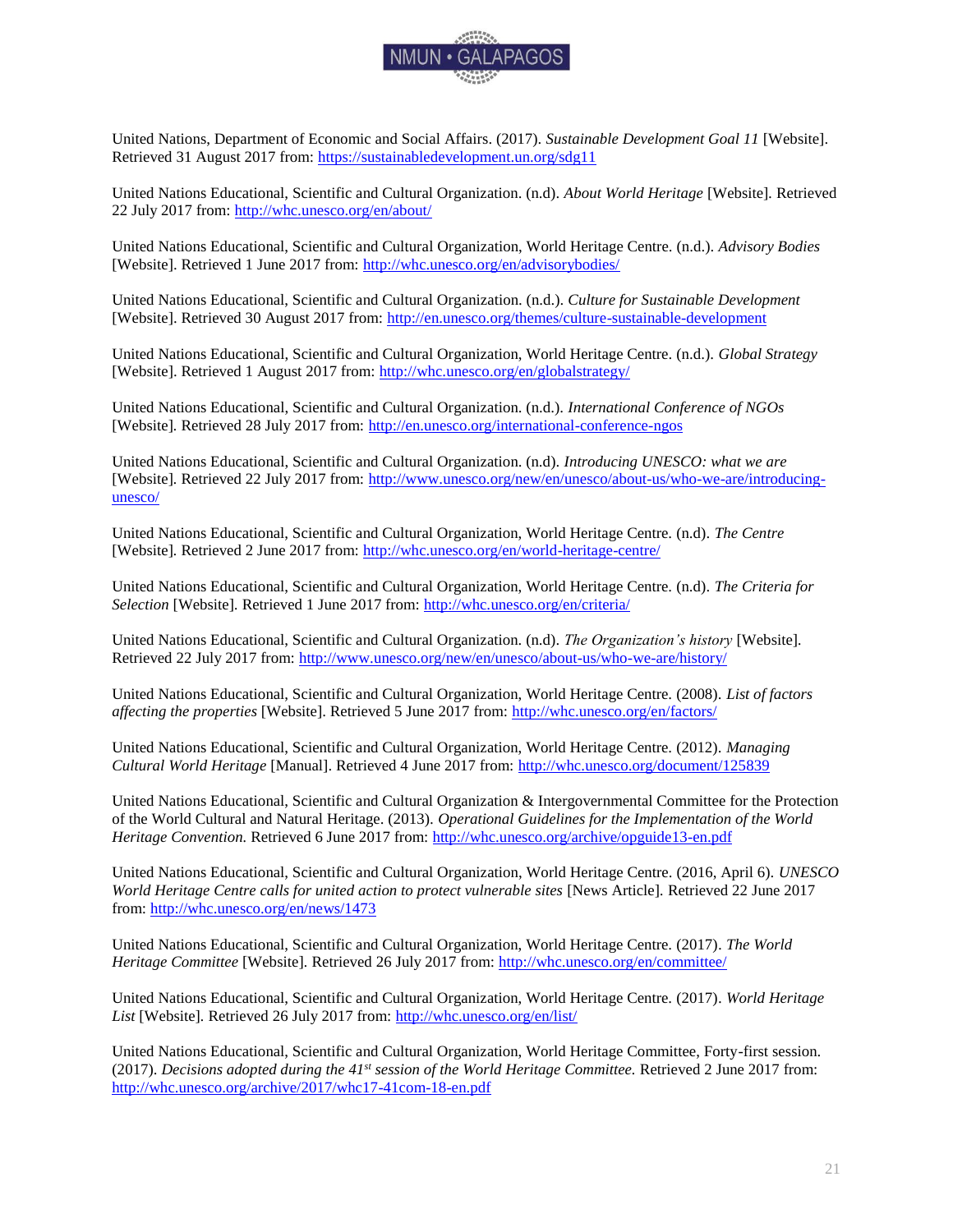United Nations, Department of Economic and Social Affairs. (2017). *Sustainable Development Goal 11* [Website]. Retrieved 31 August 2017 from: https://sustainabledevelopment.un.org/sdg11

United Nations Educational, Scientific and Cultural Organization. (n.d). *About World Heritage* [Website]. Retrieved 22 July 2017 from: http://whc.unesco.org/en/about/

United Nations Educational, Scientific and Cultural Organization, World Heritage Centre. (n.d.). *Advisory Bodies* [Website]. Retrieved 1 June 2017 from: http://whc.unesco.org/en/advisorybodies/

United Nations Educational, Scientific and Cultural Organization. (n.d.). *Culture for Sustainable Development* [Website]. Retrieved 30 August 2017 from: http://en.unesco.org/themes/culture-sustainable-development

United Nations Educational, Scientific and Cultural Organization, World Heritage Centre. (n.d.). *Global Strategy* [Website]. Retrieved 1 August 2017 from: http://whc.unesco.org/en/globalstrategy/

United Nations Educational, Scientific and Cultural Organization. (n.d.). *International Conference of NGOs* [Website]. Retrieved 28 July 2017 from: http://en.unesco.org/international-conference-ngos

United Nations Educational, Scientific and Cultural Organization. (n.d). *Introducing UNESCO: what we are* [Website]. Retrieved 22 July 2017 from: http://www.unesco.org/new/en/unesco/about-us/who-we-are/introducing-unesco/

United Nations Educational, Scientific and Cultural Organization, World Heritage Centre. (n.d). *The Centre* [Website]. Retrieved 2 June 2017 from: http://whc.unesco.org/en/world-heritage-centre/

United Nations Educational, Scientific and Cultural Organization, World Heritage Centre. (n.d). *The Criteria for Selection* [Website]. Retrieved 1 June 2017 from: http://whc.unesco.org/en/criteria/

United Nations Educational, Scientific and Cultural Organization. (n.d). *The Organization's history* [Website]. Retrieved 22 July 2017 from: http://www.unesco.org/new/en/unesco/about-us/who-we-are/history/

United Nations Educational, Scientific and Cultural Organization, World Heritage Centre. (2008). *List of factors affecting the properties* [Website]. Retrieved 5 June 2017 from: http://whc.unesco.org/en/factors/

United Nations Educational, Scientific and Cultural Organization, World Heritage Centre. (2012). *Managing Cultural World Heritage* [Manual]. Retrieved 4 June 2017 from: http://whc.unesco.org/document/125839

United Nations Educational, Scientific and Cultural Organization & Intergovernmental Committee for the Protection of the World Cultural and Natural Heritage. (2013). *Operational Guidelines for the Implementation of the World Heritage Convention.* Retrieved 6 June 2017 from: http://whc.unesco.org/archive/opguide13-en.pdf

United Nations Educational, Scientific and Cultural Organization, World Heritage Centre. (2016, April 6). *UNESCO World Heritage Centre calls for united action to protect vulnerable sites* [News Article]. Retrieved 22 June 2017 from: http://whc.unesco.org/en/news/1473

United Nations Educational, Scientific and Cultural Organization, World Heritage Centre. (2017). *The World Heritage Committee* [Website]. Retrieved 26 July 2017 from: http://whc.unesco.org/en/committee/

United Nations Educational, Scientific and Cultural Organization, World Heritage Centre. (2017). *World Heritage List* [Website]. Retrieved 26 July 2017 from: http://whc.unesco.org/en/list/

United Nations Educational, Scientific and Cultural Organization, World Heritage Committee, Forty-first session. (2017). *Decisions adopted during the 41st session of the World Heritage Committee.* Retrieved 2 June 2017 from: http://whc.unesco.org/archive/2017/whc17-41com-18-en.pdf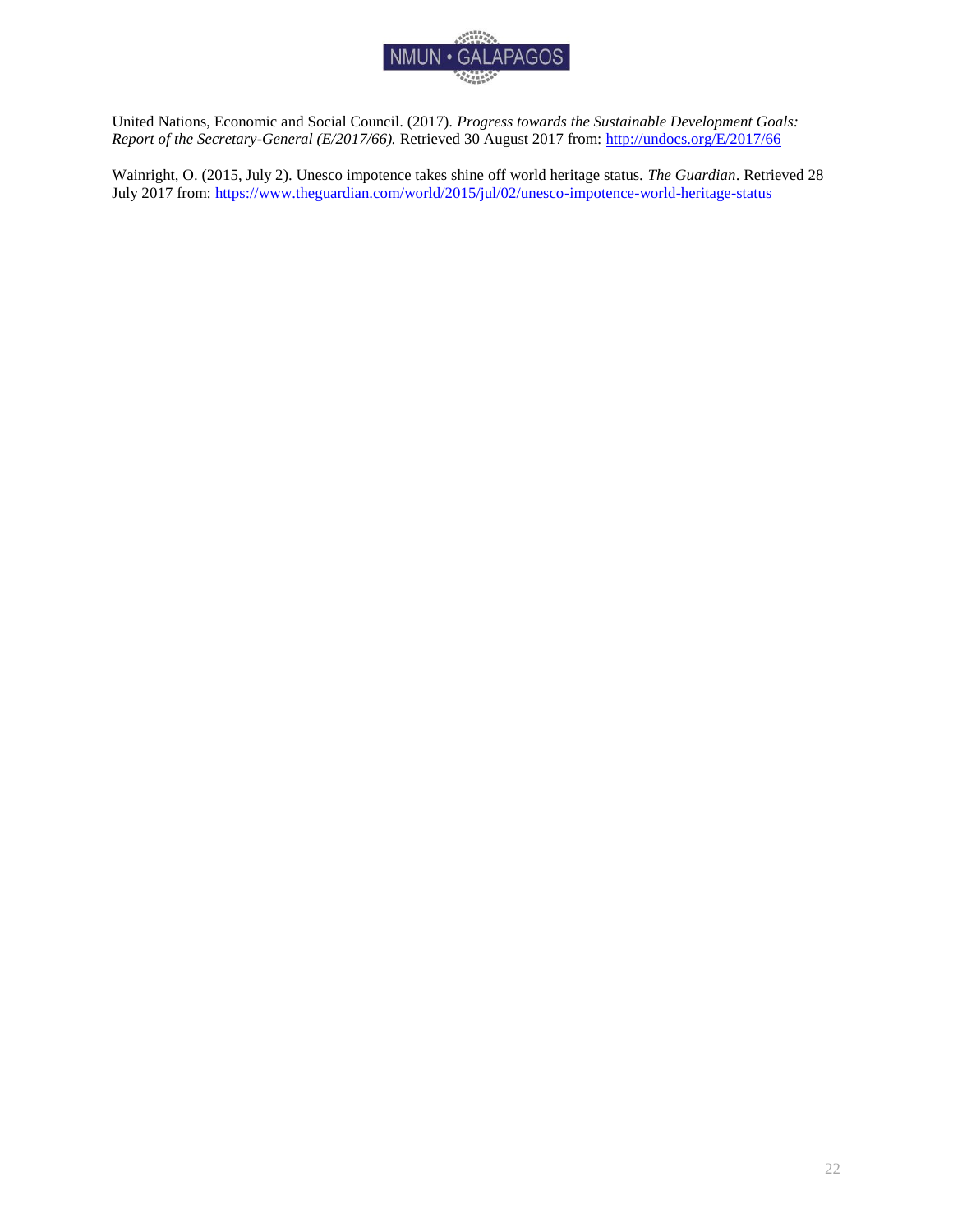United Nations, Economic and Social Council. (2017). *Progress towards the Sustainable Development Goals: Report of the Secretary-General (E/2017/66).* Retrieved 30 August 2017 from: http://undocs.org/E/2017/66

Wainright, O. (2015, July 2). Unesco impotence takes shine off world heritage status. *The Guardian*. Retrieved 28 July 2017 from: https://www.theguardian.com/world/2015/jul/02/unesco-impotence-world-heritage-status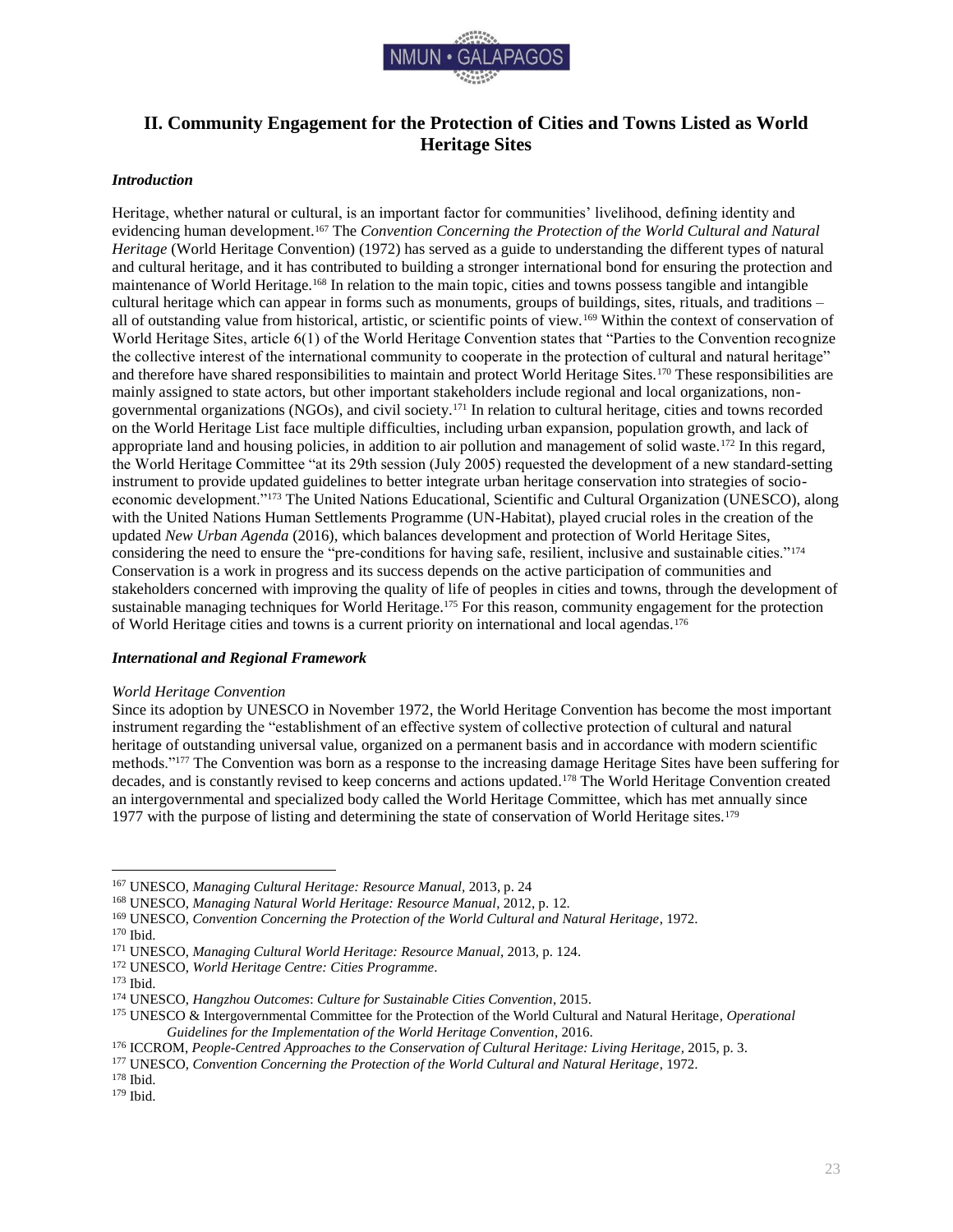## II. Community Engagement for the Protection of Cities and Towns Listed as World Heritage Sites

### *Introduction*

Heritage, whether natural or cultural, is an important factor for communities' livelihood, defining identity and evidencing human development.[167] The *Convention Concerning the Protection of the World Cultural and Natural Heritage* (World Heritage Convention) (1972) has served as a guide to understanding the different types of natural and cultural heritage, and it has contributed to building a stronger international bond for ensuring the protection and maintenance of World Heritage.[168] In relation to the main topic, cities and towns possess tangible and intangible cultural heritage which can appear in forms such as monuments, groups of buildings, sites, rituals, and traditions – all of outstanding value from historical, artistic, or scientific points of view.[169] Within the context of conservation of World Heritage Sites, article 6(1) of the World Heritage Convention states that "Parties to the Convention recognize the collective interest of the international community to cooperate in the protection of cultural and natural heritage" and therefore have shared responsibilities to maintain and protect World Heritage Sites.[170] These responsibilities are mainly assigned to state actors, but other important stakeholders include regional and local organizations, non-governmental organizations (NGOs), and civil society.[171] In relation to cultural heritage, cities and towns recorded on the World Heritage List face multiple difficulties, including urban expansion, population growth, and lack of appropriate land and housing policies, in addition to air pollution and management of solid waste.[172] In this regard, the World Heritage Committee "at its 29th session (July 2005) requested the development of a new standard-setting instrument to provide updated guidelines to better integrate urban heritage conservation into strategies of socio-economic development."[173] The United Nations Educational, Scientific and Cultural Organization (UNESCO), along with the United Nations Human Settlements Programme (UN-Habitat), played crucial roles in the creation of the updated *New Urban Agenda* (2016), which balances development and protection of World Heritage Sites, considering the need to ensure the "pre-conditions for having safe, resilient, inclusive and sustainable cities."[174] Conservation is a work in progress and its success depends on the active participation of communities and stakeholders concerned with improving the quality of life of peoples in cities and towns, through the development of sustainable managing techniques for World Heritage.[175] For this reason, community engagement for the protection of World Heritage cities and towns is a current priority on international and local agendas.[176]

### *International and Regional Framework*

*World Heritage Convention*

Since its adoption by UNESCO in November 1972, the World Heritage Convention has become the most important instrument regarding the "establishment of an effective system of collective protection of cultural and natural heritage of outstanding universal value, organized on a permanent basis and in accordance with modern scientific methods."[177] The Convention was born as a response to the increasing damage Heritage Sites have been suffering for decades, and is constantly revised to keep concerns and actions updated.[178] The World Heritage Convention created an intergovernmental and specialized body called the World Heritage Committee, which has met annually since 1977 with the purpose of listing and determining the state of conservation of World Heritage sites.[179]

---

[167] UNESCO, *Managing Cultural Heritage: Resource Manual*, 2013, p. 24

[168] UNESCO, *Managing Natural World Heritage: Resource Manual*, 2012, p. 12.

[169] UNESCO, *Convention Concerning the Protection of the World Cultural and Natural Heritage*, 1972.

[170] Ibid.

[171] UNESCO, *Managing Cultural World Heritage: Resource Manual*, 2013, p. 124.

[172] UNESCO, *World Heritage Centre: Cities Programme*.

[173] Ibid.

[174] UNESCO, *Hangzhou Outcomes*: *Culture for Sustainable Cities Convention*, 2015.

[175] UNESCO & Intergovernmental Committee for the Protection of the World Cultural and Natural Heritage, *Operational Guidelines for the Implementation of the World Heritage Convention*, 2016.

[176] ICCROM, *People-Centred Approaches to the Conservation of Cultural Heritage: Living Heritage*, 2015, p. 3.

[177] UNESCO, *Convention Concerning the Protection of the World Cultural and Natural Heritage*, 1972.

[178] Ibid.

[179] Ibid.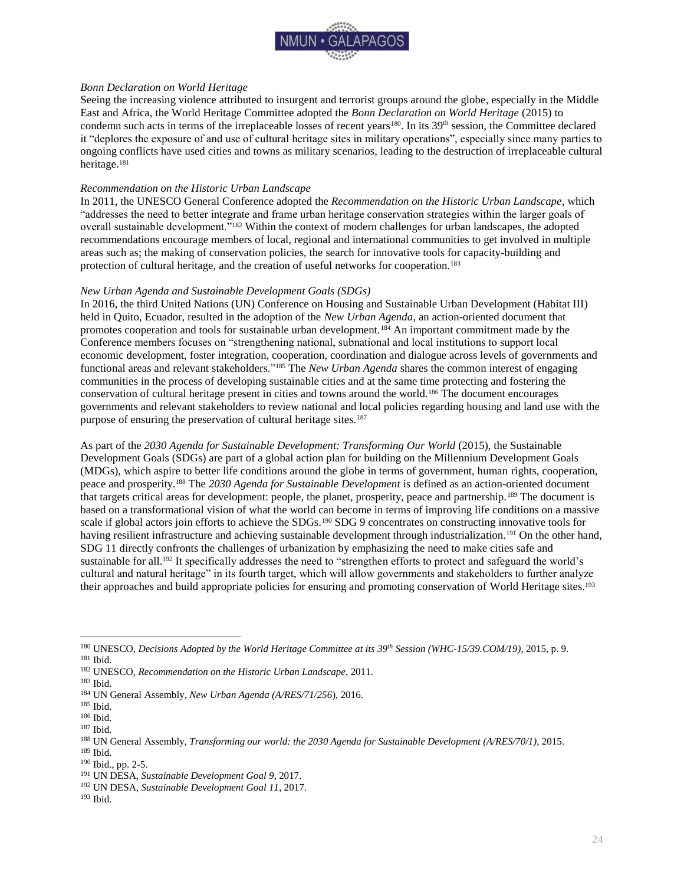*Bonn Declaration on World Heritage*

Seeing the increasing violence attributed to insurgent and terrorist groups around the globe, especially in the Middle East and Africa, the World Heritage Committee adopted the *Bonn Declaration on World Heritage* (2015) to condemn such acts in terms of the irreplaceable losses of recent years[180]. In its 39th session, the Committee declared it "deplores the exposure of and use of cultural heritage sites in military operations", especially since many parties to ongoing conflicts have used cities and towns as military scenarios, leading to the destruction of irreplaceable cultural heritage.[181]

*Recommendation on the Historic Urban Landscape*

In 2011, the UNESCO General Conference adopted the *Recommendation on the Historic Urban Landscape*, which "addresses the need to better integrate and frame urban heritage conservation strategies within the larger goals of overall sustainable development."[182] Within the context of modern challenges for urban landscapes, the adopted recommendations encourage members of local, regional and international communities to get involved in multiple areas such as; the making of conservation policies, the search for innovative tools for capacity-building and protection of cultural heritage, and the creation of useful networks for cooperation.[183]

*New Urban Agenda and Sustainable Development Goals (SDGs)*

In 2016, the third United Nations (UN) Conference on Housing and Sustainable Urban Development (Habitat III) held in Quito, Ecuador, resulted in the adoption of the *New Urban Agenda*, an action-oriented document that promotes cooperation and tools for sustainable urban development.[184] An important commitment made by the Conference members focuses on "strengthening national, subnational and local institutions to support local economic development, foster integration, cooperation, coordination and dialogue across levels of governments and functional areas and relevant stakeholders."[185] The *New Urban Agenda* shares the common interest of engaging communities in the process of developing sustainable cities and at the same time protecting and fostering the conservation of cultural heritage present in cities and towns around the world.[186] The document encourages governments and relevant stakeholders to review national and local policies regarding housing and land use with the purpose of ensuring the preservation of cultural heritage sites.[187]

As part of the *2030 Agenda for Sustainable Development: Transforming Our World* (2015), the Sustainable Development Goals (SDGs) are part of a global action plan for building on the Millennium Development Goals (MDGs), which aspire to better life conditions around the globe in terms of government, human rights, cooperation, peace and prosperity.[188] The *2030 Agenda for Sustainable Development* is defined as an action-oriented document that targets critical areas for development: people, the planet, prosperity, peace and partnership.[189] The document is based on a transformational vision of what the world can become in terms of improving life conditions on a massive scale if global actors join efforts to achieve the SDGs.[190] SDG 9 concentrates on constructing innovative tools for having resilient infrastructure and achieving sustainable development through industrialization.[191] On the other hand, SDG 11 directly confronts the challenges of urbanization by emphasizing the need to make cities safe and sustainable for all.[192] It specifically addresses the need to "strengthen efforts to protect and safeguard the world's cultural and natural heritage" in its fourth target, which will allow governments and stakeholders to further analyze their approaches and build appropriate policies for ensuring and promoting conservation of World Heritage sites.[193]

---

[180] UNESCO, *Decisions Adopted by the World Heritage Committee at its 39th Session (WHC-15/39.COM/19)*, 2015, p. 9.
[181] Ibid.
[182] UNESCO, *Recommendation on the Historic Urban Landscape*, 2011.
[183] Ibid.
[184] UN General Assembly, *New Urban Agenda (A/RES/71/256)*, 2016.
[185] Ibid.
[186] Ibid.
[187] Ibid.
[188] UN General Assembly, *Transforming our world: the 2030 Agenda for Sustainable Development (A/RES/70/1)*, 2015.
[189] Ibid.
[190] Ibid., pp. 2-5.
[191] UN DESA, *Sustainable Development Goal 9*, 2017.
[192] UN DESA, *Sustainable Development Goal 11*, 2017.
[193] Ibid.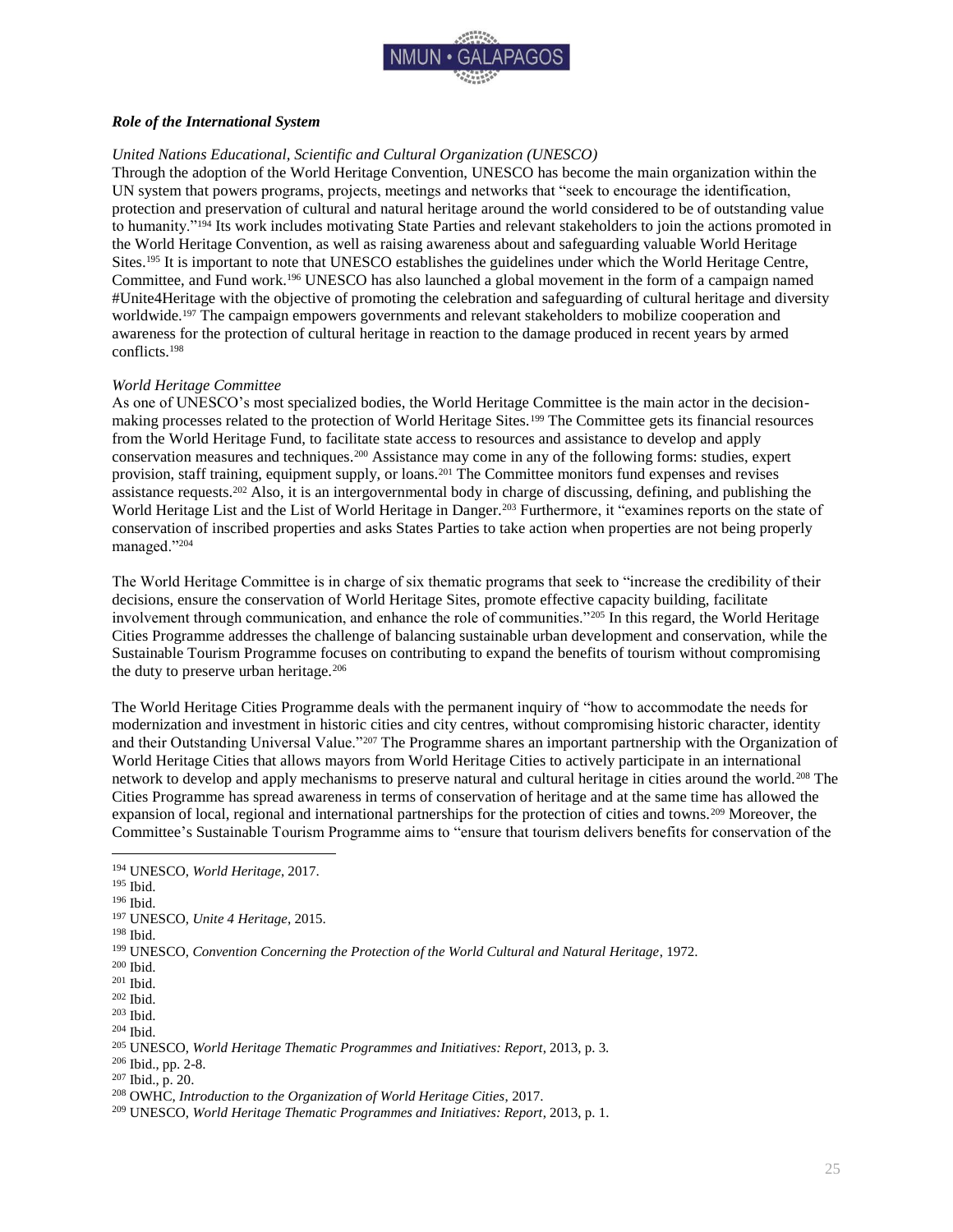### *Role of the International System*

*United Nations Educational, Scientific and Cultural Organization (UNESCO)*

Through the adoption of the World Heritage Convention, UNESCO has become the main organization within the UN system that powers programs, projects, meetings and networks that "seek to encourage the identification, protection and preservation of cultural and natural heritage around the world considered to be of outstanding value to humanity."[194] Its work includes motivating State Parties and relevant stakeholders to join the actions promoted in the World Heritage Convention, as well as raising awareness about and safeguarding valuable World Heritage Sites.[195] It is important to note that UNESCO establishes the guidelines under which the World Heritage Centre, Committee, and Fund work.[196] UNESCO has also launched a global movement in the form of a campaign named #Unite4Heritage with the objective of promoting the celebration and safeguarding of cultural heritage and diversity worldwide.[197] The campaign empowers governments and relevant stakeholders to mobilize cooperation and awareness for the protection of cultural heritage in reaction to the damage produced in recent years by armed conflicts.[198]

*World Heritage Committee*

As one of UNESCO's most specialized bodies, the World Heritage Committee is the main actor in the decision-making processes related to the protection of World Heritage Sites.[199] The Committee gets its financial resources from the World Heritage Fund, to facilitate state access to resources and assistance to develop and apply conservation measures and techniques.[200] Assistance may come in any of the following forms: studies, expert provision, staff training, equipment supply, or loans.[201] The Committee monitors fund expenses and revises assistance requests.[202] Also, it is an intergovernmental body in charge of discussing, defining, and publishing the World Heritage List and the List of World Heritage in Danger.[203] Furthermore, it "examines reports on the state of conservation of inscribed properties and asks States Parties to take action when properties are not being properly managed."[204]

The World Heritage Committee is in charge of six thematic programs that seek to "increase the credibility of their decisions, ensure the conservation of World Heritage Sites, promote effective capacity building, facilitate involvement through communication, and enhance the role of communities."[205] In this regard, the World Heritage Cities Programme addresses the challenge of balancing sustainable urban development and conservation, while the Sustainable Tourism Programme focuses on contributing to expand the benefits of tourism without compromising the duty to preserve urban heritage.[206]

The World Heritage Cities Programme deals with the permanent inquiry of "how to accommodate the needs for modernization and investment in historic cities and city centres, without compromising historic character, identity and their Outstanding Universal Value."[207] The Programme shares an important partnership with the Organization of World Heritage Cities that allows mayors from World Heritage Cities to actively participate in an international network to develop and apply mechanisms to preserve natural and cultural heritage in cities around the world.[208] The Cities Programme has spread awareness in terms of conservation of heritage and at the same time has allowed the expansion of local, regional and international partnerships for the protection of cities and towns.[209] Moreover, the Committee's Sustainable Tourism Programme aims to "ensure that tourism delivers benefits for conservation of the

---

[194] UNESCO, *World Heritage*, 2017.
[195] Ibid.
[196] Ibid.
[197] UNESCO, *Unite 4 Heritage*, 2015.
[198] Ibid.
[199] UNESCO, *Convention Concerning the Protection of the World Cultural and Natural Heritage*, 1972.
[200] Ibid.
[201] Ibid.
[202] Ibid.
[203] Ibid.
[204] Ibid.
[205] UNESCO, *World Heritage Thematic Programmes and Initiatives: Report*, 2013, p. 3.
[206] Ibid., pp. 2-8.
[207] Ibid., p. 20.
[208] OWHC, *Introduction to the Organization of World Heritage Cities*, 2017.
[209] UNESCO, *World Heritage Thematic Programmes and Initiatives: Report*, 2013, p. 1.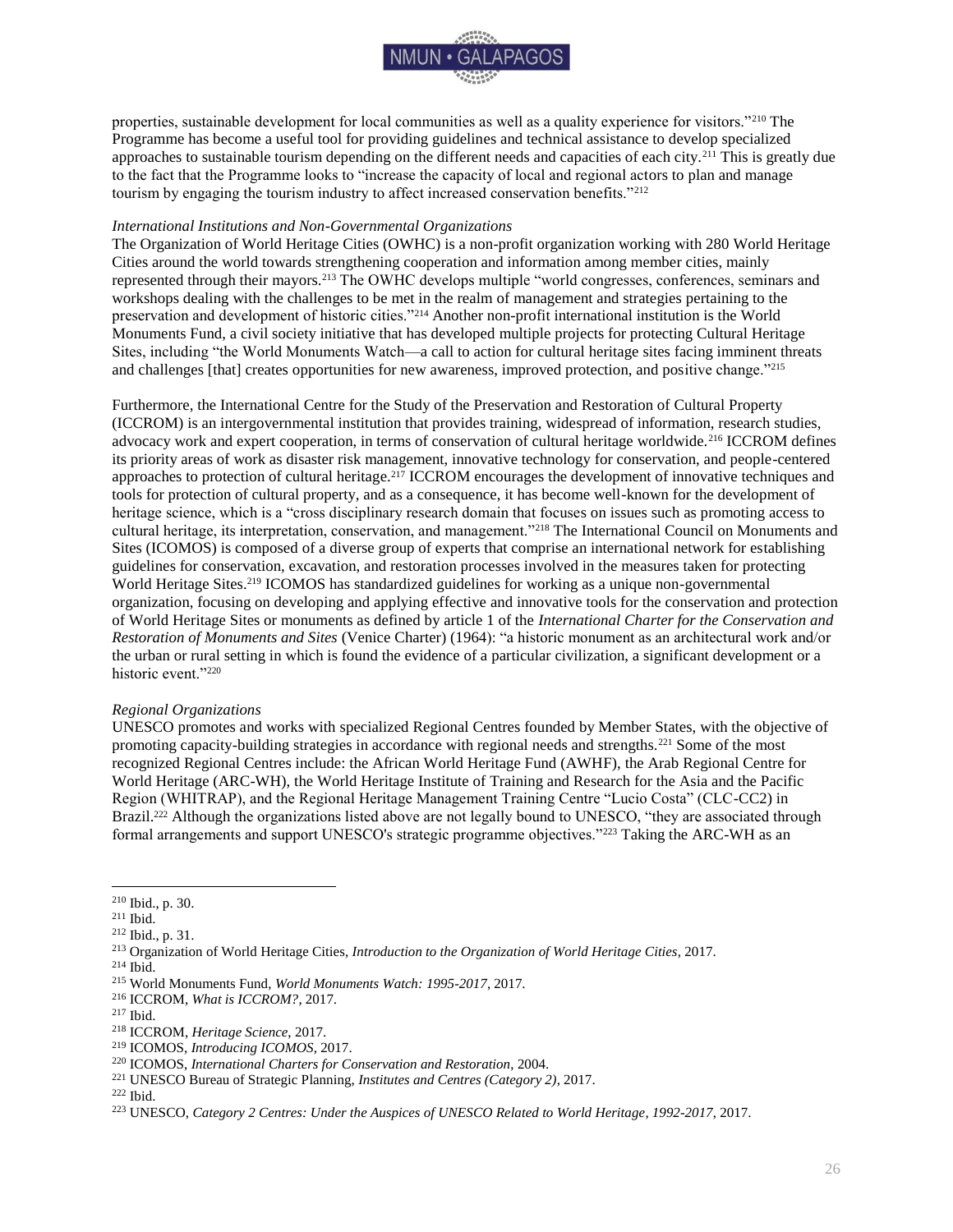properties, sustainable development for local communities as well as a quality experience for visitors."[210] The Programme has become a useful tool for providing guidelines and technical assistance to develop specialized approaches to sustainable tourism depending on the different needs and capacities of each city.[211] This is greatly due to the fact that the Programme looks to "increase the capacity of local and regional actors to plan and manage tourism by engaging the tourism industry to affect increased conservation benefits."[212]

*International Institutions and Non-Governmental Organizations*

The Organization of World Heritage Cities (OWHC) is a non-profit organization working with 280 World Heritage Cities around the world towards strengthening cooperation and information among member cities, mainly represented through their mayors.[213] The OWHC develops multiple "world congresses, conferences, seminars and workshops dealing with the challenges to be met in the realm of management and strategies pertaining to the preservation and development of historic cities."[214] Another non-profit international institution is the World Monuments Fund, a civil society initiative that has developed multiple projects for protecting Cultural Heritage Sites, including "the World Monuments Watch—a call to action for cultural heritage sites facing imminent threats and challenges [that] creates opportunities for new awareness, improved protection, and positive change."[215]

Furthermore, the International Centre for the Study of the Preservation and Restoration of Cultural Property (ICCROM) is an intergovernmental institution that provides training, widespread of information, research studies, advocacy work and expert cooperation, in terms of conservation of cultural heritage worldwide.[216] ICCROM defines its priority areas of work as disaster risk management, innovative technology for conservation, and people-centered approaches to protection of cultural heritage.[217] ICCROM encourages the development of innovative techniques and tools for protection of cultural property, and as a consequence, it has become well-known for the development of heritage science, which is a "cross disciplinary research domain that focuses on issues such as promoting access to cultural heritage, its interpretation, conservation, and management."[218] The International Council on Monuments and Sites (ICOMOS) is composed of a diverse group of experts that comprise an international network for establishing guidelines for conservation, excavation, and restoration processes involved in the measures taken for protecting World Heritage Sites.[219] ICOMOS has standardized guidelines for working as a unique non-governmental organization, focusing on developing and applying effective and innovative tools for the conservation and protection of World Heritage Sites or monuments as defined by article 1 of the *International Charter for the Conservation and Restoration of Monuments and Sites* (Venice Charter) (1964): "a historic monument as an architectural work and/or the urban or rural setting in which is found the evidence of a particular civilization, a significant development or a historic event."[220]

*Regional Organizations*

UNESCO promotes and works with specialized Regional Centres founded by Member States, with the objective of promoting capacity-building strategies in accordance with regional needs and strengths.[221] Some of the most recognized Regional Centres include: the African World Heritage Fund (AWHF), the Arab Regional Centre for World Heritage (ARC-WH), the World Heritage Institute of Training and Research for the Asia and the Pacific Region (WHITRAP), and the Regional Heritage Management Training Centre "Lucio Costa" (CLC-CC2) in Brazil.[222] Although the organizations listed above are not legally bound to UNESCO, "they are associated through formal arrangements and support UNESCO's strategic programme objectives."[223] Taking the ARC-WH as an

---

[210] Ibid., p. 30.
[211] Ibid.
[212] Ibid., p. 31.
[213] Organization of World Heritage Cities, *Introduction to the Organization of World Heritage Cities*, 2017.
[214] Ibid.
[215] World Monuments Fund, *World Monuments Watch: 1995-2017*, 2017.
[216] ICCROM, *What is ICCROM?*, 2017.
[217] Ibid.
[218] ICCROM, *Heritage Science*, 2017.
[219] ICOMOS, *Introducing ICOMOS*, 2017.
[220] ICOMOS, *International Charters for Conservation and Restoration*, 2004.
[221] UNESCO Bureau of Strategic Planning, *Institutes and Centres (Category 2)*, 2017.
[222] Ibid.
[223] UNESCO, *Category 2 Centres: Under the Auspices of UNESCO Related to World Heritage, 1992-2017*, 2017.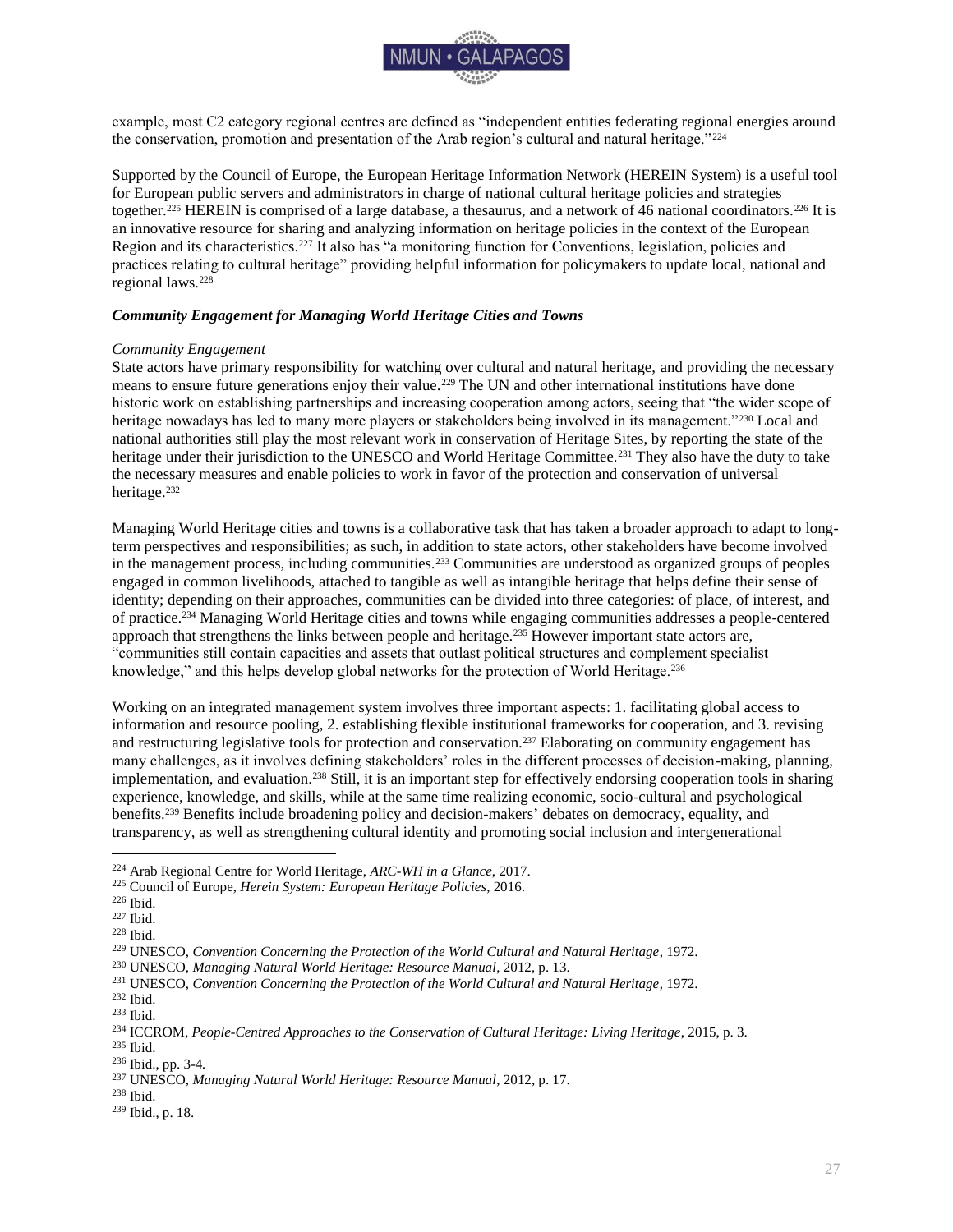example, most C2 category regional centres are defined as "independent entities federating regional energies around the conservation, promotion and presentation of the Arab region's cultural and natural heritage."[224]

Supported by the Council of Europe, the European Heritage Information Network (HEREIN System) is a useful tool for European public servers and administrators in charge of national cultural heritage policies and strategies together.[225] HEREIN is comprised of a large database, a thesaurus, and a network of 46 national coordinators.[226] It is an innovative resource for sharing and analyzing information on heritage policies in the context of the European Region and its characteristics.[227] It also has "a monitoring function for Conventions, legislation, policies and practices relating to cultural heritage" providing helpful information for policymakers to update local, national and regional laws.[228]

### *Community Engagement for Managing World Heritage Cities and Towns*

*Community Engagement*

State actors have primary responsibility for watching over cultural and natural heritage, and providing the necessary means to ensure future generations enjoy their value.[229] The UN and other international institutions have done historic work on establishing partnerships and increasing cooperation among actors, seeing that "the wider scope of heritage nowadays has led to many more players or stakeholders being involved in its management."[230] Local and national authorities still play the most relevant work in conservation of Heritage Sites, by reporting the state of the heritage under their jurisdiction to the UNESCO and World Heritage Committee.[231] They also have the duty to take the necessary measures and enable policies to work in favor of the protection and conservation of universal heritage.[232]

Managing World Heritage cities and towns is a collaborative task that has taken a broader approach to adapt to long-term perspectives and responsibilities; as such, in addition to state actors, other stakeholders have become involved in the management process, including communities.[233] Communities are understood as organized groups of peoples engaged in common livelihoods, attached to tangible as well as intangible heritage that helps define their sense of identity; depending on their approaches, communities can be divided into three categories: of place, of interest, and of practice.[234] Managing World Heritage cities and towns while engaging communities addresses a people-centered approach that strengthens the links between people and heritage.[235] However important state actors are, "communities still contain capacities and assets that outlast political structures and complement specialist knowledge," and this helps develop global networks for the protection of World Heritage.[236]

Working on an integrated management system involves three important aspects: 1. facilitating global access to information and resource pooling, 2. establishing flexible institutional frameworks for cooperation, and 3. revising and restructuring legislative tools for protection and conservation.[237] Elaborating on community engagement has many challenges, as it involves defining stakeholders' roles in the different processes of decision-making, planning, implementation, and evaluation.[238] Still, it is an important step for effectively endorsing cooperation tools in sharing experience, knowledge, and skills, while at the same time realizing economic, socio-cultural and psychological benefits.[239] Benefits include broadening policy and decision-makers' debates on democracy, equality, and transparency, as well as strengthening cultural identity and promoting social inclusion and intergenerational

---

[224] Arab Regional Centre for World Heritage, *ARC-WH in a Glance*, 2017.
[225] Council of Europe, *Herein System: European Heritage Policies*, 2016.
[226] Ibid.
[227] Ibid.
[228] Ibid.
[229] UNESCO, *Convention Concerning the Protection of the World Cultural and Natural Heritage*, 1972.
[230] UNESCO, *Managing Natural World Heritage: Resource Manual*, 2012, p. 13.
[231] UNESCO, *Convention Concerning the Protection of the World Cultural and Natural Heritage*, 1972.
[232] Ibid.
[233] Ibid.
[234] ICCROM, *People-Centred Approaches to the Conservation of Cultural Heritage: Living Heritage*, 2015, p. 3.
[235] Ibid.
[236] Ibid., pp. 3-4.
[237] UNESCO, *Managing Natural World Heritage: Resource Manual*, 2012, p. 17.
[238] Ibid.
[239] Ibid., p. 18.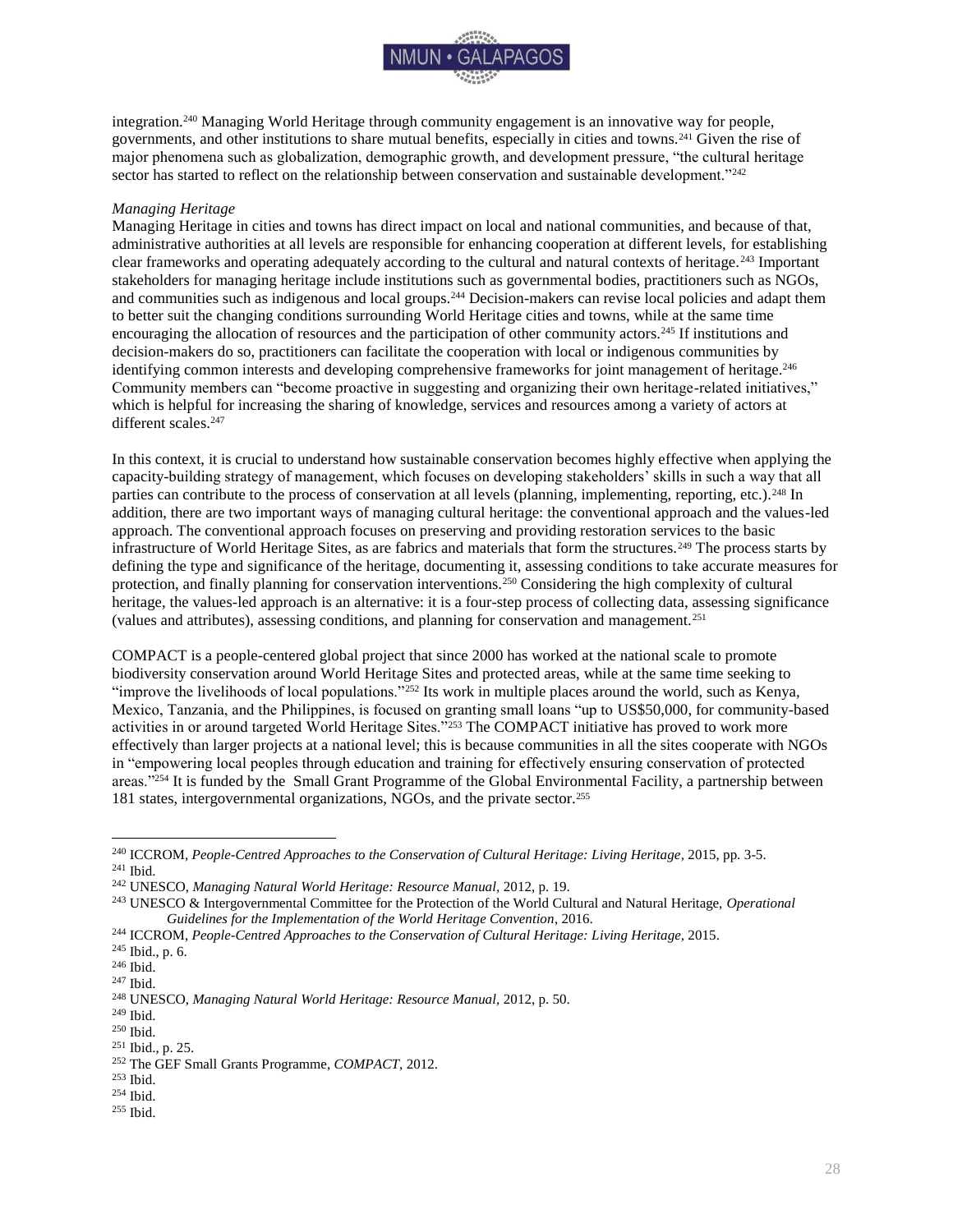integration.[240] Managing World Heritage through community engagement is an innovative way for people, governments, and other institutions to share mutual benefits, especially in cities and towns.[241] Given the rise of major phenomena such as globalization, demographic growth, and development pressure, "the cultural heritage sector has started to reflect on the relationship between conservation and sustainable development."[242]

*Managing Heritage*

Managing Heritage in cities and towns has direct impact on local and national communities, and because of that, administrative authorities at all levels are responsible for enhancing cooperation at different levels, for establishing clear frameworks and operating adequately according to the cultural and natural contexts of heritage.[243] Important stakeholders for managing heritage include institutions such as governmental bodies, practitioners such as NGOs, and communities such as indigenous and local groups.[244] Decision-makers can revise local policies and adapt them to better suit the changing conditions surrounding World Heritage cities and towns, while at the same time encouraging the allocation of resources and the participation of other community actors.[245] If institutions and decision-makers do so, practitioners can facilitate the cooperation with local or indigenous communities by identifying common interests and developing comprehensive frameworks for joint management of heritage.[246] Community members can "become proactive in suggesting and organizing their own heritage-related initiatives," which is helpful for increasing the sharing of knowledge, services and resources among a variety of actors at different scales.[247]

In this context, it is crucial to understand how sustainable conservation becomes highly effective when applying the capacity-building strategy of management, which focuses on developing stakeholders' skills in such a way that all parties can contribute to the process of conservation at all levels (planning, implementing, reporting, etc.).[248] In addition, there are two important ways of managing cultural heritage: the conventional approach and the values-led approach. The conventional approach focuses on preserving and providing restoration services to the basic infrastructure of World Heritage Sites, as are fabrics and materials that form the structures.[249] The process starts by defining the type and significance of the heritage, documenting it, assessing conditions to take accurate measures for protection, and finally planning for conservation interventions.[250] Considering the high complexity of cultural heritage, the values-led approach is an alternative: it is a four-step process of collecting data, assessing significance (values and attributes), assessing conditions, and planning for conservation and management.[251]

COMPACT is a people-centered global project that since 2000 has worked at the national scale to promote biodiversity conservation around World Heritage Sites and protected areas, while at the same time seeking to "improve the livelihoods of local populations."[252] Its work in multiple places around the world, such as Kenya, Mexico, Tanzania, and the Philippines, is focused on granting small loans "up to US$50,000, for community-based activities in or around targeted World Heritage Sites."[253] The COMPACT initiative has proved to work more effectively than larger projects at a national level; this is because communities in all the sites cooperate with NGOs in "empowering local peoples through education and training for effectively ensuring conservation of protected areas."[254] It is funded by the Small Grant Programme of the Global Environmental Facility, a partnership between 181 states, intergovernmental organizations, NGOs, and the private sector.[255]

---

[240] ICCROM, *People-Centred Approaches to the Conservation of Cultural Heritage: Living Heritage*, 2015, pp. 3-5.
[241] Ibid.
[242] UNESCO, *Managing Natural World Heritage: Resource Manual*, 2012, p. 19.
[243] UNESCO & Intergovernmental Committee for the Protection of the World Cultural and Natural Heritage, *Operational Guidelines for the Implementation of the World Heritage Convention*, 2016.
[244] ICCROM, *People-Centred Approaches to the Conservation of Cultural Heritage: Living Heritage*, 2015.
[245] Ibid., p. 6.
[246] Ibid.
[247] Ibid.
[248] UNESCO, *Managing Natural World Heritage: Resource Manual*, 2012, p. 50.
[249] Ibid.
[250] Ibid.
[251] Ibid., p. 25.
[252] The GEF Small Grants Programme, *COMPACT*, 2012.
[253] Ibid.
[254] Ibid.
[255] Ibid.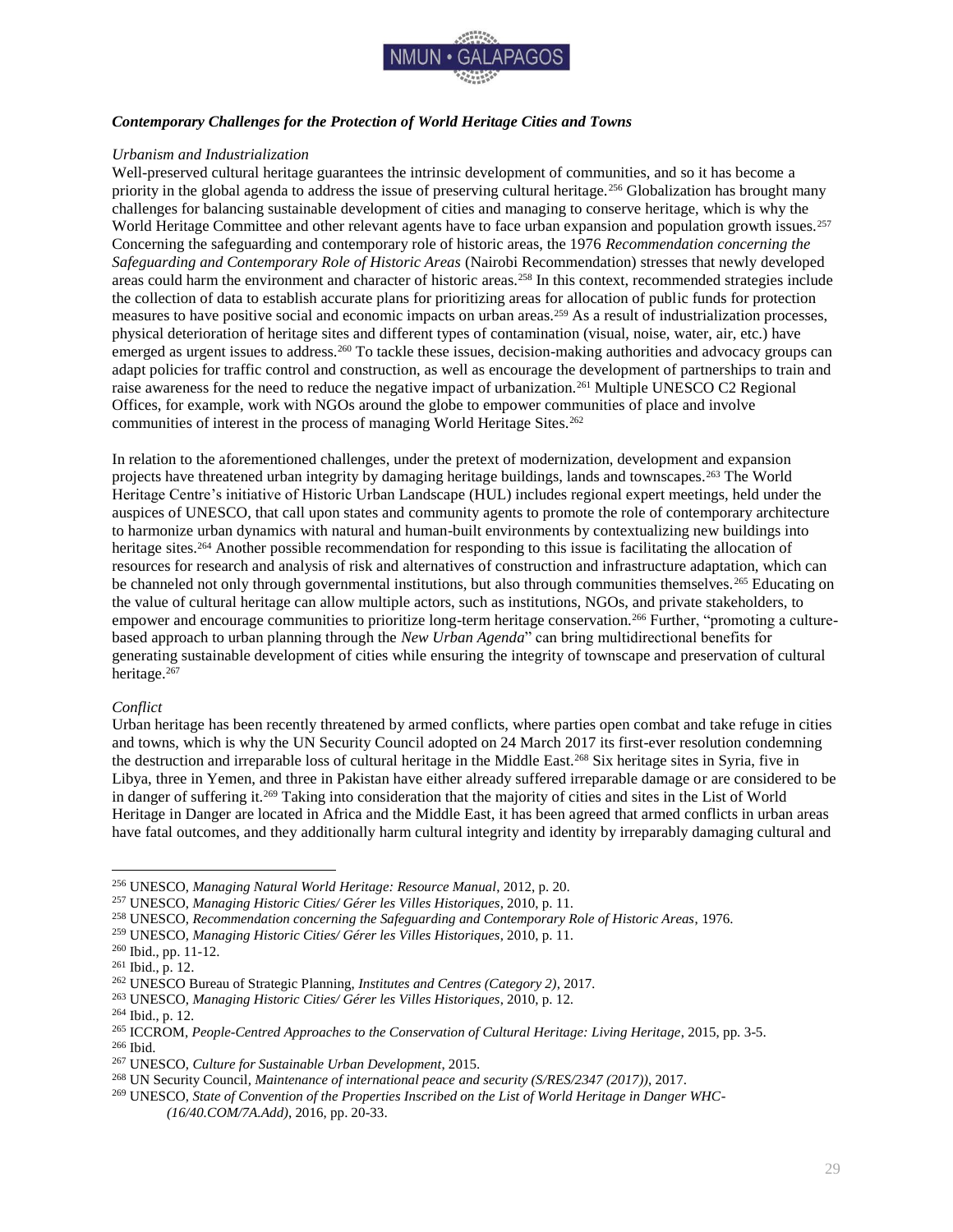### *Contemporary Challenges for the Protection of World Heritage Cities and Towns*

*Urbanism and Industrialization*

Well-preserved cultural heritage guarantees the intrinsic development of communities, and so it has become a priority in the global agenda to address the issue of preserving cultural heritage.[256] Globalization has brought many challenges for balancing sustainable development of cities and managing to conserve heritage, which is why the World Heritage Committee and other relevant agents have to face urban expansion and population growth issues.[257] Concerning the safeguarding and contemporary role of historic areas, the 1976 *Recommendation concerning the Safeguarding and Contemporary Role of Historic Areas* (Nairobi Recommendation) stresses that newly developed areas could harm the environment and character of historic areas.[258] In this context, recommended strategies include the collection of data to establish accurate plans for prioritizing areas for allocation of public funds for protection measures to have positive social and economic impacts on urban areas.[259] As a result of industrialization processes, physical deterioration of heritage sites and different types of contamination (visual, noise, water, air, etc.) have emerged as urgent issues to address.[260] To tackle these issues, decision-making authorities and advocacy groups can adapt policies for traffic control and construction, as well as encourage the development of partnerships to train and raise awareness for the need to reduce the negative impact of urbanization.[261] Multiple UNESCO C2 Regional Offices, for example, work with NGOs around the globe to empower communities of place and involve communities of interest in the process of managing World Heritage Sites.[262]

In relation to the aforementioned challenges, under the pretext of modernization, development and expansion projects have threatened urban integrity by damaging heritage buildings, lands and townscapes.[263] The World Heritage Centre's initiative of Historic Urban Landscape (HUL) includes regional expert meetings, held under the auspices of UNESCO, that call upon states and community agents to promote the role of contemporary architecture to harmonize urban dynamics with natural and human-built environments by contextualizing new buildings into heritage sites.[264] Another possible recommendation for responding to this issue is facilitating the allocation of resources for research and analysis of risk and alternatives of construction and infrastructure adaptation, which can be channeled not only through governmental institutions, but also through communities themselves.[265] Educating on the value of cultural heritage can allow multiple actors, such as institutions, NGOs, and private stakeholders, to empower and encourage communities to prioritize long-term heritage conservation.[266] Further, "promoting a culture-based approach to urban planning through the *New Urban Agenda*" can bring multidirectional benefits for generating sustainable development of cities while ensuring the integrity of townscape and preservation of cultural heritage.[267]

*Conflict*

Urban heritage has been recently threatened by armed conflicts, where parties open combat and take refuge in cities and towns, which is why the UN Security Council adopted on 24 March 2017 its first-ever resolution condemning the destruction and irreparable loss of cultural heritage in the Middle East.[268] Six heritage sites in Syria, five in Libya, three in Yemen, and three in Pakistan have either already suffered irreparable damage or are considered to be in danger of suffering it.[269] Taking into consideration that the majority of cities and sites in the List of World Heritage in Danger are located in Africa and the Middle East, it has been agreed that armed conflicts in urban areas have fatal outcomes, and they additionally harm cultural integrity and identity by irreparably damaging cultural and

---

[256] UNESCO, *Managing Natural World Heritage: Resource Manual*, 2012, p. 20.
[257] UNESCO, *Managing Historic Cities/ Gérer les Villes Historiques*, 2010, p. 11.
[258] UNESCO, *Recommendation concerning the Safeguarding and Contemporary Role of Historic Areas*, 1976.
[259] UNESCO, *Managing Historic Cities/ Gérer les Villes Historiques*, 2010, p. 11.
[260] Ibid., pp. 11-12.
[261] Ibid., p. 12.
[262] UNESCO Bureau of Strategic Planning, *Institutes and Centres (Category 2)*, 2017.
[263] UNESCO, *Managing Historic Cities/ Gérer les Villes Historiques*, 2010, p. 12.
[264] Ibid., p. 12.
[265] ICCROM, *People-Centred Approaches to the Conservation of Cultural Heritage: Living Heritage*, 2015, pp. 3-5.
[266] Ibid.
[267] UNESCO, *Culture for Sustainable Urban Development*, 2015.
[268] UN Security Council, *Maintenance of international peace and security (S/RES/2347 (2017))*, 2017.
[269] UNESCO, *State of Convention of the Properties Inscribed on the List of World Heritage in Danger WHC-(16/40.COM/7A.Add)*, 2016, pp. 20-33.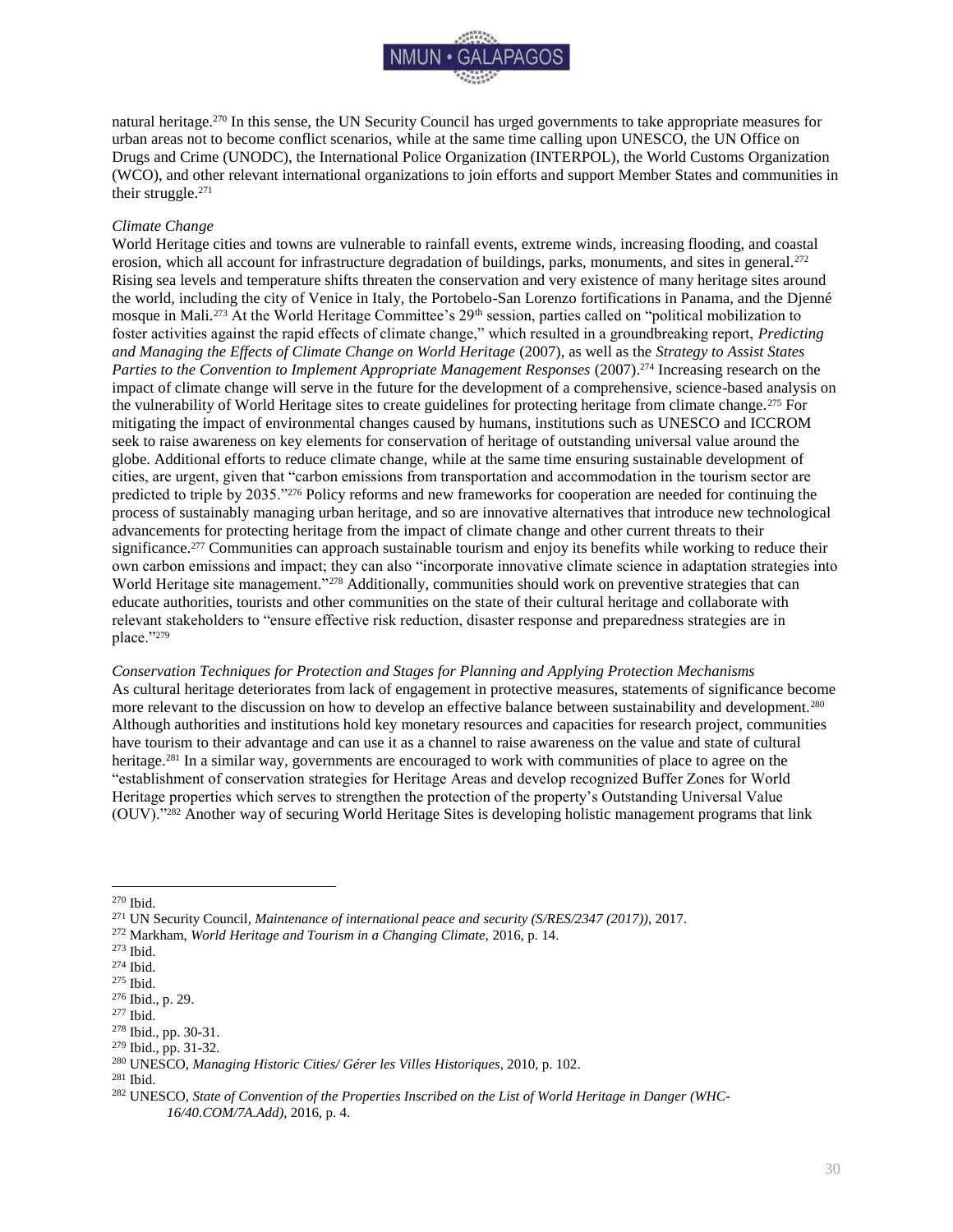natural heritage.[270] In this sense, the UN Security Council has urged governments to take appropriate measures for urban areas not to become conflict scenarios, while at the same time calling upon UNESCO, the UN Office on Drugs and Crime (UNODC), the International Police Organization (INTERPOL), the World Customs Organization (WCO), and other relevant international organizations to join efforts and support Member States and communities in their struggle.[271]

*Climate Change*

World Heritage cities and towns are vulnerable to rainfall events, extreme winds, increasing flooding, and coastal erosion, which all account for infrastructure degradation of buildings, parks, monuments, and sites in general.[272] Rising sea levels and temperature shifts threaten the conservation and very existence of many heritage sites around the world, including the city of Venice in Italy, the Portobelo-San Lorenzo fortifications in Panama, and the Djenné mosque in Mali.[273] At the World Heritage Committee's 29th session, parties called on "political mobilization to foster activities against the rapid effects of climate change," which resulted in a groundbreaking report, *Predicting and Managing the Effects of Climate Change on World Heritage* (2007), as well as the *Strategy to Assist States Parties to the Convention to Implement Appropriate Management Responses* (2007).[274] Increasing research on the impact of climate change will serve in the future for the development of a comprehensive, science-based analysis on the vulnerability of World Heritage sites to create guidelines for protecting heritage from climate change.[275] For mitigating the impact of environmental changes caused by humans, institutions such as UNESCO and ICCROM seek to raise awareness on key elements for conservation of heritage of outstanding universal value around the globe. Additional efforts to reduce climate change, while at the same time ensuring sustainable development of cities, are urgent, given that "carbon emissions from transportation and accommodation in the tourism sector are predicted to triple by 2035."[276] Policy reforms and new frameworks for cooperation are needed for continuing the process of sustainably managing urban heritage, and so are innovative alternatives that introduce new technological advancements for protecting heritage from the impact of climate change and other current threats to their significance.[277] Communities can approach sustainable tourism and enjoy its benefits while working to reduce their own carbon emissions and impact; they can also "incorporate innovative climate science in adaptation strategies into World Heritage site management."[278] Additionally, communities should work on preventive strategies that can educate authorities, tourists and other communities on the state of their cultural heritage and collaborate with relevant stakeholders to "ensure effective risk reduction, disaster response and preparedness strategies are in place."[279]

*Conservation Techniques for Protection and Stages for Planning and Applying Protection Mechanisms*

As cultural heritage deteriorates from lack of engagement in protective measures, statements of significance become more relevant to the discussion on how to develop an effective balance between sustainability and development.[280] Although authorities and institutions hold key monetary resources and capacities for research project, communities have tourism to their advantage and can use it as a channel to raise awareness on the value and state of cultural heritage.[281] In a similar way, governments are encouraged to work with communities of place to agree on the "establishment of conservation strategies for Heritage Areas and develop recognized Buffer Zones for World Heritage properties which serves to strengthen the protection of the property's Outstanding Universal Value (OUV)."[282] Another way of securing World Heritage Sites is developing holistic management programs that link

---

[270] Ibid.

[271] UN Security Council, *Maintenance of international peace and security (S/RES/2347 (2017))*, 2017.

[272] Markham, *World Heritage and Tourism in a Changing Climate,* 2016, p. 14.

[273] Ibid.

[274] Ibid.

[275] Ibid.

[276] Ibid., p. 29.

[277] Ibid.

[278] Ibid., pp. 30-31.

[279] Ibid., pp. 31-32.

[280] UNESCO, *Managing Historic Cities/ Gérer les Villes Historiques*, 2010, p. 102.

[281] Ibid.

[282] UNESCO, *State of Convention of the Properties Inscribed on the List of World Heritage in Danger (WHC-16/40.COM/7A.Add)*, 2016, p. 4.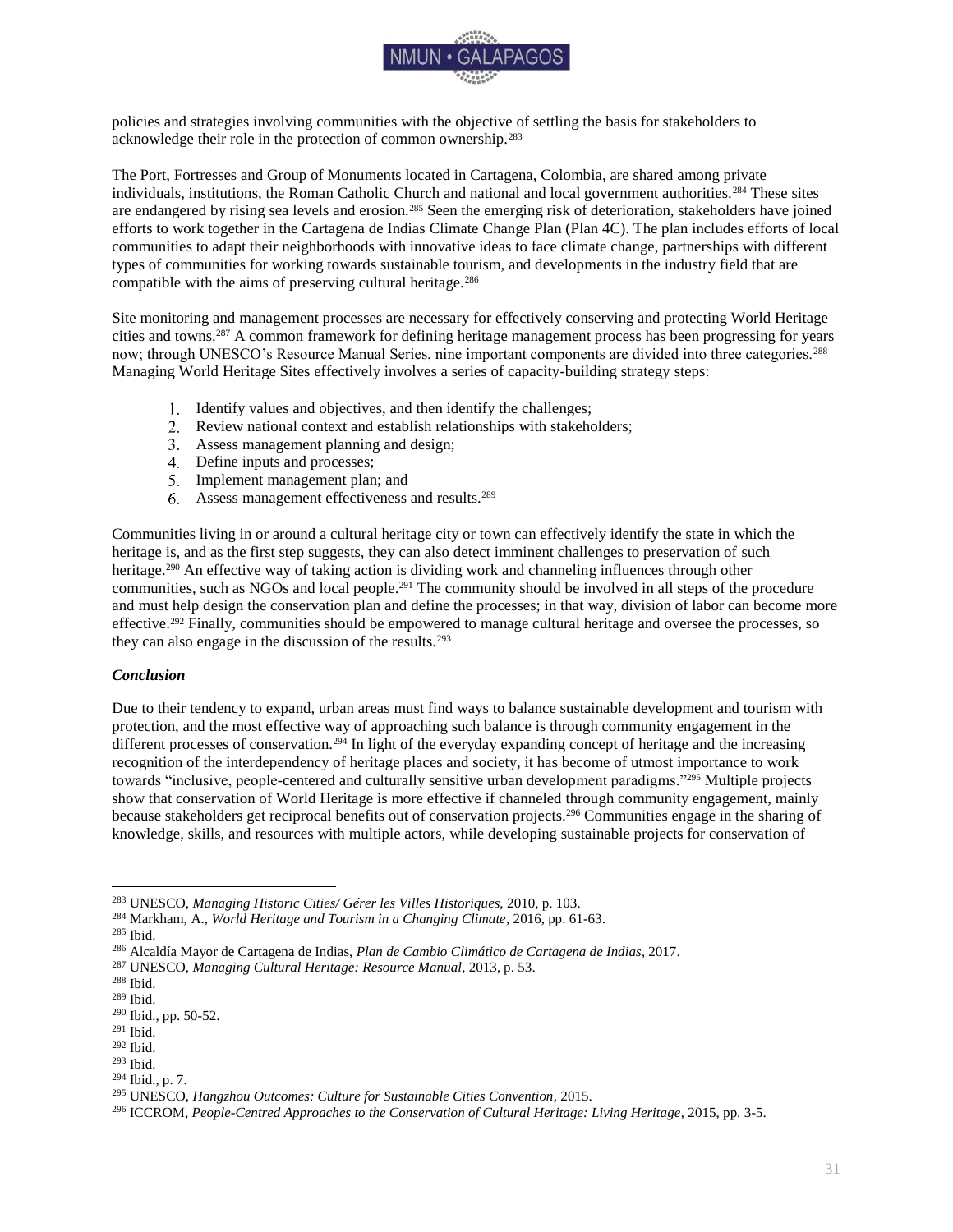policies and strategies involving communities with the objective of settling the basis for stakeholders to acknowledge their role in the protection of common ownership.[283]

The Port, Fortresses and Group of Monuments located in Cartagena, Colombia, are shared among private individuals, institutions, the Roman Catholic Church and national and local government authorities.[284] These sites are endangered by rising sea levels and erosion.[285] Seen the emerging risk of deterioration, stakeholders have joined efforts to work together in the Cartagena de Indias Climate Change Plan (Plan 4C). The plan includes efforts of local communities to adapt their neighborhoods with innovative ideas to face climate change, partnerships with different types of communities for working towards sustainable tourism, and developments in the industry field that are compatible with the aims of preserving cultural heritage.[286]

Site monitoring and management processes are necessary for effectively conserving and protecting World Heritage cities and towns.[287] A common framework for defining heritage management process has been progressing for years now; through UNESCO's Resource Manual Series, nine important components are divided into three categories.[288] Managing World Heritage Sites effectively involves a series of capacity-building strategy steps:

1. Identify values and objectives, and then identify the challenges;
2. Review national context and establish relationships with stakeholders;
3. Assess management planning and design;
4. Define inputs and processes;
5. Implement management plan; and
6. Assess management effectiveness and results.[289]

Communities living in or around a cultural heritage city or town can effectively identify the state in which the heritage is, and as the first step suggests, they can also detect imminent challenges to preservation of such heritage.[290] An effective way of taking action is dividing work and channeling influences through other communities, such as NGOs and local people.[291] The community should be involved in all steps of the procedure and must help design the conservation plan and define the processes; in that way, division of labor can become more effective.[292] Finally, communities should be empowered to manage cultural heritage and oversee the processes, so they can also engage in the discussion of the results.[293]

### *Conclusion*

Due to their tendency to expand, urban areas must find ways to balance sustainable development and tourism with protection, and the most effective way of approaching such balance is through community engagement in the different processes of conservation.[294] In light of the everyday expanding concept of heritage and the increasing recognition of the interdependency of heritage places and society, it has become of utmost importance to work towards "inclusive, people-centered and culturally sensitive urban development paradigms."[295] Multiple projects show that conservation of World Heritage is more effective if channeled through community engagement, mainly because stakeholders get reciprocal benefits out of conservation projects.[296] Communities engage in the sharing of knowledge, skills, and resources with multiple actors, while developing sustainable projects for conservation of

---

[283] UNESCO, *Managing Historic Cities/ Gérer les Villes Historiques*, 2010, p. 103.
[284] Markham, A., *World Heritage and Tourism in a Changing Climate*, 2016, pp. 61-63.
[285] Ibid.
[286] Alcaldía Mayor de Cartagena de Indias, *Plan de Cambio Climático de Cartagena de Indias*, 2017.
[287] UNESCO, *Managing Cultural Heritage: Resource Manual*, 2013, p. 53.
[288] Ibid.
[289] Ibid.
[290] Ibid., pp. 50-52.
[291] Ibid.
[292] Ibid.
[293] Ibid.
[294] Ibid., p. 7.
[295] UNESCO, *Hangzhou Outcomes: Culture for Sustainable Cities Convention*, 2015.
[296] ICCROM, *People-Centred Approaches to the Conservation of Cultural Heritage: Living Heritage*, 2015, pp. 3-5.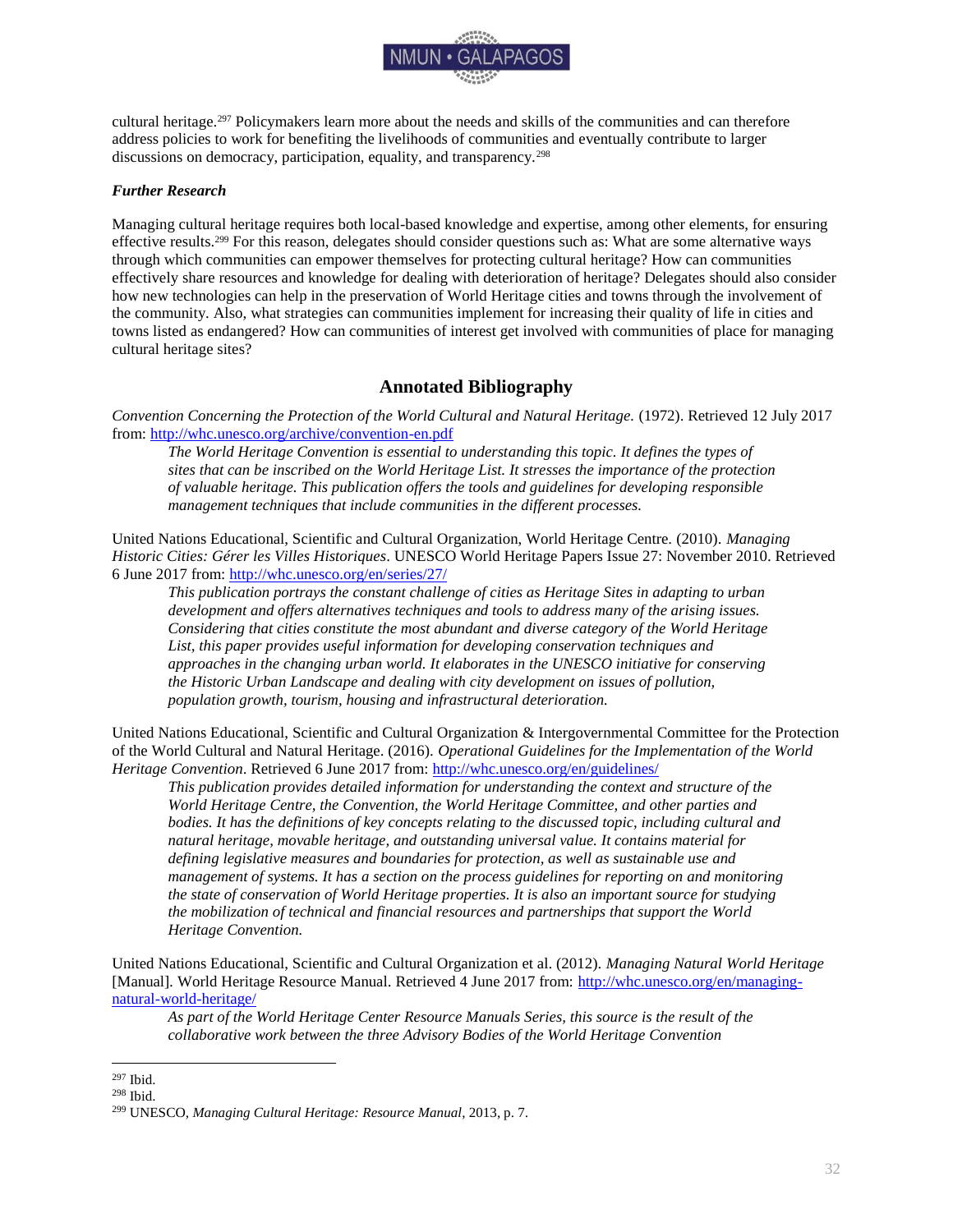cultural heritage.[297] Policymakers learn more about the needs and skills of the communities and can therefore address policies to work for benefiting the livelihoods of communities and eventually contribute to larger discussions on democracy, participation, equality, and transparency.[298]

### *Further Research*

Managing cultural heritage requires both local-based knowledge and expertise, among other elements, for ensuring effective results.[299] For this reason, delegates should consider questions such as: What are some alternative ways through which communities can empower themselves for protecting cultural heritage? How can communities effectively share resources and knowledge for dealing with deterioration of heritage? Delegates should also consider how new technologies can help in the preservation of World Heritage cities and towns through the involvement of the community. Also, what strategies can communities implement for increasing their quality of life in cities and towns listed as endangered? How can communities of interest get involved with communities of place for managing cultural heritage sites?

## Annotated Bibliography

*Convention Concerning the Protection of the World Cultural and Natural Heritage.* (1972). Retrieved 12 July 2017 from: http://whc.unesco.org/archive/convention-en.pdf

> *The World Heritage Convention is essential to understanding this topic. It defines the types of sites that can be inscribed on the World Heritage List. It stresses the importance of the protection of valuable heritage. This publication offers the tools and guidelines for developing responsible management techniques that include communities in the different processes.*

United Nations Educational, Scientific and Cultural Organization, World Heritage Centre. (2010). *Managing Historic Cities: Gérer les Villes Historiques*. UNESCO World Heritage Papers Issue 27: November 2010. Retrieved 6 June 2017 from: http://whc.unesco.org/en/series/27/

> *This publication portrays the constant challenge of cities as Heritage Sites in adapting to urban development and offers alternatives techniques and tools to address many of the arising issues. Considering that cities constitute the most abundant and diverse category of the World Heritage List, this paper provides useful information for developing conservation techniques and approaches in the changing urban world. It elaborates in the UNESCO initiative for conserving the Historic Urban Landscape and dealing with city development on issues of pollution, population growth, tourism, housing and infrastructural deterioration.*

United Nations Educational, Scientific and Cultural Organization & Intergovernmental Committee for the Protection of the World Cultural and Natural Heritage. (2016). *Operational Guidelines for the Implementation of the World Heritage Convention*. Retrieved 6 June 2017 from: http://whc.unesco.org/en/guidelines/

> *This publication provides detailed information for understanding the context and structure of the World Heritage Centre, the Convention, the World Heritage Committee, and other parties and bodies. It has the definitions of key concepts relating to the discussed topic, including cultural and natural heritage, movable heritage, and outstanding universal value. It contains material for defining legislative measures and boundaries for protection, as well as sustainable use and management of systems. It has a section on the process guidelines for reporting on and monitoring the state of conservation of World Heritage properties. It is also an important source for studying the mobilization of technical and financial resources and partnerships that support the World Heritage Convention.*

United Nations Educational, Scientific and Cultural Organization et al. (2012). *Managing Natural World Heritage* [Manual]. World Heritage Resource Manual. Retrieved 4 June 2017 from: http://whc.unesco.org/en/managing-natural-world-heritage/

> *As part of the World Heritage Center Resource Manuals Series, this source is the result of the collaborative work between the three Advisory Bodies of the World Heritage Convention*

---

[297] Ibid.

[298] Ibid.

[299] UNESCO, *Managing Cultural Heritage: Resource Manual*, 2013, p. 7.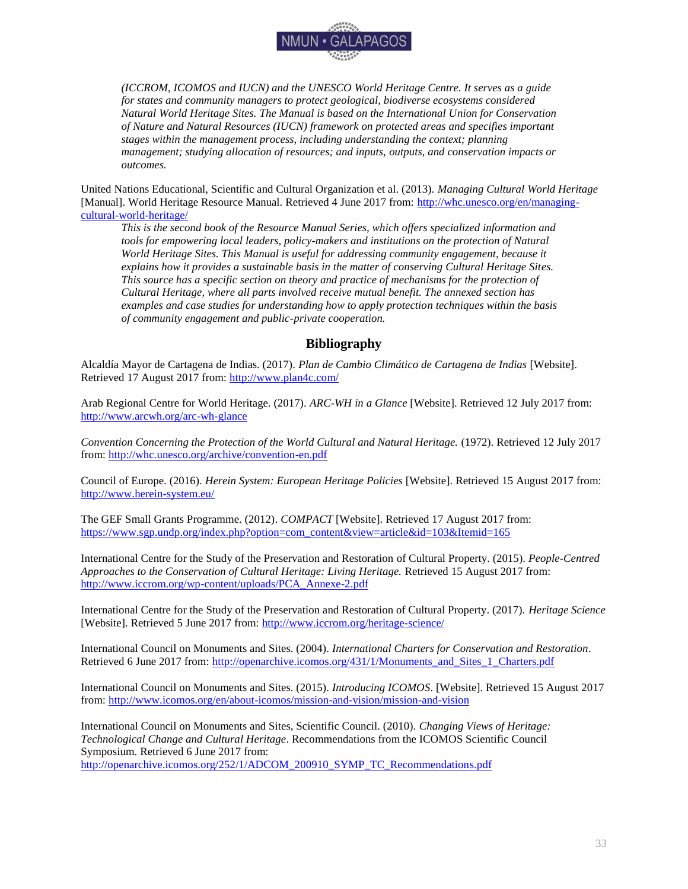*(ICCROM, ICOMOS and IUCN) and the UNESCO World Heritage Centre. It serves as a guide for states and community managers to protect geological, biodiverse ecosystems considered Natural World Heritage Sites. The Manual is based on the International Union for Conservation of Nature and Natural Resources (IUCN) framework on protected areas and specifies important stages within the management process, including understanding the context; planning management; studying allocation of resources; and inputs, outputs, and conservation impacts or outcomes.*

United Nations Educational, Scientific and Cultural Organization et al. (2013). *Managing Cultural World Heritage* [Manual]. World Heritage Resource Manual. Retrieved 4 June 2017 from: http://whc.unesco.org/en/managing-cultural-world-heritage/

*This is the second book of the Resource Manual Series, which offers specialized information and tools for empowering local leaders, policy-makers and institutions on the protection of Natural World Heritage Sites. This Manual is useful for addressing community engagement, because it explains how it provides a sustainable basis in the matter of conserving Cultural Heritage Sites. This source has a specific section on theory and practice of mechanisms for the protection of Cultural Heritage, where all parts involved receive mutual benefit. The annexed section has examples and case studies for understanding how to apply protection techniques within the basis of community engagement and public-private cooperation.*

## Bibliography

Alcaldía Mayor de Cartagena de Indias. (2017). *Plan de Cambio Climático de Cartagena de Indias* [Website]. Retrieved 17 August 2017 from: http://www.plan4c.com/

Arab Regional Centre for World Heritage. (2017). *ARC-WH in a Glance* [Website]. Retrieved 12 July 2017 from: http://www.arcwh.org/arc-wh-glance

*Convention Concerning the Protection of the World Cultural and Natural Heritage.* (1972). Retrieved 12 July 2017 from: http://whc.unesco.org/archive/convention-en.pdf

Council of Europe. (2016). *Herein System: European Heritage Policies* [Website]. Retrieved 15 August 2017 from: http://www.herein-system.eu/

The GEF Small Grants Programme. (2012). *COMPACT* [Website]. Retrieved 17 August 2017 from: https://www.sgp.undp.org/index.php?option=com_content&view=article&id=103&Itemid=165

International Centre for the Study of the Preservation and Restoration of Cultural Property. (2015). *People-Centred Approaches to the Conservation of Cultural Heritage: Living Heritage.* Retrieved 15 August 2017 from: http://www.iccrom.org/wp-content/uploads/PCA_Annexe-2.pdf

International Centre for the Study of the Preservation and Restoration of Cultural Property. (2017). *Heritage Science* [Website]. Retrieved 5 June 2017 from: http://www.iccrom.org/heritage-science/

International Council on Monuments and Sites. (2004). *International Charters for Conservation and Restoration*. Retrieved 6 June 2017 from: http://openarchive.icomos.org/431/1/Monuments_and_Sites_1_Charters.pdf

International Council on Monuments and Sites. (2015). *Introducing ICOMOS*. [Website]. Retrieved 15 August 2017 from: http://www.icomos.org/en/about-icomos/mission-and-vision/mission-and-vision

International Council on Monuments and Sites, Scientific Council. (2010). *Changing Views of Heritage: Technological Change and Cultural Heritage*. Recommendations from the ICOMOS Scientific Council Symposium. Retrieved 6 June 2017 from: http://openarchive.icomos.org/252/1/ADCOM_200910_SYMP_TC_Recommendations.pdf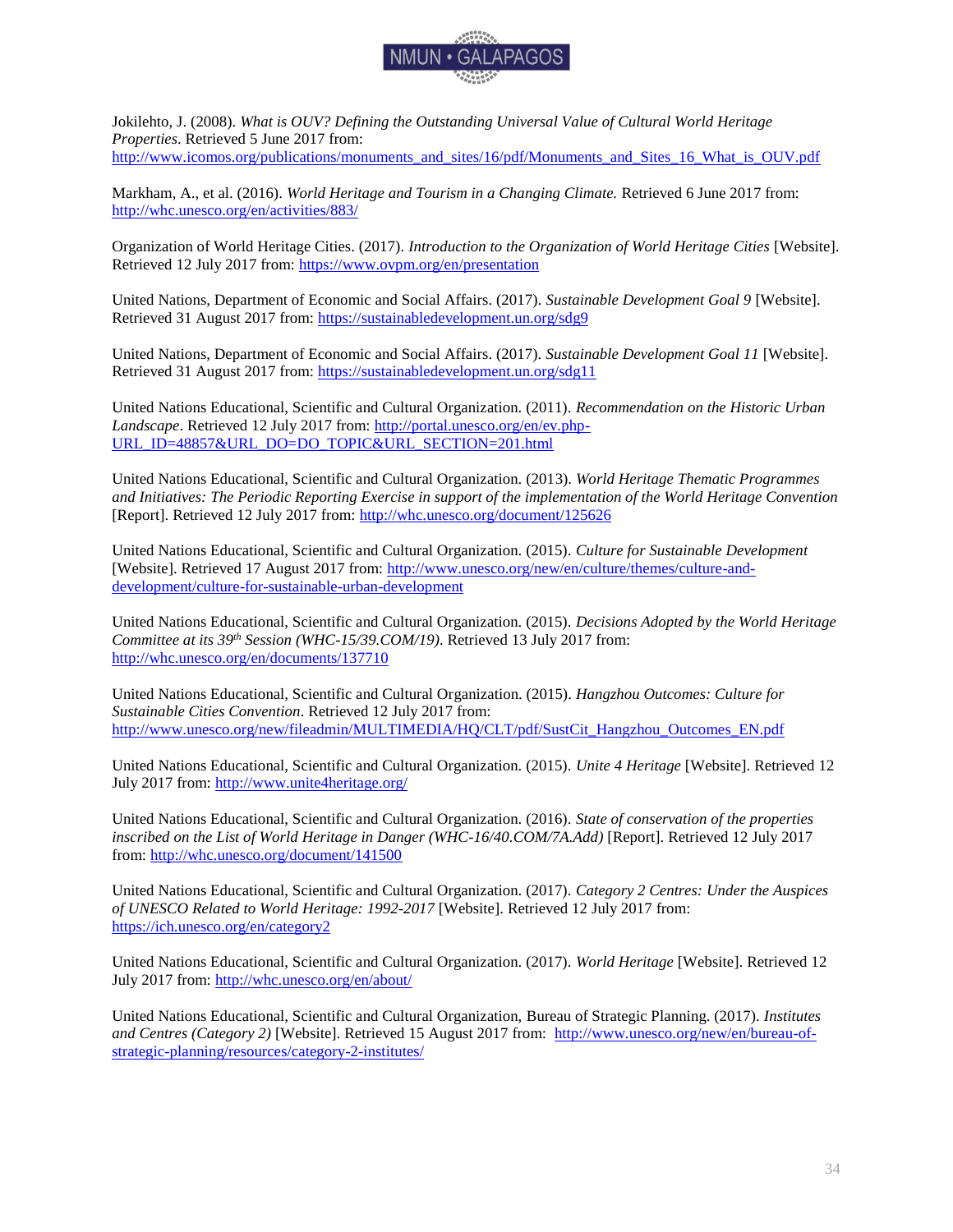Jokilehto, J. (2008). *What is OUV? Defining the Outstanding Universal Value of Cultural World Heritage Properties*. Retrieved 5 June 2017 from: http://www.icomos.org/publications/monuments_and_sites/16/pdf/Monuments_and_Sites_16_What_is_OUV.pdf

Markham, A., et al. (2016). *World Heritage and Tourism in a Changing Climate.* Retrieved 6 June 2017 from: http://whc.unesco.org/en/activities/883/

Organization of World Heritage Cities. (2017). *Introduction to the Organization of World Heritage Cities* [Website]. Retrieved 12 July 2017 from: https://www.ovpm.org/en/presentation

United Nations, Department of Economic and Social Affairs. (2017). *Sustainable Development Goal 9* [Website]. Retrieved 31 August 2017 from: https://sustainabledevelopment.un.org/sdg9

United Nations, Department of Economic and Social Affairs. (2017). *Sustainable Development Goal 11* [Website]. Retrieved 31 August 2017 from: https://sustainabledevelopment.un.org/sdg11

United Nations Educational, Scientific and Cultural Organization. (2011). *Recommendation on the Historic Urban Landscape*. Retrieved 12 July 2017 from: http://portal.unesco.org/en/ev.php-URL_ID=48857&URL_DO=DO_TOPIC&URL_SECTION=201.html

United Nations Educational, Scientific and Cultural Organization. (2013). *World Heritage Thematic Programmes and Initiatives: The Periodic Reporting Exercise in support of the implementation of the World Heritage Convention* [Report]. Retrieved 12 July 2017 from: http://whc.unesco.org/document/125626

United Nations Educational, Scientific and Cultural Organization. (2015). *Culture for Sustainable Development* [Website]. Retrieved 17 August 2017 from: http://www.unesco.org/new/en/culture/themes/culture-and-development/culture-for-sustainable-urban-development

United Nations Educational, Scientific and Cultural Organization. (2015). *Decisions Adopted by the World Heritage Committee at its 39th Session (WHC-15/39.COM/19)*. Retrieved 13 July 2017 from: http://whc.unesco.org/en/documents/137710

United Nations Educational, Scientific and Cultural Organization. (2015). *Hangzhou Outcomes: Culture for Sustainable Cities Convention*. Retrieved 12 July 2017 from: http://www.unesco.org/new/fileadmin/MULTIMEDIA/HQ/CLT/pdf/SustCit_Hangzhou_Outcomes_EN.pdf

United Nations Educational, Scientific and Cultural Organization. (2015). *Unite 4 Heritage* [Website]. Retrieved 12 July 2017 from: http://www.unite4heritage.org/

United Nations Educational, Scientific and Cultural Organization. (2016). *State of conservation of the properties inscribed on the List of World Heritage in Danger (WHC-16/40.COM/7A.Add)* [Report]. Retrieved 12 July 2017 from: http://whc.unesco.org/document/141500

United Nations Educational, Scientific and Cultural Organization. (2017). *Category 2 Centres: Under the Auspices of UNESCO Related to World Heritage: 1992-2017* [Website]. Retrieved 12 July 2017 from: https://ich.unesco.org/en/category2

United Nations Educational, Scientific and Cultural Organization. (2017). *World Heritage* [Website]. Retrieved 12 July 2017 from: http://whc.unesco.org/en/about/

United Nations Educational, Scientific and Cultural Organization, Bureau of Strategic Planning. (2017). *Institutes and Centres (Category 2)* [Website]. Retrieved 15 August 2017 from: http://www.unesco.org/new/en/bureau-of-strategic-planning/resources/category-2-institutes/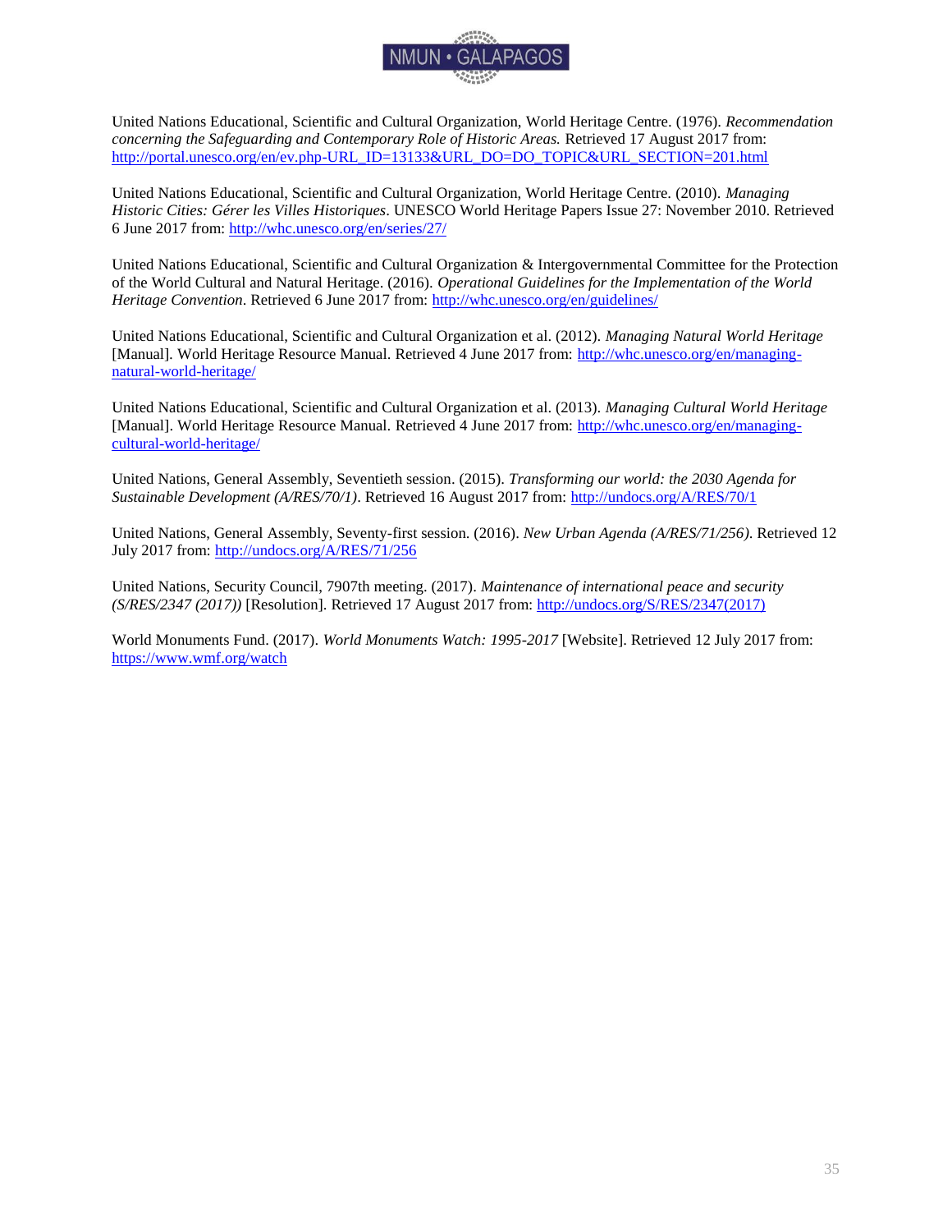United Nations Educational, Scientific and Cultural Organization, World Heritage Centre. (1976). *Recommendation concerning the Safeguarding and Contemporary Role of Historic Areas.* Retrieved 17 August 2017 from: http://portal.unesco.org/en/ev.php-URL_ID=13133&URL_DO=DO_TOPIC&URL_SECTION=201.html

United Nations Educational, Scientific and Cultural Organization, World Heritage Centre. (2010). *Managing Historic Cities: Gérer les Villes Historiques*. UNESCO World Heritage Papers Issue 27: November 2010. Retrieved 6 June 2017 from: http://whc.unesco.org/en/series/27/

United Nations Educational, Scientific and Cultural Organization & Intergovernmental Committee for the Protection of the World Cultural and Natural Heritage. (2016). *Operational Guidelines for the Implementation of the World Heritage Convention*. Retrieved 6 June 2017 from: http://whc.unesco.org/en/guidelines/

United Nations Educational, Scientific and Cultural Organization et al. (2012). *Managing Natural World Heritage* [Manual]. World Heritage Resource Manual. Retrieved 4 June 2017 from: http://whc.unesco.org/en/managing-natural-world-heritage/

United Nations Educational, Scientific and Cultural Organization et al. (2013). *Managing Cultural World Heritage* [Manual]. World Heritage Resource Manual. Retrieved 4 June 2017 from: http://whc.unesco.org/en/managing-cultural-world-heritage/

United Nations, General Assembly, Seventieth session. (2015). *Transforming our world: the 2030 Agenda for Sustainable Development (A/RES/70/1)*. Retrieved 16 August 2017 from: http://undocs.org/A/RES/70/1

United Nations, General Assembly, Seventy-first session. (2016). *New Urban Agenda (A/RES/71/256)*. Retrieved 12 July 2017 from: http://undocs.org/A/RES/71/256

United Nations, Security Council, 7907th meeting. (2017). *Maintenance of international peace and security (S/RES/2347 (2017))* [Resolution]. Retrieved 17 August 2017 from: http://undocs.org/S/RES/2347(2017)

World Monuments Fund. (2017). *World Monuments Watch: 1995-2017* [Website]. Retrieved 12 July 2017 from: https://www.wmf.org/watch